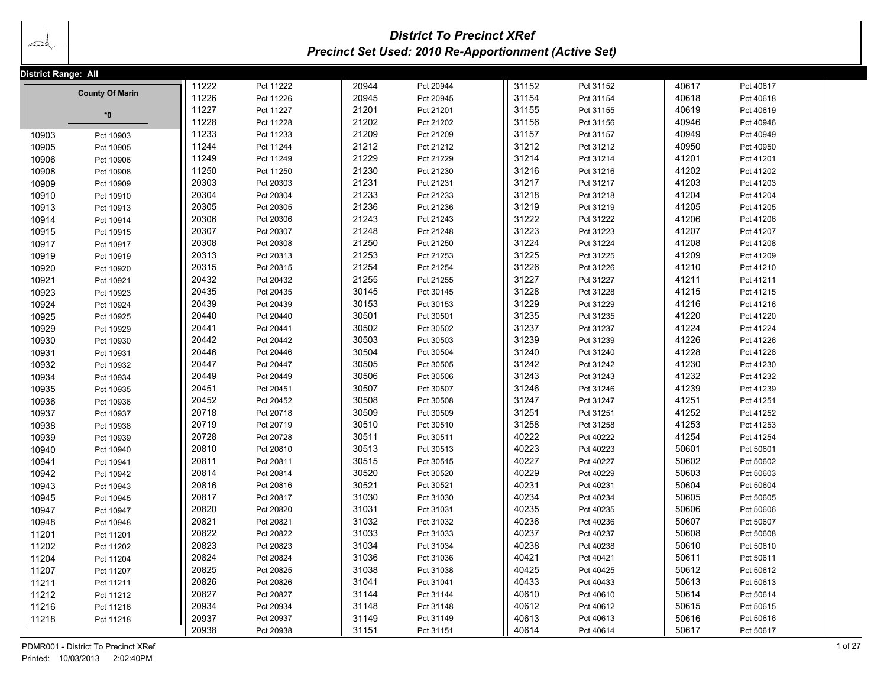# District To Precinct XRef

## Precinct Set Used: 2010 Re-Apportionment (Active Set)

**District Range: All**

**County Of Marin**

**\*0**

| Precinct | Name |
|---|---|
| 10903 | Pct 10903 |
| 10905 | Pct 10905 |
| 10906 | Pct 10906 |
| 10908 | Pct 10908 |
| 10909 | Pct 10909 |
| 10910 | Pct 10910 |
| 10913 | Pct 10913 |
| 10914 | Pct 10914 |
| 10915 | Pct 10915 |
| 10917 | Pct 10917 |
| 10919 | Pct 10919 |
| 10920 | Pct 10920 |
| 10921 | Pct 10921 |
| 10923 | Pct 10923 |
| 10924 | Pct 10924 |
| 10925 | Pct 10925 |
| 10929 | Pct 10929 |
| 10930 | Pct 10930 |
| 10931 | Pct 10931 |
| 10932 | Pct 10932 |
| 10934 | Pct 10934 |
| 10935 | Pct 10935 |
| 10936 | Pct 10936 |
| 10937 | Pct 10937 |
| 10938 | Pct 10938 |
| 10939 | Pct 10939 |
| 10940 | Pct 10940 |
| 10941 | Pct 10941 |
| 10942 | Pct 10942 |
| 10943 | Pct 10943 |
| 10945 | Pct 10945 |
| 10947 | Pct 10947 |
| 10948 | Pct 10948 |
| 11201 | Pct 11201 |
| 11202 | Pct 11202 |
| 11204 | Pct 11204 |
| 11207 | Pct 11207 |
| 11211 | Pct 11211 |
| 11212 | Pct 11212 |
| 11216 | Pct 11216 |
| 11218 | Pct 11218 |
| 11222 | Pct 11222 |
| 11226 | Pct 11226 |
| 11227 | Pct 11227 |
| 11228 | Pct 11228 |
| 11233 | Pct 11233 |
| 11244 | Pct 11244 |
| 11249 | Pct 11249 |
| 11250 | Pct 11250 |
| 20303 | Pct 20303 |
| 20304 | Pct 20304 |
| 20305 | Pct 20305 |
| 20306 | Pct 20306 |
| 20307 | Pct 20307 |
| 20308 | Pct 20308 |
| 20313 | Pct 20313 |
| 20315 | Pct 20315 |
| 20432 | Pct 20432 |
| 20435 | Pct 20435 |
| 20439 | Pct 20439 |
| 20440 | Pct 20440 |
| 20441 | Pct 20441 |
| 20442 | Pct 20442 |
| 20446 | Pct 20446 |
| 20447 | Pct 20447 |
| 20449 | Pct 20449 |
| 20451 | Pct 20451 |
| 20452 | Pct 20452 |
| 20718 | Pct 20718 |
| 20719 | Pct 20719 |
| 20728 | Pct 20728 |
| 20810 | Pct 20810 |
| 20811 | Pct 20811 |
| 20814 | Pct 20814 |
| 20816 | Pct 20816 |
| 20817 | Pct 20817 |
| 20820 | Pct 20820 |
| 20821 | Pct 20821 |
| 20822 | Pct 20822 |
| 20823 | Pct 20823 |
| 20824 | Pct 20824 |
| 20825 | Pct 20825 |
| 20826 | Pct 20826 |
| 20827 | Pct 20827 |
| 20934 | Pct 20934 |
| 20937 | Pct 20937 |
| 20938 | Pct 20938 |
| 20944 | Pct 20944 |
| 20945 | Pct 20945 |
| 21201 | Pct 21201 |
| 21202 | Pct 21202 |
| 21209 | Pct 21209 |
| 21212 | Pct 21212 |
| 21229 | Pct 21229 |
| 21230 | Pct 21230 |
| 21231 | Pct 21231 |
| 21233 | Pct 21233 |
| 21236 | Pct 21236 |
| 21243 | Pct 21243 |
| 21248 | Pct 21248 |
| 21250 | Pct 21250 |
| 21253 | Pct 21253 |
| 21254 | Pct 21254 |
| 21255 | Pct 21255 |
| 30145 | Pct 30145 |
| 30153 | Pct 30153 |
| 30501 | Pct 30501 |
| 30502 | Pct 30502 |
| 30503 | Pct 30503 |
| 30504 | Pct 30504 |
| 30505 | Pct 30505 |
| 30506 | Pct 30506 |
| 30507 | Pct 30507 |
| 30508 | Pct 30508 |
| 30509 | Pct 30509 |
| 30510 | Pct 30510 |
| 30511 | Pct 30511 |
| 30513 | Pct 30513 |
| 30515 | Pct 30515 |
| 30520 | Pct 30520 |
| 30521 | Pct 30521 |
| 31030 | Pct 31030 |
| 31031 | Pct 31031 |
| 31032 | Pct 31032 |
| 31033 | Pct 31033 |
| 31034 | Pct 31034 |
| 31036 | Pct 31036 |
| 31038 | Pct 31038 |
| 31041 | Pct 31041 |
| 31144 | Pct 31144 |
| 31148 | Pct 31148 |
| 31149 | Pct 31149 |
| 31151 | Pct 31151 |
| 31152 | Pct 31152 |
| 31154 | Pct 31154 |
| 31155 | Pct 31155 |
| 31156 | Pct 31156 |
| 31157 | Pct 31157 |
| 31212 | Pct 31212 |
| 31214 | Pct 31214 |
| 31216 | Pct 31216 |
| 31217 | Pct 31217 |
| 31218 | Pct 31218 |
| 31219 | Pct 31219 |
| 31222 | Pct 31222 |
| 31223 | Pct 31223 |
| 31224 | Pct 31224 |
| 31225 | Pct 31225 |
| 31226 | Pct 31226 |
| 31227 | Pct 31227 |
| 31228 | Pct 31228 |
| 31229 | Pct 31229 |
| 31235 | Pct 31235 |
| 31237 | Pct 31237 |
| 31239 | Pct 31239 |
| 31240 | Pct 31240 |
| 31242 | Pct 31242 |
| 31243 | Pct 31243 |
| 31246 | Pct 31246 |
| 31247 | Pct 31247 |
| 31251 | Pct 31251 |
| 31258 | Pct 31258 |
| 40222 | Pct 40222 |
| 40223 | Pct 40223 |
| 40227 | Pct 40227 |
| 40229 | Pct 40229 |
| 40231 | Pct 40231 |
| 40234 | Pct 40234 |
| 40235 | Pct 40235 |
| 40236 | Pct 40236 |
| 40237 | Pct 40237 |
| 40238 | Pct 40238 |
| 40421 | Pct 40421 |
| 40425 | Pct 40425 |
| 40433 | Pct 40433 |
| 40610 | Pct 40610 |
| 40612 | Pct 40612 |
| 40613 | Pct 40613 |
| 40614 | Pct 40614 |
| 40617 | Pct 40617 |
| 40618 | Pct 40618 |
| 40619 | Pct 40619 |
| 40946 | Pct 40946 |
| 40949 | Pct 40949 |
| 40950 | Pct 40950 |
| 41201 | Pct 41201 |
| 41202 | Pct 41202 |
| 41203 | Pct 41203 |
| 41204 | Pct 41204 |
| 41205 | Pct 41205 |
| 41206 | Pct 41206 |
| 41207 | Pct 41207 |
| 41208 | Pct 41208 |
| 41209 | Pct 41209 |
| 41210 | Pct 41210 |
| 41211 | Pct 41211 |
| 41215 | Pct 41215 |
| 41216 | Pct 41216 |
| 41220 | Pct 41220 |
| 41224 | Pct 41224 |
| 41226 | Pct 41226 |
| 41228 | Pct 41228 |
| 41230 | Pct 41230 |
| 41232 | Pct 41232 |
| 41239 | Pct 41239 |
| 41251 | Pct 41251 |
| 41252 | Pct 41252 |
| 41253 | Pct 41253 |
| 41254 | Pct 41254 |
| 50601 | Pct 50601 |
| 50602 | Pct 50602 |
| 50603 | Pct 50603 |
| 50604 | Pct 50604 |
| 50605 | Pct 50605 |
| 50606 | Pct 50606 |
| 50607 | Pct 50607 |
| 50608 | Pct 50608 |
| 50610 | Pct 50610 |
| 50611 | Pct 50611 |
| 50612 | Pct 50612 |
| 50613 | Pct 50613 |
| 50614 | Pct 50614 |
| 50615 | Pct 50615 |
| 50616 | Pct 50616 |
| 50617 | Pct 50617 |

PDMR001 - District To Precinct XRef
Printed: 10/03/2013 2:02:40PM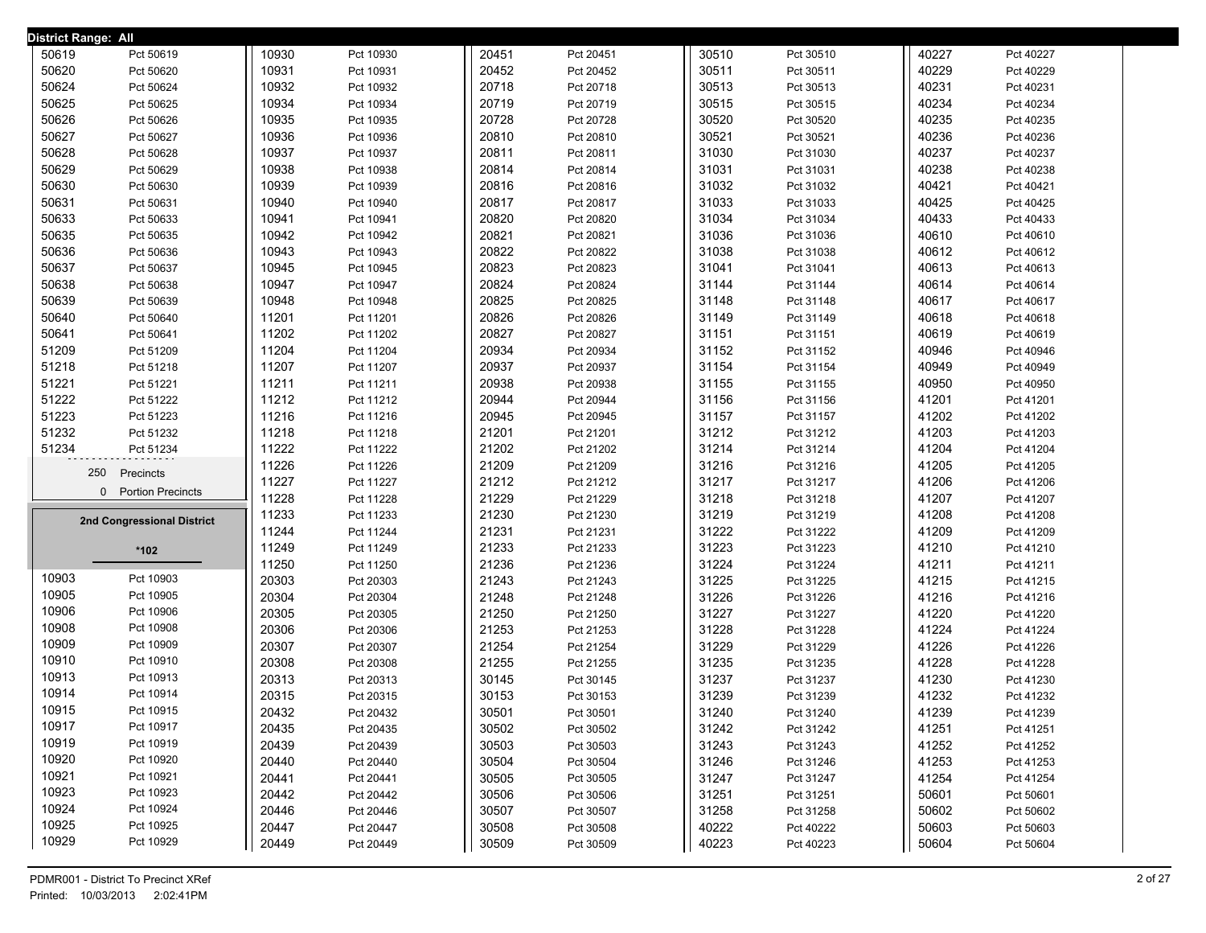**District Range: All**

| Precinct | Name |
|---|---|
| 50619 | Pct 50619 |
| 50620 | Pct 50620 |
| 50624 | Pct 50624 |
| 50625 | Pct 50625 |
| 50626 | Pct 50626 |
| 50627 | Pct 50627 |
| 50628 | Pct 50628 |
| 50629 | Pct 50629 |
| 50630 | Pct 50630 |
| 50631 | Pct 50631 |
| 50633 | Pct 50633 |
| 50635 | Pct 50635 |
| 50636 | Pct 50636 |
| 50637 | Pct 50637 |
| 50638 | Pct 50638 |
| 50639 | Pct 50639 |
| 50640 | Pct 50640 |
| 50641 | Pct 50641 |
| 51209 | Pct 51209 |
| 51218 | Pct 51218 |
| 51221 | Pct 51221 |
| 51222 | Pct 51222 |
| 51223 | Pct 51223 |
| 51232 | Pct 51232 |
| 51234 | Pct 51234 |

250 Precincts
0 Portion Precincts

## 2nd Congressional District

**\*102**

| Precinct | Name |
|---|---|
| 10903 | Pct 10903 |
| 10905 | Pct 10905 |
| 10906 | Pct 10906 |
| 10908 | Pct 10908 |
| 10909 | Pct 10909 |
| 10910 | Pct 10910 |
| 10913 | Pct 10913 |
| 10914 | Pct 10914 |
| 10915 | Pct 10915 |
| 10917 | Pct 10917 |
| 10919 | Pct 10919 |
| 10920 | Pct 10920 |
| 10921 | Pct 10921 |
| 10923 | Pct 10923 |
| 10924 | Pct 10924 |
| 10925 | Pct 10925 |
| 10929 | Pct 10929 |
| 10930 | Pct 10930 |
| 10931 | Pct 10931 |
| 10932 | Pct 10932 |
| 10934 | Pct 10934 |
| 10935 | Pct 10935 |
| 10936 | Pct 10936 |
| 10937 | Pct 10937 |
| 10938 | Pct 10938 |
| 10939 | Pct 10939 |
| 10940 | Pct 10940 |
| 10941 | Pct 10941 |
| 10942 | Pct 10942 |
| 10943 | Pct 10943 |
| 10945 | Pct 10945 |
| 10947 | Pct 10947 |
| 10948 | Pct 10948 |
| 11201 | Pct 11201 |
| 11202 | Pct 11202 |
| 11204 | Pct 11204 |
| 11207 | Pct 11207 |
| 11211 | Pct 11211 |
| 11212 | Pct 11212 |
| 11216 | Pct 11216 |
| 11218 | Pct 11218 |
| 11222 | Pct 11222 |
| 11226 | Pct 11226 |
| 11227 | Pct 11227 |
| 11228 | Pct 11228 |
| 11233 | Pct 11233 |
| 11244 | Pct 11244 |
| 11249 | Pct 11249 |
| 11250 | Pct 11250 |
| 20303 | Pct 20303 |
| 20304 | Pct 20304 |
| 20305 | Pct 20305 |
| 20306 | Pct 20306 |
| 20307 | Pct 20307 |
| 20308 | Pct 20308 |
| 20313 | Pct 20313 |
| 20315 | Pct 20315 |
| 20432 | Pct 20432 |
| 20435 | Pct 20435 |
| 20439 | Pct 20439 |
| 20440 | Pct 20440 |
| 20441 | Pct 20441 |
| 20442 | Pct 20442 |
| 20446 | Pct 20446 |
| 20447 | Pct 20447 |
| 20449 | Pct 20449 |
| 20451 | Pct 20451 |
| 20452 | Pct 20452 |
| 20718 | Pct 20718 |
| 20719 | Pct 20719 |
| 20728 | Pct 20728 |
| 20810 | Pct 20810 |
| 20811 | Pct 20811 |
| 20814 | Pct 20814 |
| 20816 | Pct 20816 |
| 20817 | Pct 20817 |
| 20820 | Pct 20820 |
| 20821 | Pct 20821 |
| 20822 | Pct 20822 |
| 20823 | Pct 20823 |
| 20824 | Pct 20824 |
| 20825 | Pct 20825 |
| 20826 | Pct 20826 |
| 20827 | Pct 20827 |
| 20934 | Pct 20934 |
| 20937 | Pct 20937 |
| 20938 | Pct 20938 |
| 20944 | Pct 20944 |
| 20945 | Pct 20945 |
| 21201 | Pct 21201 |
| 21202 | Pct 21202 |
| 21209 | Pct 21209 |
| 21212 | Pct 21212 |
| 21229 | Pct 21229 |
| 21230 | Pct 21230 |
| 21231 | Pct 21231 |
| 21233 | Pct 21233 |
| 21236 | Pct 21236 |
| 21243 | Pct 21243 |
| 21248 | Pct 21248 |
| 21250 | Pct 21250 |
| 21253 | Pct 21253 |
| 21254 | Pct 21254 |
| 21255 | Pct 21255 |
| 30145 | Pct 30145 |
| 30153 | Pct 30153 |
| 30501 | Pct 30501 |
| 30502 | Pct 30502 |
| 30503 | Pct 30503 |
| 30504 | Pct 30504 |
| 30505 | Pct 30505 |
| 30506 | Pct 30506 |
| 30507 | Pct 30507 |
| 30508 | Pct 30508 |
| 30509 | Pct 30509 |
| 30510 | Pct 30510 |
| 30511 | Pct 30511 |
| 30513 | Pct 30513 |
| 30515 | Pct 30515 |
| 30520 | Pct 30520 |
| 30521 | Pct 30521 |
| 31030 | Pct 31030 |
| 31031 | Pct 31031 |
| 31032 | Pct 31032 |
| 31033 | Pct 31033 |
| 31034 | Pct 31034 |
| 31036 | Pct 31036 |
| 31038 | Pct 31038 |
| 31041 | Pct 31041 |
| 31144 | Pct 31144 |
| 31148 | Pct 31148 |
| 31149 | Pct 31149 |
| 31151 | Pct 31151 |
| 31152 | Pct 31152 |
| 31154 | Pct 31154 |
| 31155 | Pct 31155 |
| 31156 | Pct 31156 |
| 31157 | Pct 31157 |
| 31212 | Pct 31212 |
| 31214 | Pct 31214 |
| 31216 | Pct 31216 |
| 31217 | Pct 31217 |
| 31218 | Pct 31218 |
| 31219 | Pct 31219 |
| 31222 | Pct 31222 |
| 31223 | Pct 31223 |
| 31224 | Pct 31224 |
| 31225 | Pct 31225 |
| 31226 | Pct 31226 |
| 31227 | Pct 31227 |
| 31228 | Pct 31228 |
| 31229 | Pct 31229 |
| 31235 | Pct 31235 |
| 31237 | Pct 31237 |
| 31239 | Pct 31239 |
| 31240 | Pct 31240 |
| 31242 | Pct 31242 |
| 31243 | Pct 31243 |
| 31246 | Pct 31246 |
| 31247 | Pct 31247 |
| 31251 | Pct 31251 |
| 31258 | Pct 31258 |
| 40222 | Pct 40222 |
| 40223 | Pct 40223 |
| 40227 | Pct 40227 |
| 40229 | Pct 40229 |
| 40231 | Pct 40231 |
| 40234 | Pct 40234 |
| 40235 | Pct 40235 |
| 40236 | Pct 40236 |
| 40237 | Pct 40237 |
| 40238 | Pct 40238 |
| 40421 | Pct 40421 |
| 40425 | Pct 40425 |
| 40433 | Pct 40433 |
| 40610 | Pct 40610 |
| 40612 | Pct 40612 |
| 40613 | Pct 40613 |
| 40614 | Pct 40614 |
| 40617 | Pct 40617 |
| 40618 | Pct 40618 |
| 40619 | Pct 40619 |
| 40946 | Pct 40946 |
| 40949 | Pct 40949 |
| 40950 | Pct 40950 |
| 41201 | Pct 41201 |
| 41202 | Pct 41202 |
| 41203 | Pct 41203 |
| 41204 | Pct 41204 |
| 41205 | Pct 41205 |
| 41206 | Pct 41206 |
| 41207 | Pct 41207 |
| 41208 | Pct 41208 |
| 41209 | Pct 41209 |
| 41210 | Pct 41210 |
| 41211 | Pct 41211 |
| 41215 | Pct 41215 |
| 41216 | Pct 41216 |
| 41220 | Pct 41220 |
| 41224 | Pct 41224 |
| 41226 | Pct 41226 |
| 41228 | Pct 41228 |
| 41230 | Pct 41230 |
| 41232 | Pct 41232 |
| 41239 | Pct 41239 |
| 41251 | Pct 41251 |
| 41252 | Pct 41252 |
| 41253 | Pct 41253 |
| 41254 | Pct 41254 |
| 50601 | Pct 50601 |
| 50602 | Pct 50602 |
| 50603 | Pct 50603 |
| 50604 | Pct 50604 |

PDMR001 - District To Precinct XRef
Printed: 10/03/2013 2:02:41PM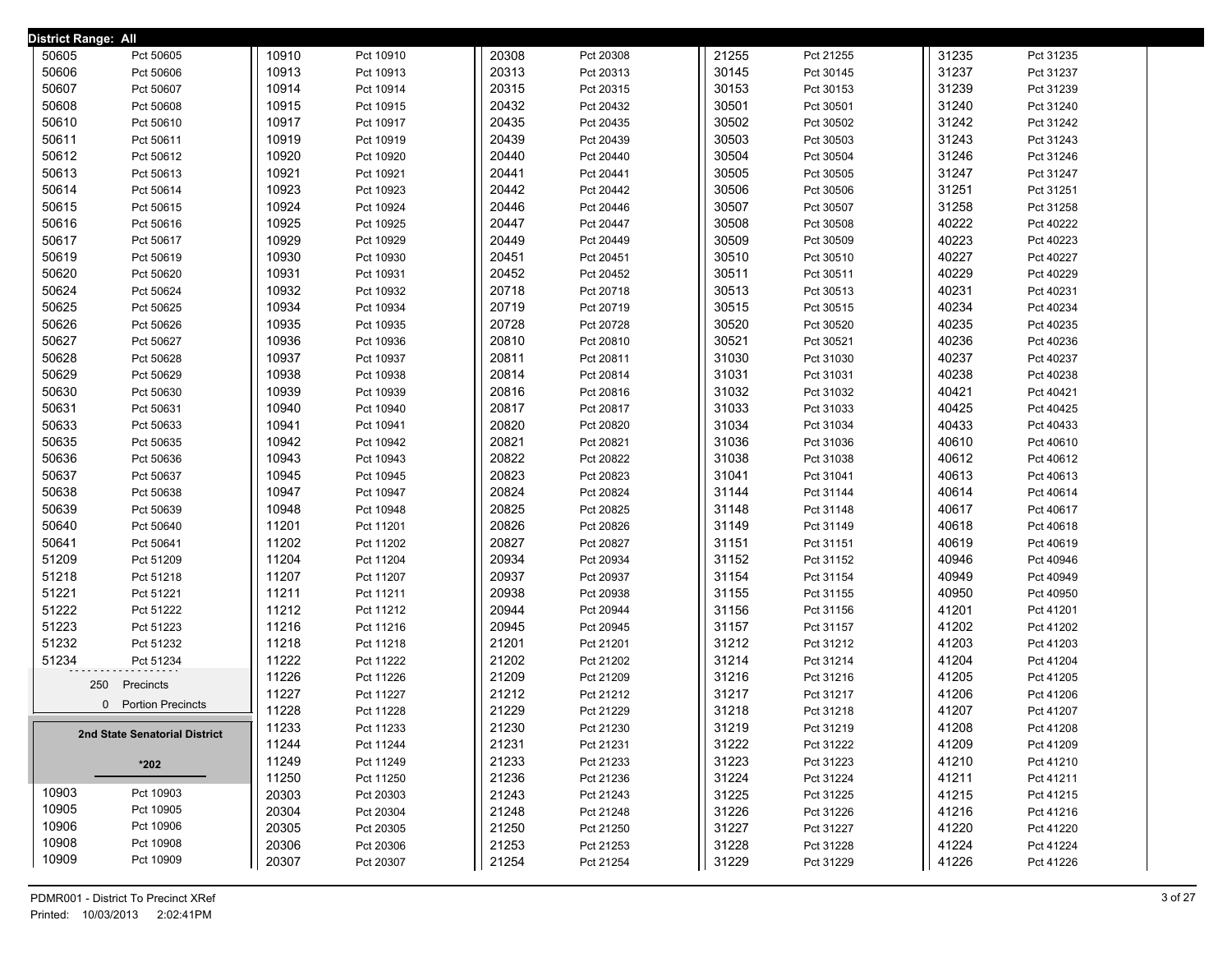**District Range: All**

| | |
|---|---|
| 50605 | Pct 50605 |
| 50606 | Pct 50606 |
| 50607 | Pct 50607 |
| 50608 | Pct 50608 |
| 50610 | Pct 50610 |
| 50611 | Pct 50611 |
| 50612 | Pct 50612 |
| 50613 | Pct 50613 |
| 50614 | Pct 50614 |
| 50615 | Pct 50615 |
| 50616 | Pct 50616 |
| 50617 | Pct 50617 |
| 50619 | Pct 50619 |
| 50620 | Pct 50620 |
| 50624 | Pct 50624 |
| 50625 | Pct 50625 |
| 50626 | Pct 50626 |
| 50627 | Pct 50627 |
| 50628 | Pct 50628 |
| 50629 | Pct 50629 |
| 50630 | Pct 50630 |
| 50631 | Pct 50631 |
| 50633 | Pct 50633 |
| 50635 | Pct 50635 |
| 50636 | Pct 50636 |
| 50637 | Pct 50637 |
| 50638 | Pct 50638 |
| 50639 | Pct 50639 |
| 50640 | Pct 50640 |
| 50641 | Pct 50641 |
| 51209 | Pct 51209 |
| 51218 | Pct 51218 |
| 51221 | Pct 51221 |
| 51222 | Pct 51222 |
| 51223 | Pct 51223 |
| 51232 | Pct 51232 |
| 51234 | Pct 51234 |

250 Precincts

0 Portion Precincts

**2nd State Senatorial District**

**\*202**

| | |
|---|---|
| 10903 | Pct 10903 |
| 10905 | Pct 10905 |
| 10906 | Pct 10906 |
| 10908 | Pct 10908 |
| 10909 | Pct 10909 |
| 10910 | Pct 10910 |
| 10913 | Pct 10913 |
| 10914 | Pct 10914 |
| 10915 | Pct 10915 |
| 10917 | Pct 10917 |
| 10919 | Pct 10919 |
| 10920 | Pct 10920 |
| 10921 | Pct 10921 |
| 10923 | Pct 10923 |
| 10924 | Pct 10924 |
| 10925 | Pct 10925 |
| 10929 | Pct 10929 |
| 10930 | Pct 10930 |
| 10931 | Pct 10931 |
| 10932 | Pct 10932 |
| 10934 | Pct 10934 |
| 10935 | Pct 10935 |
| 10936 | Pct 10936 |
| 10937 | Pct 10937 |
| 10938 | Pct 10938 |
| 10939 | Pct 10939 |
| 10940 | Pct 10940 |
| 10941 | Pct 10941 |
| 10942 | Pct 10942 |
| 10943 | Pct 10943 |
| 10945 | Pct 10945 |
| 10947 | Pct 10947 |
| 10948 | Pct 10948 |
| 11201 | Pct 11201 |
| 11202 | Pct 11202 |
| 11204 | Pct 11204 |
| 11207 | Pct 11207 |
| 11211 | Pct 11211 |
| 11212 | Pct 11212 |
| 11216 | Pct 11216 |
| 11218 | Pct 11218 |
| 11222 | Pct 11222 |
| 11226 | Pct 11226 |
| 11227 | Pct 11227 |
| 11228 | Pct 11228 |
| 11233 | Pct 11233 |
| 11244 | Pct 11244 |
| 11249 | Pct 11249 |
| 11250 | Pct 11250 |
| 20303 | Pct 20303 |
| 20304 | Pct 20304 |
| 20305 | Pct 20305 |
| 20306 | Pct 20306 |
| 20307 | Pct 20307 |
| 20308 | Pct 20308 |
| 20313 | Pct 20313 |
| 20315 | Pct 20315 |
| 20432 | Pct 20432 |
| 20435 | Pct 20435 |
| 20439 | Pct 20439 |
| 20440 | Pct 20440 |
| 20441 | Pct 20441 |
| 20442 | Pct 20442 |
| 20446 | Pct 20446 |
| 20447 | Pct 20447 |
| 20449 | Pct 20449 |
| 20451 | Pct 20451 |
| 20452 | Pct 20452 |
| 20718 | Pct 20718 |
| 20719 | Pct 20719 |
| 20728 | Pct 20728 |
| 20810 | Pct 20810 |
| 20811 | Pct 20811 |
| 20814 | Pct 20814 |
| 20816 | Pct 20816 |
| 20817 | Pct 20817 |
| 20820 | Pct 20820 |
| 20821 | Pct 20821 |
| 20822 | Pct 20822 |
| 20823 | Pct 20823 |
| 20824 | Pct 20824 |
| 20825 | Pct 20825 |
| 20826 | Pct 20826 |
| 20827 | Pct 20827 |
| 20934 | Pct 20934 |
| 20937 | Pct 20937 |
| 20938 | Pct 20938 |
| 20944 | Pct 20944 |
| 20945 | Pct 20945 |
| 21201 | Pct 21201 |
| 21202 | Pct 21202 |
| 21209 | Pct 21209 |
| 21212 | Pct 21212 |
| 21229 | Pct 21229 |
| 21230 | Pct 21230 |
| 21231 | Pct 21231 |
| 21233 | Pct 21233 |
| 21236 | Pct 21236 |
| 21243 | Pct 21243 |
| 21248 | Pct 21248 |
| 21250 | Pct 21250 |
| 21253 | Pct 21253 |
| 21254 | Pct 21254 |
| 21255 | Pct 21255 |
| 30145 | Pct 30145 |
| 30153 | Pct 30153 |
| 30501 | Pct 30501 |
| 30502 | Pct 30502 |
| 30503 | Pct 30503 |
| 30504 | Pct 30504 |
| 30505 | Pct 30505 |
| 30506 | Pct 30506 |
| 30507 | Pct 30507 |
| 30508 | Pct 30508 |
| 30509 | Pct 30509 |
| 30510 | Pct 30510 |
| 30511 | Pct 30511 |
| 30513 | Pct 30513 |
| 30515 | Pct 30515 |
| 30520 | Pct 30520 |
| 30521 | Pct 30521 |
| 31030 | Pct 31030 |
| 31031 | Pct 31031 |
| 31032 | Pct 31032 |
| 31033 | Pct 31033 |
| 31034 | Pct 31034 |
| 31036 | Pct 31036 |
| 31038 | Pct 31038 |
| 31041 | Pct 31041 |
| 31144 | Pct 31144 |
| 31148 | Pct 31148 |
| 31149 | Pct 31149 |
| 31151 | Pct 31151 |
| 31152 | Pct 31152 |
| 31154 | Pct 31154 |
| 31155 | Pct 31155 |
| 31156 | Pct 31156 |
| 31157 | Pct 31157 |
| 31212 | Pct 31212 |
| 31214 | Pct 31214 |
| 31216 | Pct 31216 |
| 31217 | Pct 31217 |
| 31218 | Pct 31218 |
| 31219 | Pct 31219 |
| 31222 | Pct 31222 |
| 31223 | Pct 31223 |
| 31224 | Pct 31224 |
| 31225 | Pct 31225 |
| 31226 | Pct 31226 |
| 31227 | Pct 31227 |
| 31228 | Pct 31228 |
| 31229 | Pct 31229 |
| 31235 | Pct 31235 |
| 31237 | Pct 31237 |
| 31239 | Pct 31239 |
| 31240 | Pct 31240 |
| 31242 | Pct 31242 |
| 31243 | Pct 31243 |
| 31246 | Pct 31246 |
| 31247 | Pct 31247 |
| 31251 | Pct 31251 |
| 31258 | Pct 31258 |
| 40222 | Pct 40222 |
| 40223 | Pct 40223 |
| 40227 | Pct 40227 |
| 40229 | Pct 40229 |
| 40231 | Pct 40231 |
| 40234 | Pct 40234 |
| 40235 | Pct 40235 |
| 40236 | Pct 40236 |
| 40237 | Pct 40237 |
| 40238 | Pct 40238 |
| 40421 | Pct 40421 |
| 40425 | Pct 40425 |
| 40433 | Pct 40433 |
| 40610 | Pct 40610 |
| 40612 | Pct 40612 |
| 40613 | Pct 40613 |
| 40614 | Pct 40614 |
| 40617 | Pct 40617 |
| 40618 | Pct 40618 |
| 40619 | Pct 40619 |
| 40946 | Pct 40946 |
| 40949 | Pct 40949 |
| 40950 | Pct 40950 |
| 41201 | Pct 41201 |
| 41202 | Pct 41202 |
| 41203 | Pct 41203 |
| 41204 | Pct 41204 |
| 41205 | Pct 41205 |
| 41206 | Pct 41206 |
| 41207 | Pct 41207 |
| 41208 | Pct 41208 |
| 41209 | Pct 41209 |
| 41210 | Pct 41210 |
| 41211 | Pct 41211 |
| 41215 | Pct 41215 |
| 41216 | Pct 41216 |
| 41220 | Pct 41220 |
| 41224 | Pct 41224 |
| 41226 | Pct 41226 |

PDMR001 - District To Precinct XRef

Printed: 10/03/2013 2:02:41PM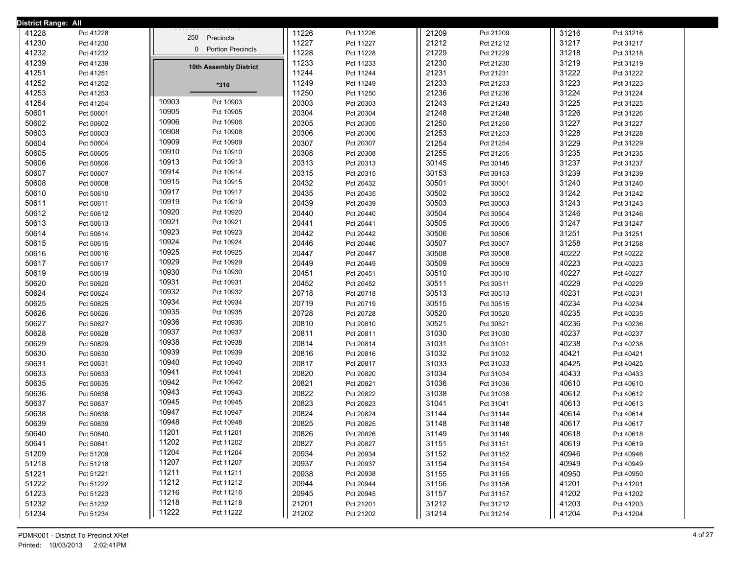**District Range: All**

| Precinct | Name |
|---|---|
| 41228 | Pct 41228 |
| 41230 | Pct 41230 |
| 41232 | Pct 41232 |
| 41239 | Pct 41239 |
| 41251 | Pct 41251 |
| 41252 | Pct 41252 |
| 41253 | Pct 41253 |
| 41254 | Pct 41254 |
| 50601 | Pct 50601 |
| 50602 | Pct 50602 |
| 50603 | Pct 50603 |
| 50604 | Pct 50604 |
| 50605 | Pct 50605 |
| 50606 | Pct 50606 |
| 50607 | Pct 50607 |
| 50608 | Pct 50608 |
| 50610 | Pct 50610 |
| 50611 | Pct 50611 |
| 50612 | Pct 50612 |
| 50613 | Pct 50613 |
| 50614 | Pct 50614 |
| 50615 | Pct 50615 |
| 50616 | Pct 50616 |
| 50617 | Pct 50617 |
| 50619 | Pct 50619 |
| 50620 | Pct 50620 |
| 50624 | Pct 50624 |
| 50625 | Pct 50625 |
| 50626 | Pct 50626 |
| 50627 | Pct 50627 |
| 50628 | Pct 50628 |
| 50629 | Pct 50629 |
| 50630 | Pct 50630 |
| 50631 | Pct 50631 |
| 50633 | Pct 50633 |
| 50635 | Pct 50635 |
| 50636 | Pct 50636 |
| 50637 | Pct 50637 |
| 50638 | Pct 50638 |
| 50639 | Pct 50639 |
| 50640 | Pct 50640 |
| 50641 | Pct 50641 |
| 51209 | Pct 51209 |
| 51218 | Pct 51218 |
| 51221 | Pct 51221 |
| 51222 | Pct 51222 |
| 51223 | Pct 51223 |
| 51232 | Pct 51232 |
| 51234 | Pct 51234 |

250 Precincts
0 Portion Precincts

## 10th Assembly District

*310

| Precinct | Name |
|---|---|
| 10903 | Pct 10903 |
| 10905 | Pct 10905 |
| 10906 | Pct 10906 |
| 10908 | Pct 10908 |
| 10909 | Pct 10909 |
| 10910 | Pct 10910 |
| 10913 | Pct 10913 |
| 10914 | Pct 10914 |
| 10915 | Pct 10915 |
| 10917 | Pct 10917 |
| 10919 | Pct 10919 |
| 10920 | Pct 10920 |
| 10921 | Pct 10921 |
| 10923 | Pct 10923 |
| 10924 | Pct 10924 |
| 10925 | Pct 10925 |
| 10929 | Pct 10929 |
| 10930 | Pct 10930 |
| 10931 | Pct 10931 |
| 10932 | Pct 10932 |
| 10934 | Pct 10934 |
| 10935 | Pct 10935 |
| 10936 | Pct 10936 |
| 10937 | Pct 10937 |
| 10938 | Pct 10938 |
| 10939 | Pct 10939 |
| 10940 | Pct 10940 |
| 10941 | Pct 10941 |
| 10942 | Pct 10942 |
| 10943 | Pct 10943 |
| 10945 | Pct 10945 |
| 10947 | Pct 10947 |
| 10948 | Pct 10948 |
| 11201 | Pct 11201 |
| 11202 | Pct 11202 |
| 11204 | Pct 11204 |
| 11207 | Pct 11207 |
| 11211 | Pct 11211 |
| 11212 | Pct 11212 |
| 11216 | Pct 11216 |
| 11218 | Pct 11218 |
| 11222 | Pct 11222 |
| 11226 | Pct 11226 |
| 11227 | Pct 11227 |
| 11228 | Pct 11228 |
| 11233 | Pct 11233 |
| 11244 | Pct 11244 |
| 11249 | Pct 11249 |
| 11250 | Pct 11250 |
| 20303 | Pct 20303 |
| 20304 | Pct 20304 |
| 20305 | Pct 20305 |
| 20306 | Pct 20306 |
| 20307 | Pct 20307 |
| 20308 | Pct 20308 |
| 20313 | Pct 20313 |
| 20315 | Pct 20315 |
| 20432 | Pct 20432 |
| 20435 | Pct 20435 |
| 20439 | Pct 20439 |
| 20440 | Pct 20440 |
| 20441 | Pct 20441 |
| 20442 | Pct 20442 |
| 20446 | Pct 20446 |
| 20447 | Pct 20447 |
| 20449 | Pct 20449 |
| 20451 | Pct 20451 |
| 20452 | Pct 20452 |
| 20718 | Pct 20718 |
| 20719 | Pct 20719 |
| 20728 | Pct 20728 |
| 20810 | Pct 20810 |
| 20811 | Pct 20811 |
| 20814 | Pct 20814 |
| 20816 | Pct 20816 |
| 20817 | Pct 20817 |
| 20820 | Pct 20820 |
| 20821 | Pct 20821 |
| 20822 | Pct 20822 |
| 20823 | Pct 20823 |
| 20824 | Pct 20824 |
| 20825 | Pct 20825 |
| 20826 | Pct 20826 |
| 20827 | Pct 20827 |
| 20934 | Pct 20934 |
| 20937 | Pct 20937 |
| 20938 | Pct 20938 |
| 20944 | Pct 20944 |
| 20945 | Pct 20945 |
| 21201 | Pct 21201 |
| 21202 | Pct 21202 |
| 21209 | Pct 21209 |
| 21212 | Pct 21212 |
| 21229 | Pct 21229 |
| 21230 | Pct 21230 |
| 21231 | Pct 21231 |
| 21233 | Pct 21233 |
| 21236 | Pct 21236 |
| 21243 | Pct 21243 |
| 21248 | Pct 21248 |
| 21250 | Pct 21250 |
| 21253 | Pct 21253 |
| 21254 | Pct 21254 |
| 21255 | Pct 21255 |
| 30145 | Pct 30145 |
| 30153 | Pct 30153 |
| 30501 | Pct 30501 |
| 30502 | Pct 30502 |
| 30503 | Pct 30503 |
| 30504 | Pct 30504 |
| 30505 | Pct 30505 |
| 30506 | Pct 30506 |
| 30507 | Pct 30507 |
| 30508 | Pct 30508 |
| 30509 | Pct 30509 |
| 30510 | Pct 30510 |
| 30511 | Pct 30511 |
| 30513 | Pct 30513 |
| 30515 | Pct 30515 |
| 30520 | Pct 30520 |
| 30521 | Pct 30521 |
| 31030 | Pct 31030 |
| 31031 | Pct 31031 |
| 31032 | Pct 31032 |
| 31033 | Pct 31033 |
| 31034 | Pct 31034 |
| 31036 | Pct 31036 |
| 31038 | Pct 31038 |
| 31041 | Pct 31041 |
| 31144 | Pct 31144 |
| 31148 | Pct 31148 |
| 31149 | Pct 31149 |
| 31151 | Pct 31151 |
| 31152 | Pct 31152 |
| 31154 | Pct 31154 |
| 31155 | Pct 31155 |
| 31156 | Pct 31156 |
| 31157 | Pct 31157 |
| 31212 | Pct 31212 |
| 31214 | Pct 31214 |
| 31216 | Pct 31216 |
| 31217 | Pct 31217 |
| 31218 | Pct 31218 |
| 31219 | Pct 31219 |
| 31222 | Pct 31222 |
| 31223 | Pct 31223 |
| 31224 | Pct 31224 |
| 31225 | Pct 31225 |
| 31226 | Pct 31226 |
| 31227 | Pct 31227 |
| 31228 | Pct 31228 |
| 31229 | Pct 31229 |
| 31235 | Pct 31235 |
| 31237 | Pct 31237 |
| 31239 | Pct 31239 |
| 31240 | Pct 31240 |
| 31242 | Pct 31242 |
| 31243 | Pct 31243 |
| 31246 | Pct 31246 |
| 31247 | Pct 31247 |
| 31251 | Pct 31251 |
| 31258 | Pct 31258 |
| 40222 | Pct 40222 |
| 40223 | Pct 40223 |
| 40227 | Pct 40227 |
| 40229 | Pct 40229 |
| 40231 | Pct 40231 |
| 40234 | Pct 40234 |
| 40235 | Pct 40235 |
| 40236 | Pct 40236 |
| 40237 | Pct 40237 |
| 40238 | Pct 40238 |
| 40421 | Pct 40421 |
| 40425 | Pct 40425 |
| 40433 | Pct 40433 |
| 40610 | Pct 40610 |
| 40612 | Pct 40612 |
| 40613 | Pct 40613 |
| 40614 | Pct 40614 |
| 40617 | Pct 40617 |
| 40618 | Pct 40618 |
| 40619 | Pct 40619 |
| 40946 | Pct 40946 |
| 40949 | Pct 40949 |
| 40950 | Pct 40950 |
| 41201 | Pct 41201 |
| 41202 | Pct 41202 |
| 41203 | Pct 41203 |
| 41204 | Pct 41204 |

PDMR001 - District To Precinct XRef
Printed: 10/03/2013 2:02:41PM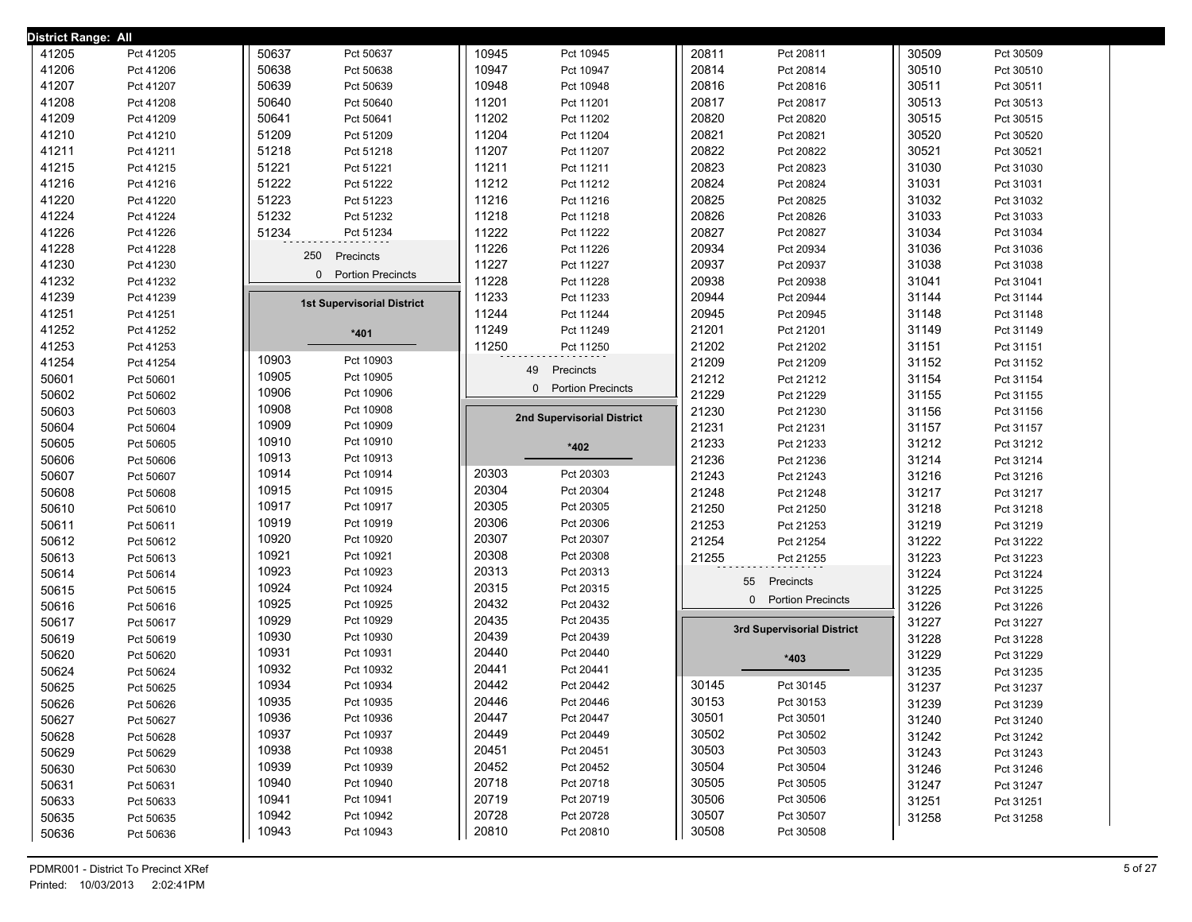**District Range: All**

| Precinct | Name |
|---|---|
| 41205 | Pct 41205 |
| 41206 | Pct 41206 |
| 41207 | Pct 41207 |
| 41208 | Pct 41208 |
| 41209 | Pct 41209 |
| 41210 | Pct 41210 |
| 41211 | Pct 41211 |
| 41215 | Pct 41215 |
| 41216 | Pct 41216 |
| 41220 | Pct 41220 |
| 41224 | Pct 41224 |
| 41226 | Pct 41226 |
| 41228 | Pct 41228 |
| 41230 | Pct 41230 |
| 41232 | Pct 41232 |
| 41239 | Pct 41239 |
| 41251 | Pct 41251 |
| 41252 | Pct 41252 |
| 41253 | Pct 41253 |
| 41254 | Pct 41254 |
| 50601 | Pct 50601 |
| 50602 | Pct 50602 |
| 50603 | Pct 50603 |
| 50604 | Pct 50604 |
| 50605 | Pct 50605 |
| 50606 | Pct 50606 |
| 50607 | Pct 50607 |
| 50608 | Pct 50608 |
| 50610 | Pct 50610 |
| 50611 | Pct 50611 |
| 50612 | Pct 50612 |
| 50613 | Pct 50613 |
| 50614 | Pct 50614 |
| 50615 | Pct 50615 |
| 50616 | Pct 50616 |
| 50617 | Pct 50617 |
| 50619 | Pct 50619 |
| 50620 | Pct 50620 |
| 50624 | Pct 50624 |
| 50625 | Pct 50625 |
| 50626 | Pct 50626 |
| 50627 | Pct 50627 |
| 50628 | Pct 50628 |
| 50629 | Pct 50629 |
| 50630 | Pct 50630 |
| 50631 | Pct 50631 |
| 50633 | Pct 50633 |
| 50635 | Pct 50635 |
| 50636 | Pct 50636 |
| 50637 | Pct 50637 |
| 50638 | Pct 50638 |
| 50639 | Pct 50639 |
| 50640 | Pct 50640 |
| 50641 | Pct 50641 |
| 51209 | Pct 51209 |
| 51218 | Pct 51218 |
| 51221 | Pct 51221 |
| 51222 | Pct 51222 |
| 51223 | Pct 51223 |
| 51232 | Pct 51232 |
| 51234 | Pct 51234 |

250 Precincts
0 Portion Precincts

## 1st Supervisorial District

**\*401**

| Precinct | Name |
|---|---|
| 10903 | Pct 10903 |
| 10905 | Pct 10905 |
| 10906 | Pct 10906 |
| 10908 | Pct 10908 |
| 10909 | Pct 10909 |
| 10910 | Pct 10910 |
| 10913 | Pct 10913 |
| 10914 | Pct 10914 |
| 10915 | Pct 10915 |
| 10917 | Pct 10917 |
| 10919 | Pct 10919 |
| 10920 | Pct 10920 |
| 10921 | Pct 10921 |
| 10923 | Pct 10923 |
| 10924 | Pct 10924 |
| 10925 | Pct 10925 |
| 10929 | Pct 10929 |
| 10930 | Pct 10930 |
| 10931 | Pct 10931 |
| 10932 | Pct 10932 |
| 10934 | Pct 10934 |
| 10935 | Pct 10935 |
| 10936 | Pct 10936 |
| 10937 | Pct 10937 |
| 10938 | Pct 10938 |
| 10939 | Pct 10939 |
| 10940 | Pct 10940 |
| 10941 | Pct 10941 |
| 10942 | Pct 10942 |
| 10943 | Pct 10943 |
| 10945 | Pct 10945 |
| 10947 | Pct 10947 |
| 10948 | Pct 10948 |
| 11201 | Pct 11201 |
| 11202 | Pct 11202 |
| 11204 | Pct 11204 |
| 11207 | Pct 11207 |
| 11211 | Pct 11211 |
| 11212 | Pct 11212 |
| 11216 | Pct 11216 |
| 11218 | Pct 11218 |
| 11222 | Pct 11222 |
| 11226 | Pct 11226 |
| 11227 | Pct 11227 |
| 11228 | Pct 11228 |
| 11233 | Pct 11233 |
| 11244 | Pct 11244 |
| 11249 | Pct 11249 |
| 11250 | Pct 11250 |

49 Precincts
0 Portion Precincts

## 2nd Supervisorial District

**\*402**

| Precinct | Name |
|---|---|
| 20303 | Pct 20303 |
| 20304 | Pct 20304 |
| 20305 | Pct 20305 |
| 20306 | Pct 20306 |
| 20307 | Pct 20307 |
| 20308 | Pct 20308 |
| 20313 | Pct 20313 |
| 20315 | Pct 20315 |
| 20432 | Pct 20432 |
| 20435 | Pct 20435 |
| 20439 | Pct 20439 |
| 20440 | Pct 20440 |
| 20441 | Pct 20441 |
| 20442 | Pct 20442 |
| 20446 | Pct 20446 |
| 20447 | Pct 20447 |
| 20449 | Pct 20449 |
| 20451 | Pct 20451 |
| 20452 | Pct 20452 |
| 20718 | Pct 20718 |
| 20719 | Pct 20719 |
| 20728 | Pct 20728 |
| 20810 | Pct 20810 |
| 20811 | Pct 20811 |
| 20814 | Pct 20814 |
| 20816 | Pct 20816 |
| 20817 | Pct 20817 |
| 20820 | Pct 20820 |
| 20821 | Pct 20821 |
| 20822 | Pct 20822 |
| 20823 | Pct 20823 |
| 20824 | Pct 20824 |
| 20825 | Pct 20825 |
| 20826 | Pct 20826 |
| 20827 | Pct 20827 |
| 20934 | Pct 20934 |
| 20937 | Pct 20937 |
| 20938 | Pct 20938 |
| 20944 | Pct 20944 |
| 20945 | Pct 20945 |
| 21201 | Pct 21201 |
| 21202 | Pct 21202 |
| 21209 | Pct 21209 |
| 21212 | Pct 21212 |
| 21229 | Pct 21229 |
| 21230 | Pct 21230 |
| 21231 | Pct 21231 |
| 21233 | Pct 21233 |
| 21236 | Pct 21236 |
| 21243 | Pct 21243 |
| 21248 | Pct 21248 |
| 21250 | Pct 21250 |
| 21253 | Pct 21253 |
| 21254 | Pct 21254 |
| 21255 | Pct 21255 |

55 Precincts
0 Portion Precincts

## 3rd Supervisorial District

**\*403**

| Precinct | Name |
|---|---|
| 30145 | Pct 30145 |
| 30153 | Pct 30153 |
| 30501 | Pct 30501 |
| 30502 | Pct 30502 |
| 30503 | Pct 30503 |
| 30504 | Pct 30504 |
| 30505 | Pct 30505 |
| 30506 | Pct 30506 |
| 30507 | Pct 30507 |
| 30508 | Pct 30508 |
| 30509 | Pct 30509 |
| 30510 | Pct 30510 |
| 30511 | Pct 30511 |
| 30513 | Pct 30513 |
| 30515 | Pct 30515 |
| 30520 | Pct 30520 |
| 30521 | Pct 30521 |
| 31030 | Pct 31030 |
| 31031 | Pct 31031 |
| 31032 | Pct 31032 |
| 31033 | Pct 31033 |
| 31034 | Pct 31034 |
| 31036 | Pct 31036 |
| 31038 | Pct 31038 |
| 31041 | Pct 31041 |
| 31144 | Pct 31144 |
| 31148 | Pct 31148 |
| 31149 | Pct 31149 |
| 31151 | Pct 31151 |
| 31152 | Pct 31152 |
| 31154 | Pct 31154 |
| 31155 | Pct 31155 |
| 31156 | Pct 31156 |
| 31157 | Pct 31157 |
| 31212 | Pct 31212 |
| 31214 | Pct 31214 |
| 31216 | Pct 31216 |
| 31217 | Pct 31217 |
| 31218 | Pct 31218 |
| 31219 | Pct 31219 |
| 31222 | Pct 31222 |
| 31223 | Pct 31223 |
| 31224 | Pct 31224 |
| 31225 | Pct 31225 |
| 31226 | Pct 31226 |
| 31227 | Pct 31227 |
| 31228 | Pct 31228 |
| 31229 | Pct 31229 |
| 31235 | Pct 31235 |
| 31237 | Pct 31237 |
| 31239 | Pct 31239 |
| 31240 | Pct 31240 |
| 31242 | Pct 31242 |
| 31243 | Pct 31243 |
| 31246 | Pct 31246 |
| 31247 | Pct 31247 |
| 31251 | Pct 31251 |
| 31258 | Pct 31258 |

PDMR001 - District To Precinct XRef
Printed: 10/03/2013 2:02:41PM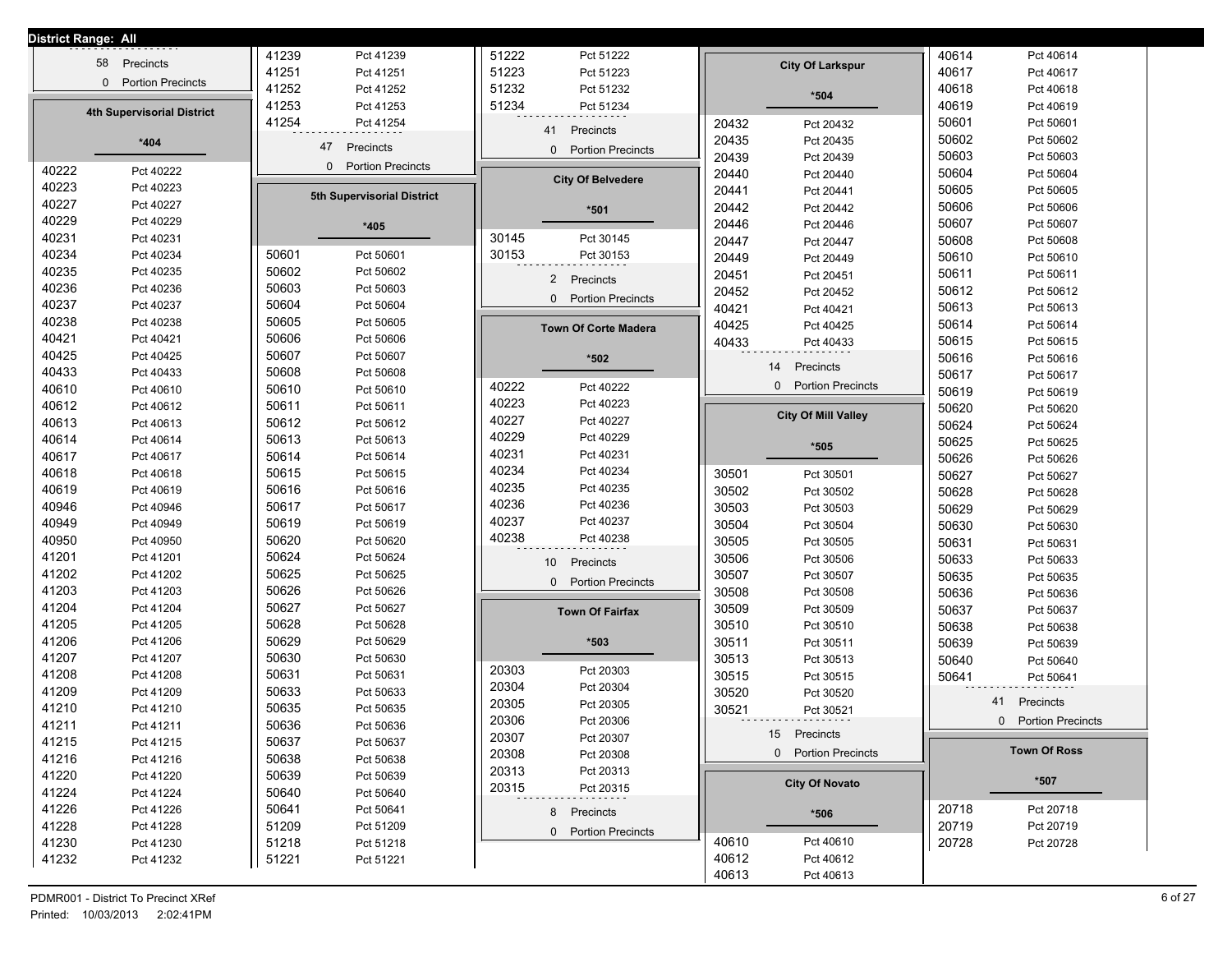**District Range: All**

58 Precincts

0 Portion Precincts

## 4th Supervisorial District

*404

| | |
|---|---|
| 40222 | Pct 40222 |
| 40223 | Pct 40223 |
| 40227 | Pct 40227 |
| 40229 | Pct 40229 |
| 40231 | Pct 40231 |
| 40234 | Pct 40234 |
| 40235 | Pct 40235 |
| 40236 | Pct 40236 |
| 40237 | Pct 40237 |
| 40238 | Pct 40238 |
| 40421 | Pct 40421 |
| 40425 | Pct 40425 |
| 40433 | Pct 40433 |
| 40610 | Pct 40610 |
| 40612 | Pct 40612 |
| 40613 | Pct 40613 |
| 40614 | Pct 40614 |
| 40617 | Pct 40617 |
| 40618 | Pct 40618 |
| 40619 | Pct 40619 |
| 40946 | Pct 40946 |
| 40949 | Pct 40949 |
| 40950 | Pct 40950 |
| 41201 | Pct 41201 |
| 41202 | Pct 41202 |
| 41203 | Pct 41203 |
| 41204 | Pct 41204 |
| 41205 | Pct 41205 |
| 41206 | Pct 41206 |
| 41207 | Pct 41207 |
| 41208 | Pct 41208 |
| 41209 | Pct 41209 |
| 41210 | Pct 41210 |
| 41211 | Pct 41211 |
| 41215 | Pct 41215 |
| 41216 | Pct 41216 |
| 41220 | Pct 41220 |
| 41224 | Pct 41224 |
| 41226 | Pct 41226 |
| 41228 | Pct 41228 |
| 41230 | Pct 41230 |
| 41232 | Pct 41232 |
| 41239 | Pct 41239 |
| 41251 | Pct 41251 |
| 41252 | Pct 41252 |
| 41253 | Pct 41253 |
| 41254 | Pct 41254 |

47 Precincts

0 Portion Precincts

## 5th Supervisorial District

*405

| | |
|---|---|
| 50601 | Pct 50601 |
| 50602 | Pct 50602 |
| 50603 | Pct 50603 |
| 50604 | Pct 50604 |
| 50605 | Pct 50605 |
| 50606 | Pct 50606 |
| 50607 | Pct 50607 |
| 50608 | Pct 50608 |
| 50610 | Pct 50610 |
| 50611 | Pct 50611 |
| 50612 | Pct 50612 |
| 50613 | Pct 50613 |
| 50614 | Pct 50614 |
| 50615 | Pct 50615 |
| 50616 | Pct 50616 |
| 50617 | Pct 50617 |
| 50619 | Pct 50619 |
| 50620 | Pct 50620 |
| 50624 | Pct 50624 |
| 50625 | Pct 50625 |
| 50626 | Pct 50626 |
| 50627 | Pct 50627 |
| 50628 | Pct 50628 |
| 50629 | Pct 50629 |
| 50630 | Pct 50630 |
| 50631 | Pct 50631 |
| 50633 | Pct 50633 |
| 50635 | Pct 50635 |
| 50636 | Pct 50636 |
| 50637 | Pct 50637 |
| 50638 | Pct 50638 |
| 50639 | Pct 50639 |
| 50640 | Pct 50640 |
| 50641 | Pct 50641 |
| 51209 | Pct 51209 |
| 51218 | Pct 51218 |
| 51221 | Pct 51221 |
| 51222 | Pct 51222 |
| 51223 | Pct 51223 |
| 51232 | Pct 51232 |
| 51234 | Pct 51234 |

41 Precincts

0 Portion Precincts

## City Of Belvedere

*501

| | |
|---|---|
| 30145 | Pct 30145 |
| 30153 | Pct 30153 |

2 Precincts

0 Portion Precincts

## Town Of Corte Madera

*502

| | |
|---|---|
| 40222 | Pct 40222 |
| 40223 | Pct 40223 |
| 40227 | Pct 40227 |
| 40229 | Pct 40229 |
| 40231 | Pct 40231 |
| 40234 | Pct 40234 |
| 40235 | Pct 40235 |
| 40236 | Pct 40236 |
| 40237 | Pct 40237 |
| 40238 | Pct 40238 |

10 Precincts

0 Portion Precincts

## Town Of Fairfax

*503

| | |
|---|---|
| 20303 | Pct 20303 |
| 20304 | Pct 20304 |
| 20305 | Pct 20305 |
| 20306 | Pct 20306 |
| 20307 | Pct 20307 |
| 20308 | Pct 20308 |
| 20313 | Pct 20313 |
| 20315 | Pct 20315 |

8 Precincts

0 Portion Precincts

## City Of Larkspur

*504

| | |
|---|---|
| 20432 | Pct 20432 |
| 20435 | Pct 20435 |
| 20439 | Pct 20439 |
| 20440 | Pct 20440 |
| 20441 | Pct 20441 |
| 20442 | Pct 20442 |
| 20446 | Pct 20446 |
| 20447 | Pct 20447 |
| 20449 | Pct 20449 |
| 20451 | Pct 20451 |
| 20452 | Pct 20452 |
| 40421 | Pct 40421 |
| 40425 | Pct 40425 |
| 40433 | Pct 40433 |

14 Precincts

0 Portion Precincts

## City Of Mill Valley

*505

| | |
|---|---|
| 30501 | Pct 30501 |
| 30502 | Pct 30502 |
| 30503 | Pct 30503 |
| 30504 | Pct 30504 |
| 30505 | Pct 30505 |
| 30506 | Pct 30506 |
| 30507 | Pct 30507 |
| 30508 | Pct 30508 |
| 30509 | Pct 30509 |
| 30510 | Pct 30510 |
| 30511 | Pct 30511 |
| 30513 | Pct 30513 |
| 30515 | Pct 30515 |
| 30520 | Pct 30520 |
| 30521 | Pct 30521 |

15 Precincts

0 Portion Precincts

## City Of Novato

*506

| | |
|---|---|
| 40610 | Pct 40610 |
| 40612 | Pct 40612 |
| 40613 | Pct 40613 |
| 40614 | Pct 40614 |
| 40617 | Pct 40617 |
| 40618 | Pct 40618 |
| 40619 | Pct 40619 |
| 50601 | Pct 50601 |
| 50602 | Pct 50602 |
| 50603 | Pct 50603 |
| 50604 | Pct 50604 |
| 50605 | Pct 50605 |
| 50606 | Pct 50606 |
| 50607 | Pct 50607 |
| 50608 | Pct 50608 |
| 50610 | Pct 50610 |
| 50611 | Pct 50611 |
| 50612 | Pct 50612 |
| 50613 | Pct 50613 |
| 50614 | Pct 50614 |
| 50615 | Pct 50615 |
| 50616 | Pct 50616 |
| 50617 | Pct 50617 |
| 50619 | Pct 50619 |
| 50620 | Pct 50620 |
| 50624 | Pct 50624 |
| 50625 | Pct 50625 |
| 50626 | Pct 50626 |
| 50627 | Pct 50627 |
| 50628 | Pct 50628 |
| 50629 | Pct 50629 |
| 50630 | Pct 50630 |
| 50631 | Pct 50631 |
| 50633 | Pct 50633 |
| 50635 | Pct 50635 |
| 50636 | Pct 50636 |
| 50637 | Pct 50637 |
| 50638 | Pct 50638 |
| 50639 | Pct 50639 |
| 50640 | Pct 50640 |
| 50641 | Pct 50641 |

41 Precincts

0 Portion Precincts

## Town Of Ross

*507

| | |
|---|---|
| 20718 | Pct 20718 |
| 20719 | Pct 20719 |
| 20728 | Pct 20728 |

PDMR001 - District To Precinct XRef

Printed: 10/03/2013 2:02:41PM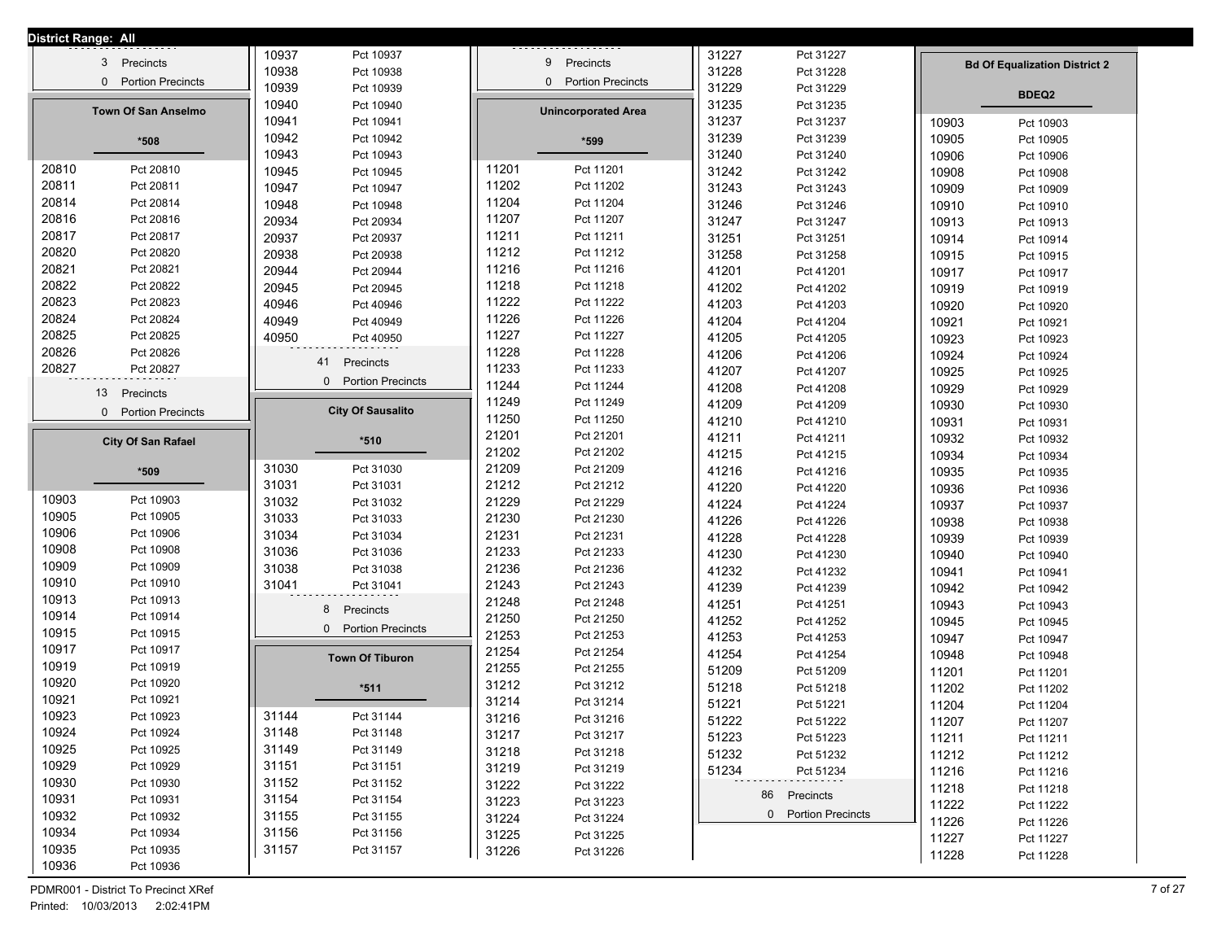District Range: All

3 Precincts
0 Portion Precincts

## Town Of San Anselmo

*508

| | |
|---|---|
| 20810 | Pct 20810 |
| 20811 | Pct 20811 |
| 20814 | Pct 20814 |
| 20816 | Pct 20816 |
| 20817 | Pct 20817 |
| 20820 | Pct 20820 |
| 20821 | Pct 20821 |
| 20822 | Pct 20822 |
| 20823 | Pct 20823 |
| 20824 | Pct 20824 |
| 20825 | Pct 20825 |
| 20826 | Pct 20826 |
| 20827 | Pct 20827 |

13 Precincts
0 Portion Precincts

## City Of San Rafael

*509

| | |
|---|---|
| 10903 | Pct 10903 |
| 10905 | Pct 10905 |
| 10906 | Pct 10906 |
| 10908 | Pct 10908 |
| 10909 | Pct 10909 |
| 10910 | Pct 10910 |
| 10913 | Pct 10913 |
| 10914 | Pct 10914 |
| 10915 | Pct 10915 |
| 10917 | Pct 10917 |
| 10919 | Pct 10919 |
| 10920 | Pct 10920 |
| 10921 | Pct 10921 |
| 10923 | Pct 10923 |
| 10924 | Pct 10924 |
| 10925 | Pct 10925 |
| 10929 | Pct 10929 |
| 10930 | Pct 10930 |
| 10931 | Pct 10931 |
| 10932 | Pct 10932 |
| 10934 | Pct 10934 |
| 10935 | Pct 10935 |
| 10936 | Pct 10936 |
| 10937 | Pct 10937 |
| 10938 | Pct 10938 |
| 10939 | Pct 10939 |
| 10940 | Pct 10940 |
| 10941 | Pct 10941 |
| 10942 | Pct 10942 |
| 10943 | Pct 10943 |
| 10945 | Pct 10945 |
| 10947 | Pct 10947 |
| 10948 | Pct 10948 |
| 20934 | Pct 20934 |
| 20937 | Pct 20937 |
| 20938 | Pct 20938 |
| 20944 | Pct 20944 |
| 20945 | Pct 20945 |
| 40946 | Pct 40946 |
| 40949 | Pct 40949 |
| 40950 | Pct 40950 |

41 Precincts
0 Portion Precincts

## City Of Sausalito

*510

| | |
|---|---|
| 31030 | Pct 31030 |
| 31031 | Pct 31031 |
| 31032 | Pct 31032 |
| 31033 | Pct 31033 |
| 31034 | Pct 31034 |
| 31036 | Pct 31036 |
| 31038 | Pct 31038 |
| 31041 | Pct 31041 |

8 Precincts
0 Portion Precincts

## Town Of Tiburon

*511

| | |
|---|---|
| 31144 | Pct 31144 |
| 31148 | Pct 31148 |
| 31149 | Pct 31149 |
| 31151 | Pct 31151 |
| 31152 | Pct 31152 |
| 31154 | Pct 31154 |
| 31155 | Pct 31155 |
| 31156 | Pct 31156 |
| 31157 | Pct 31157 |

9 Precincts
0 Portion Precincts

## Unincorporated Area

*599

| | |
|---|---|
| 11201 | Pct 11201 |
| 11202 | Pct 11202 |
| 11204 | Pct 11204 |
| 11207 | Pct 11207 |
| 11211 | Pct 11211 |
| 11212 | Pct 11212 |
| 11216 | Pct 11216 |
| 11218 | Pct 11218 |
| 11222 | Pct 11222 |
| 11226 | Pct 11226 |
| 11227 | Pct 11227 |
| 11228 | Pct 11228 |
| 11233 | Pct 11233 |
| 11244 | Pct 11244 |
| 11249 | Pct 11249 |
| 11250 | Pct 11250 |
| 21201 | Pct 21201 |
| 21202 | Pct 21202 |
| 21209 | Pct 21209 |
| 21212 | Pct 21212 |
| 21229 | Pct 21229 |
| 21230 | Pct 21230 |
| 21231 | Pct 21231 |
| 21233 | Pct 21233 |
| 21236 | Pct 21236 |
| 21243 | Pct 21243 |
| 21248 | Pct 21248 |
| 21250 | Pct 21250 |
| 21253 | Pct 21253 |
| 21254 | Pct 21254 |
| 21255 | Pct 21255 |
| 31212 | Pct 31212 |
| 31214 | Pct 31214 |
| 31216 | Pct 31216 |
| 31217 | Pct 31217 |
| 31218 | Pct 31218 |
| 31219 | Pct 31219 |
| 31222 | Pct 31222 |
| 31223 | Pct 31223 |
| 31224 | Pct 31224 |
| 31225 | Pct 31225 |
| 31226 | Pct 31226 |
| 31227 | Pct 31227 |
| 31228 | Pct 31228 |
| 31229 | Pct 31229 |
| 31235 | Pct 31235 |
| 31237 | Pct 31237 |
| 31239 | Pct 31239 |
| 31240 | Pct 31240 |
| 31242 | Pct 31242 |
| 31243 | Pct 31243 |
| 31246 | Pct 31246 |
| 31247 | Pct 31247 |
| 31251 | Pct 31251 |
| 31258 | Pct 31258 |
| 41201 | Pct 41201 |
| 41202 | Pct 41202 |
| 41203 | Pct 41203 |
| 41204 | Pct 41204 |
| 41205 | Pct 41205 |
| 41206 | Pct 41206 |
| 41207 | Pct 41207 |
| 41208 | Pct 41208 |
| 41209 | Pct 41209 |
| 41210 | Pct 41210 |
| 41211 | Pct 41211 |
| 41215 | Pct 41215 |
| 41216 | Pct 41216 |
| 41220 | Pct 41220 |
| 41224 | Pct 41224 |
| 41226 | Pct 41226 |
| 41228 | Pct 41228 |
| 41230 | Pct 41230 |
| 41232 | Pct 41232 |
| 41239 | Pct 41239 |
| 41251 | Pct 41251 |
| 41252 | Pct 41252 |
| 41253 | Pct 41253 |
| 41254 | Pct 41254 |
| 51209 | Pct 51209 |
| 51218 | Pct 51218 |
| 51221 | Pct 51221 |
| 51222 | Pct 51222 |
| 51223 | Pct 51223 |
| 51232 | Pct 51232 |
| 51234 | Pct 51234 |

86 Precincts
0 Portion Precincts

## Bd Of Equalization District 2

BDEQ2

| | |
|---|---|
| 10903 | Pct 10903 |
| 10905 | Pct 10905 |
| 10906 | Pct 10906 |
| 10908 | Pct 10908 |
| 10909 | Pct 10909 |
| 10910 | Pct 10910 |
| 10913 | Pct 10913 |
| 10914 | Pct 10914 |
| 10915 | Pct 10915 |
| 10917 | Pct 10917 |
| 10919 | Pct 10919 |
| 10920 | Pct 10920 |
| 10921 | Pct 10921 |
| 10923 | Pct 10923 |
| 10924 | Pct 10924 |
| 10925 | Pct 10925 |
| 10929 | Pct 10929 |
| 10930 | Pct 10930 |
| 10931 | Pct 10931 |
| 10932 | Pct 10932 |
| 10934 | Pct 10934 |
| 10935 | Pct 10935 |
| 10936 | Pct 10936 |
| 10937 | Pct 10937 |
| 10938 | Pct 10938 |
| 10939 | Pct 10939 |
| 10940 | Pct 10940 |
| 10941 | Pct 10941 |
| 10942 | Pct 10942 |
| 10943 | Pct 10943 |
| 10945 | Pct 10945 |
| 10947 | Pct 10947 |
| 10948 | Pct 10948 |
| 11201 | Pct 11201 |
| 11202 | Pct 11202 |
| 11204 | Pct 11204 |
| 11207 | Pct 11207 |
| 11211 | Pct 11211 |
| 11212 | Pct 11212 |
| 11216 | Pct 11216 |
| 11218 | Pct 11218 |
| 11222 | Pct 11222 |
| 11226 | Pct 11226 |
| 11227 | Pct 11227 |
| 11228 | Pct 11228 |

PDMR001 - District To Precinct XRef
Printed: 10/03/2013 2:02:41PM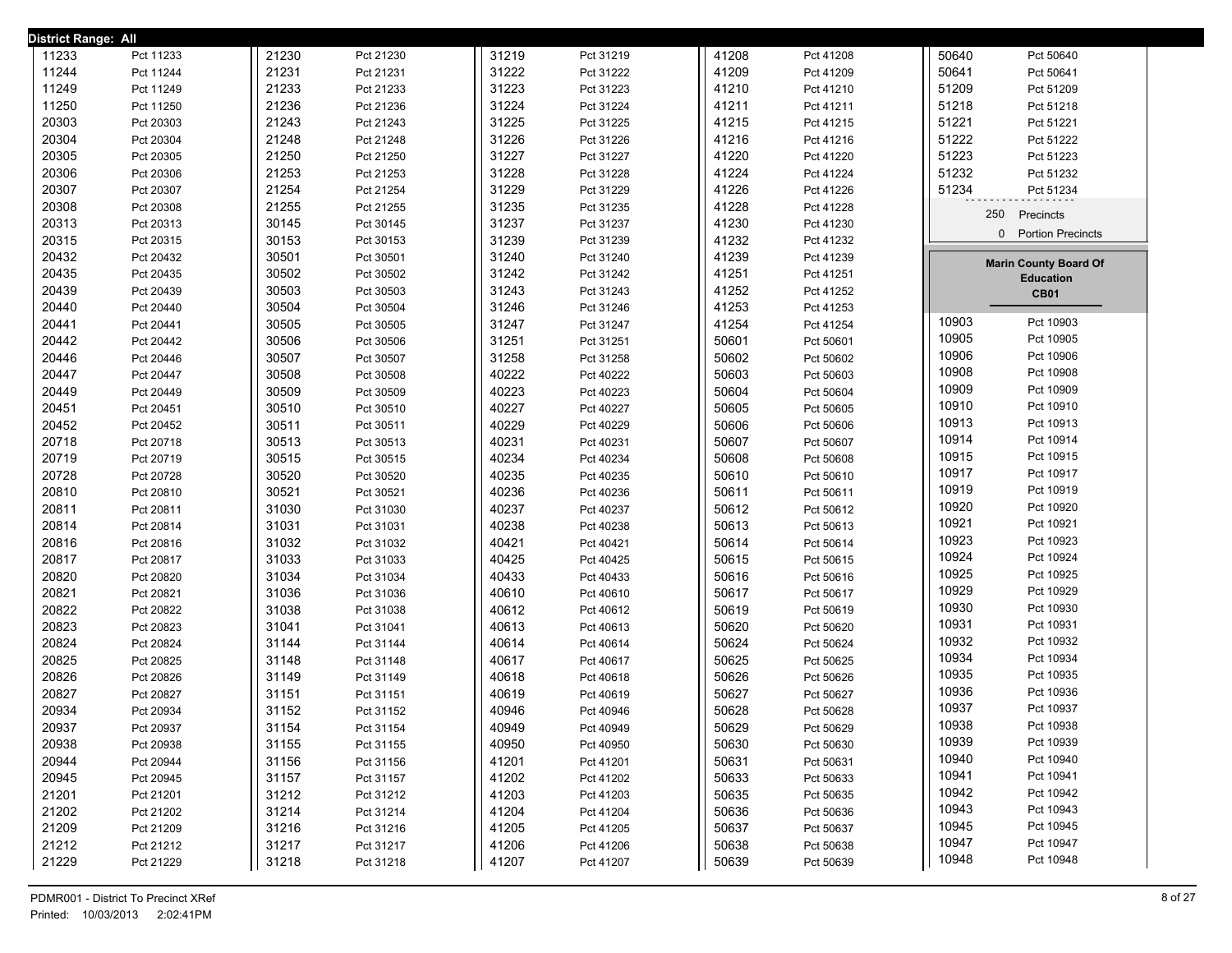**District Range: All**

| | |
|---|---|
| 11233 | Pct 11233 |
| 11244 | Pct 11244 |
| 11249 | Pct 11249 |
| 11250 | Pct 11250 |
| 20303 | Pct 20303 |
| 20304 | Pct 20304 |
| 20305 | Pct 20305 |
| 20306 | Pct 20306 |
| 20307 | Pct 20307 |
| 20308 | Pct 20308 |
| 20313 | Pct 20313 |
| 20315 | Pct 20315 |
| 20432 | Pct 20432 |
| 20435 | Pct 20435 |
| 20439 | Pct 20439 |
| 20440 | Pct 20440 |
| 20441 | Pct 20441 |
| 20442 | Pct 20442 |
| 20446 | Pct 20446 |
| 20447 | Pct 20447 |
| 20449 | Pct 20449 |
| 20451 | Pct 20451 |
| 20452 | Pct 20452 |
| 20718 | Pct 20718 |
| 20719 | Pct 20719 |
| 20728 | Pct 20728 |
| 20810 | Pct 20810 |
| 20811 | Pct 20811 |
| 20814 | Pct 20814 |
| 20816 | Pct 20816 |
| 20817 | Pct 20817 |
| 20820 | Pct 20820 |
| 20821 | Pct 20821 |
| 20822 | Pct 20822 |
| 20823 | Pct 20823 |
| 20824 | Pct 20824 |
| 20825 | Pct 20825 |
| 20826 | Pct 20826 |
| 20827 | Pct 20827 |
| 20934 | Pct 20934 |
| 20937 | Pct 20937 |
| 20938 | Pct 20938 |
| 20944 | Pct 20944 |
| 20945 | Pct 20945 |
| 21201 | Pct 21201 |
| 21202 | Pct 21202 |
| 21209 | Pct 21209 |
| 21212 | Pct 21212 |
| 21229 | Pct 21229 |
| 21230 | Pct 21230 |
| 21231 | Pct 21231 |
| 21233 | Pct 21233 |
| 21236 | Pct 21236 |
| 21243 | Pct 21243 |
| 21248 | Pct 21248 |
| 21250 | Pct 21250 |
| 21253 | Pct 21253 |
| 21254 | Pct 21254 |
| 21255 | Pct 21255 |
| 30145 | Pct 30145 |
| 30153 | Pct 30153 |
| 30501 | Pct 30501 |
| 30502 | Pct 30502 |
| 30503 | Pct 30503 |
| 30504 | Pct 30504 |
| 30505 | Pct 30505 |
| 30506 | Pct 30506 |
| 30507 | Pct 30507 |
| 30508 | Pct 30508 |
| 30509 | Pct 30509 |
| 30510 | Pct 30510 |
| 30511 | Pct 30511 |
| 30513 | Pct 30513 |
| 30515 | Pct 30515 |
| 30520 | Pct 30520 |
| 30521 | Pct 30521 |
| 31030 | Pct 31030 |
| 31031 | Pct 31031 |
| 31032 | Pct 31032 |
| 31033 | Pct 31033 |
| 31034 | Pct 31034 |
| 31036 | Pct 31036 |
| 31038 | Pct 31038 |
| 31041 | Pct 31041 |
| 31144 | Pct 31144 |
| 31148 | Pct 31148 |
| 31149 | Pct 31149 |
| 31151 | Pct 31151 |
| 31152 | Pct 31152 |
| 31154 | Pct 31154 |
| 31155 | Pct 31155 |
| 31156 | Pct 31156 |
| 31157 | Pct 31157 |
| 31212 | Pct 31212 |
| 31214 | Pct 31214 |
| 31216 | Pct 31216 |
| 31217 | Pct 31217 |
| 31218 | Pct 31218 |
| 31219 | Pct 31219 |
| 31222 | Pct 31222 |
| 31223 | Pct 31223 |
| 31224 | Pct 31224 |
| 31225 | Pct 31225 |
| 31226 | Pct 31226 |
| 31227 | Pct 31227 |
| 31228 | Pct 31228 |
| 31229 | Pct 31229 |
| 31235 | Pct 31235 |
| 31237 | Pct 31237 |
| 31239 | Pct 31239 |
| 31240 | Pct 31240 |
| 31242 | Pct 31242 |
| 31243 | Pct 31243 |
| 31246 | Pct 31246 |
| 31247 | Pct 31247 |
| 31251 | Pct 31251 |
| 31258 | Pct 31258 |
| 40222 | Pct 40222 |
| 40223 | Pct 40223 |
| 40227 | Pct 40227 |
| 40229 | Pct 40229 |
| 40231 | Pct 40231 |
| 40234 | Pct 40234 |
| 40235 | Pct 40235 |
| 40236 | Pct 40236 |
| 40237 | Pct 40237 |
| 40238 | Pct 40238 |
| 40421 | Pct 40421 |
| 40425 | Pct 40425 |
| 40433 | Pct 40433 |
| 40610 | Pct 40610 |
| 40612 | Pct 40612 |
| 40613 | Pct 40613 |
| 40614 | Pct 40614 |
| 40617 | Pct 40617 |
| 40618 | Pct 40618 |
| 40619 | Pct 40619 |
| 40946 | Pct 40946 |
| 40949 | Pct 40949 |
| 40950 | Pct 40950 |
| 41201 | Pct 41201 |
| 41202 | Pct 41202 |
| 41203 | Pct 41203 |
| 41204 | Pct 41204 |
| 41205 | Pct 41205 |
| 41206 | Pct 41206 |
| 41207 | Pct 41207 |
| 41208 | Pct 41208 |
| 41209 | Pct 41209 |
| 41210 | Pct 41210 |
| 41211 | Pct 41211 |
| 41215 | Pct 41215 |
| 41216 | Pct 41216 |
| 41220 | Pct 41220 |
| 41224 | Pct 41224 |
| 41226 | Pct 41226 |
| 41228 | Pct 41228 |
| 41230 | Pct 41230 |
| 41232 | Pct 41232 |
| 41239 | Pct 41239 |
| 41251 | Pct 41251 |
| 41252 | Pct 41252 |
| 41253 | Pct 41253 |
| 41254 | Pct 41254 |
| 50601 | Pct 50601 |
| 50602 | Pct 50602 |
| 50603 | Pct 50603 |
| 50604 | Pct 50604 |
| 50605 | Pct 50605 |
| 50606 | Pct 50606 |
| 50607 | Pct 50607 |
| 50608 | Pct 50608 |
| 50610 | Pct 50610 |
| 50611 | Pct 50611 |
| 50612 | Pct 50612 |
| 50613 | Pct 50613 |
| 50614 | Pct 50614 |
| 50615 | Pct 50615 |
| 50616 | Pct 50616 |
| 50617 | Pct 50617 |
| 50619 | Pct 50619 |
| 50620 | Pct 50620 |
| 50624 | Pct 50624 |
| 50625 | Pct 50625 |
| 50626 | Pct 50626 |
| 50627 | Pct 50627 |
| 50628 | Pct 50628 |
| 50629 | Pct 50629 |
| 50630 | Pct 50630 |
| 50631 | Pct 50631 |
| 50633 | Pct 50633 |
| 50635 | Pct 50635 |
| 50636 | Pct 50636 |
| 50637 | Pct 50637 |
| 50638 | Pct 50638 |
| 50639 | Pct 50639 |
| 50640 | Pct 50640 |
| 50641 | Pct 50641 |
| 51209 | Pct 51209 |
| 51218 | Pct 51218 |
| 51221 | Pct 51221 |
| 51222 | Pct 51222 |
| 51223 | Pct 51223 |
| 51232 | Pct 51232 |
| 51234 | Pct 51234 |

250 Precincts
0 Portion Precincts

**Marin County Board Of Education**
**CB01**

| | |
|---|---|
| 10903 | Pct 10903 |
| 10905 | Pct 10905 |
| 10906 | Pct 10906 |
| 10908 | Pct 10908 |
| 10909 | Pct 10909 |
| 10910 | Pct 10910 |
| 10913 | Pct 10913 |
| 10914 | Pct 10914 |
| 10915 | Pct 10915 |
| 10917 | Pct 10917 |
| 10919 | Pct 10919 |
| 10920 | Pct 10920 |
| 10921 | Pct 10921 |
| 10923 | Pct 10923 |
| 10924 | Pct 10924 |
| 10925 | Pct 10925 |
| 10929 | Pct 10929 |
| 10930 | Pct 10930 |
| 10931 | Pct 10931 |
| 10932 | Pct 10932 |
| 10934 | Pct 10934 |
| 10935 | Pct 10935 |
| 10936 | Pct 10936 |
| 10937 | Pct 10937 |
| 10938 | Pct 10938 |
| 10939 | Pct 10939 |
| 10940 | Pct 10940 |
| 10941 | Pct 10941 |
| 10942 | Pct 10942 |
| 10943 | Pct 10943 |
| 10945 | Pct 10945 |
| 10947 | Pct 10947 |
| 10948 | Pct 10948 |

PDMR001 - District To Precinct XRef
Printed: 10/03/2013 2:02:41PM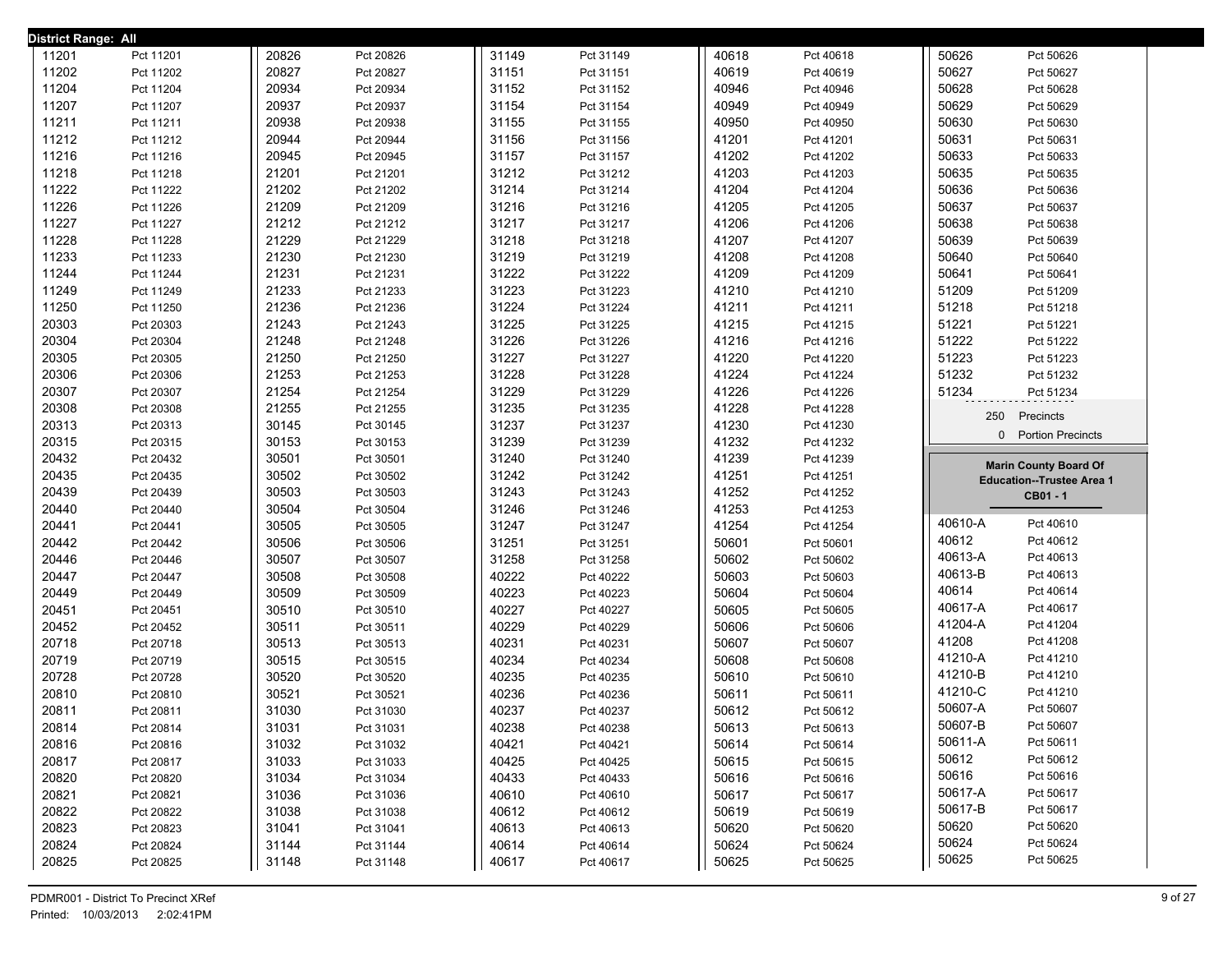**District Range: All**

| District | Precinct |
|---|---|
| 11201 | Pct 11201 |
| 11202 | Pct 11202 |
| 11204 | Pct 11204 |
| 11207 | Pct 11207 |
| 11211 | Pct 11211 |
| 11212 | Pct 11212 |
| 11216 | Pct 11216 |
| 11218 | Pct 11218 |
| 11222 | Pct 11222 |
| 11226 | Pct 11226 |
| 11227 | Pct 11227 |
| 11228 | Pct 11228 |
| 11233 | Pct 11233 |
| 11244 | Pct 11244 |
| 11249 | Pct 11249 |
| 11250 | Pct 11250 |
| 20303 | Pct 20303 |
| 20304 | Pct 20304 |
| 20305 | Pct 20305 |
| 20306 | Pct 20306 |
| 20307 | Pct 20307 |
| 20308 | Pct 20308 |
| 20313 | Pct 20313 |
| 20315 | Pct 20315 |
| 20432 | Pct 20432 |
| 20435 | Pct 20435 |
| 20439 | Pct 20439 |
| 20440 | Pct 20440 |
| 20441 | Pct 20441 |
| 20442 | Pct 20442 |
| 20446 | Pct 20446 |
| 20447 | Pct 20447 |
| 20449 | Pct 20449 |
| 20451 | Pct 20451 |
| 20452 | Pct 20452 |
| 20718 | Pct 20718 |
| 20719 | Pct 20719 |
| 20728 | Pct 20728 |
| 20810 | Pct 20810 |
| 20811 | Pct 20811 |
| 20814 | Pct 20814 |
| 20816 | Pct 20816 |
| 20817 | Pct 20817 |
| 20820 | Pct 20820 |
| 20821 | Pct 20821 |
| 20822 | Pct 20822 |
| 20823 | Pct 20823 |
| 20824 | Pct 20824 |
| 20825 | Pct 20825 |
| 20826 | Pct 20826 |
| 20827 | Pct 20827 |
| 20934 | Pct 20934 |
| 20937 | Pct 20937 |
| 20938 | Pct 20938 |
| 20944 | Pct 20944 |
| 20945 | Pct 20945 |
| 21201 | Pct 21201 |
| 21202 | Pct 21202 |
| 21209 | Pct 21209 |
| 21212 | Pct 21212 |
| 21229 | Pct 21229 |
| 21230 | Pct 21230 |
| 21231 | Pct 21231 |
| 21233 | Pct 21233 |
| 21236 | Pct 21236 |
| 21243 | Pct 21243 |
| 21248 | Pct 21248 |
| 21250 | Pct 21250 |
| 21253 | Pct 21253 |
| 21254 | Pct 21254 |
| 21255 | Pct 21255 |
| 30145 | Pct 30145 |
| 30153 | Pct 30153 |
| 30501 | Pct 30501 |
| 30502 | Pct 30502 |
| 30503 | Pct 30503 |
| 30504 | Pct 30504 |
| 30505 | Pct 30505 |
| 30506 | Pct 30506 |
| 30507 | Pct 30507 |
| 30508 | Pct 30508 |
| 30509 | Pct 30509 |
| 30510 | Pct 30510 |
| 30511 | Pct 30511 |
| 30513 | Pct 30513 |
| 30515 | Pct 30515 |
| 30520 | Pct 30520 |
| 30521 | Pct 30521 |
| 31030 | Pct 31030 |
| 31031 | Pct 31031 |
| 31032 | Pct 31032 |
| 31033 | Pct 31033 |
| 31034 | Pct 31034 |
| 31036 | Pct 31036 |
| 31038 | Pct 31038 |
| 31041 | Pct 31041 |
| 31144 | Pct 31144 |
| 31148 | Pct 31148 |
| 31149 | Pct 31149 |
| 31151 | Pct 31151 |
| 31152 | Pct 31152 |
| 31154 | Pct 31154 |
| 31155 | Pct 31155 |
| 31156 | Pct 31156 |
| 31157 | Pct 31157 |
| 31212 | Pct 31212 |
| 31214 | Pct 31214 |
| 31216 | Pct 31216 |
| 31217 | Pct 31217 |
| 31218 | Pct 31218 |
| 31219 | Pct 31219 |
| 31222 | Pct 31222 |
| 31223 | Pct 31223 |
| 31224 | Pct 31224 |
| 31225 | Pct 31225 |
| 31226 | Pct 31226 |
| 31227 | Pct 31227 |
| 31228 | Pct 31228 |
| 31229 | Pct 31229 |
| 31235 | Pct 31235 |
| 31237 | Pct 31237 |
| 31239 | Pct 31239 |
| 31240 | Pct 31240 |
| 31242 | Pct 31242 |
| 31243 | Pct 31243 |
| 31246 | Pct 31246 |
| 31247 | Pct 31247 |
| 31251 | Pct 31251 |
| 31258 | Pct 31258 |
| 40222 | Pct 40222 |
| 40223 | Pct 40223 |
| 40227 | Pct 40227 |
| 40229 | Pct 40229 |
| 40231 | Pct 40231 |
| 40234 | Pct 40234 |
| 40235 | Pct 40235 |
| 40236 | Pct 40236 |
| 40237 | Pct 40237 |
| 40238 | Pct 40238 |
| 40421 | Pct 40421 |
| 40425 | Pct 40425 |
| 40433 | Pct 40433 |
| 40610 | Pct 40610 |
| 40612 | Pct 40612 |
| 40613 | Pct 40613 |
| 40614 | Pct 40614 |
| 40617 | Pct 40617 |
| 40618 | Pct 40618 |
| 40619 | Pct 40619 |
| 40946 | Pct 40946 |
| 40949 | Pct 40949 |
| 40950 | Pct 40950 |
| 41201 | Pct 41201 |
| 41202 | Pct 41202 |
| 41203 | Pct 41203 |
| 41204 | Pct 41204 |
| 41205 | Pct 41205 |
| 41206 | Pct 41206 |
| 41207 | Pct 41207 |
| 41208 | Pct 41208 |
| 41209 | Pct 41209 |
| 41210 | Pct 41210 |
| 41211 | Pct 41211 |
| 41215 | Pct 41215 |
| 41216 | Pct 41216 |
| 41220 | Pct 41220 |
| 41224 | Pct 41224 |
| 41226 | Pct 41226 |
| 41228 | Pct 41228 |
| 41230 | Pct 41230 |
| 41232 | Pct 41232 |
| 41239 | Pct 41239 |
| 41251 | Pct 41251 |
| 41252 | Pct 41252 |
| 41253 | Pct 41253 |
| 41254 | Pct 41254 |
| 50601 | Pct 50601 |
| 50602 | Pct 50602 |
| 50603 | Pct 50603 |
| 50604 | Pct 50604 |
| 50605 | Pct 50605 |
| 50606 | Pct 50606 |
| 50607 | Pct 50607 |
| 50608 | Pct 50608 |
| 50610 | Pct 50610 |
| 50611 | Pct 50611 |
| 50612 | Pct 50612 |
| 50613 | Pct 50613 |
| 50614 | Pct 50614 |
| 50615 | Pct 50615 |
| 50616 | Pct 50616 |
| 50617 | Pct 50617 |
| 50619 | Pct 50619 |
| 50620 | Pct 50620 |
| 50624 | Pct 50624 |
| 50625 | Pct 50625 |
| 50626 | Pct 50626 |
| 50627 | Pct 50627 |
| 50628 | Pct 50628 |
| 50629 | Pct 50629 |
| 50630 | Pct 50630 |
| 50631 | Pct 50631 |
| 50633 | Pct 50633 |
| 50635 | Pct 50635 |
| 50636 | Pct 50636 |
| 50637 | Pct 50637 |
| 50638 | Pct 50638 |
| 50639 | Pct 50639 |
| 50640 | Pct 50640 |
| 50641 | Pct 50641 |
| 51209 | Pct 51209 |
| 51218 | Pct 51218 |
| 51221 | Pct 51221 |
| 51222 | Pct 51222 |
| 51223 | Pct 51223 |
| 51232 | Pct 51232 |
| 51234 | Pct 51234 |

250 Precincts

0 Portion Precincts

**Marin County Board Of Education--Trustee Area 1**
**CB01 - 1**

| District | Precinct |
|---|---|
| 40610-A | Pct 40610 |
| 40612 | Pct 40612 |
| 40613-A | Pct 40613 |
| 40613-B | Pct 40613 |
| 40614 | Pct 40614 |
| 40617-A | Pct 40617 |
| 41204-A | Pct 41204 |
| 41208 | Pct 41208 |
| 41210-A | Pct 41210 |
| 41210-B | Pct 41210 |
| 41210-C | Pct 41210 |
| 50607-A | Pct 50607 |
| 50607-B | Pct 50607 |
| 50611-A | Pct 50611 |
| 50612 | Pct 50612 |
| 50616 | Pct 50616 |
| 50617-A | Pct 50617 |
| 50617-B | Pct 50617 |
| 50620 | Pct 50620 |
| 50624 | Pct 50624 |
| 50625 | Pct 50625 |

PDMR001 - District To Precinct XRef
Printed: 10/03/2013 2:02:41PM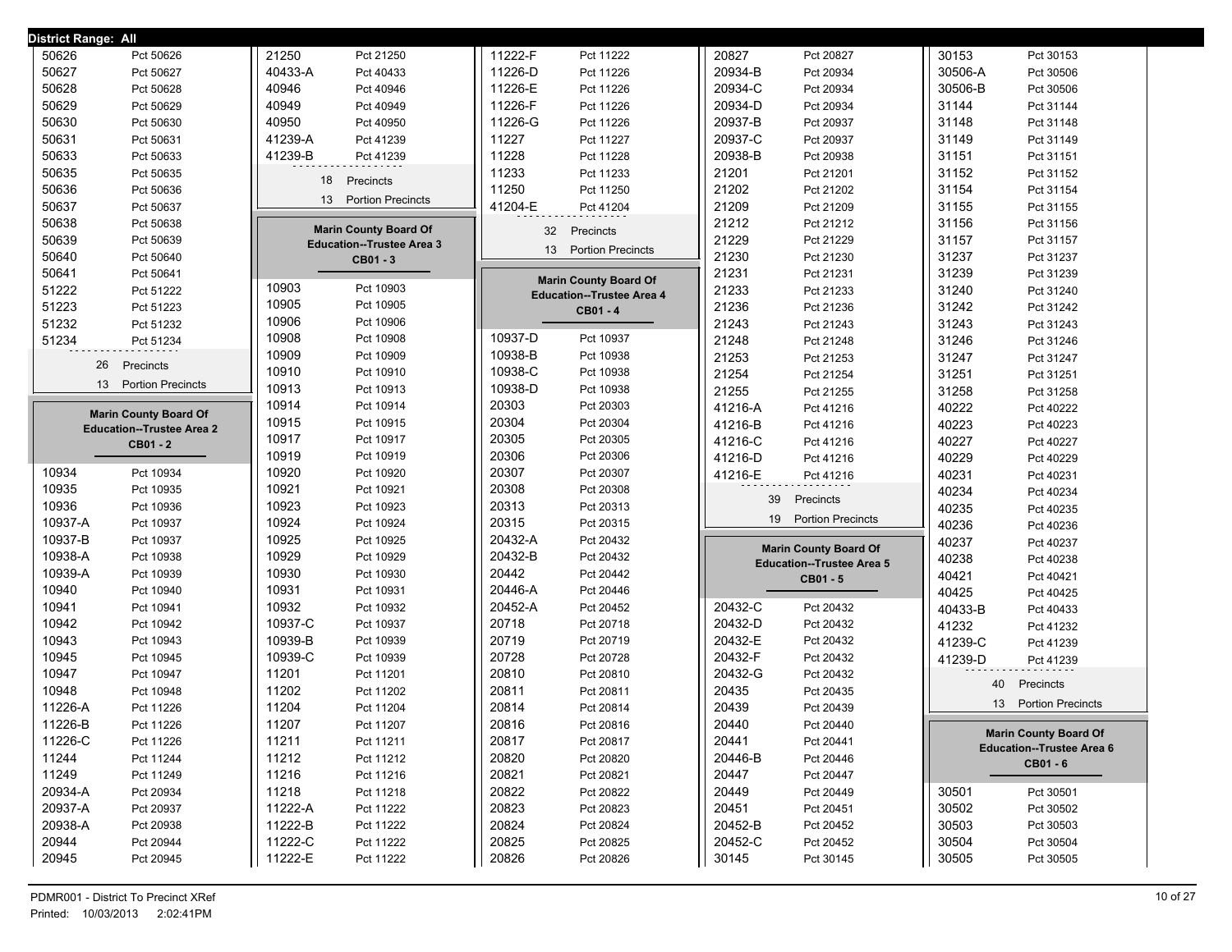District Range: All

| District | Precinct |
|---|---|
| 50626 | Pct 50626 |
| 50627 | Pct 50627 |
| 50628 | Pct 50628 |
| 50629 | Pct 50629 |
| 50630 | Pct 50630 |
| 50631 | Pct 50631 |
| 50633 | Pct 50633 |
| 50635 | Pct 50635 |
| 50636 | Pct 50636 |
| 50637 | Pct 50637 |
| 50638 | Pct 50638 |
| 50639 | Pct 50639 |
| 50640 | Pct 50640 |
| 50641 | Pct 50641 |
| 51222 | Pct 51222 |
| 51223 | Pct 51223 |
| 51232 | Pct 51232 |
| 51234 | Pct 51234 |

26 Precincts
13 Portion Precincts

## Marin County Board Of Education--Trustee Area 2
**CB01 - 2**

| District | Precinct |
|---|---|
| 10934 | Pct 10934 |
| 10935 | Pct 10935 |
| 10936 | Pct 10936 |
| 10937-A | Pct 10937 |
| 10937-B | Pct 10937 |
| 10938-A | Pct 10938 |
| 10939-A | Pct 10939 |
| 10940 | Pct 10940 |
| 10941 | Pct 10941 |
| 10942 | Pct 10942 |
| 10943 | Pct 10943 |
| 10945 | Pct 10945 |
| 10947 | Pct 10947 |
| 10948 | Pct 10948 |
| 11226-A | Pct 11226 |
| 11226-B | Pct 11226 |
| 11226-C | Pct 11226 |
| 11244 | Pct 11244 |
| 11249 | Pct 11249 |
| 20934-A | Pct 20934 |
| 20937-A | Pct 20937 |
| 20938-A | Pct 20938 |
| 20944 | Pct 20944 |
| 20945 | Pct 20945 |
| 21250 | Pct 21250 |
| 40433-A | Pct 40433 |
| 40946 | Pct 40946 |
| 40949 | Pct 40949 |
| 40950 | Pct 40950 |
| 41239-A | Pct 41239 |
| 41239-B | Pct 41239 |

18 Precincts
13 Portion Precincts

## Marin County Board Of Education--Trustee Area 3
**CB01 - 3**

| District | Precinct |
|---|---|
| 10903 | Pct 10903 |
| 10905 | Pct 10905 |
| 10906 | Pct 10906 |
| 10908 | Pct 10908 |
| 10909 | Pct 10909 |
| 10910 | Pct 10910 |
| 10913 | Pct 10913 |
| 10914 | Pct 10914 |
| 10915 | Pct 10915 |
| 10917 | Pct 10917 |
| 10919 | Pct 10919 |
| 10920 | Pct 10920 |
| 10921 | Pct 10921 |
| 10923 | Pct 10923 |
| 10924 | Pct 10924 |
| 10925 | Pct 10925 |
| 10929 | Pct 10929 |
| 10930 | Pct 10930 |
| 10931 | Pct 10931 |
| 10932 | Pct 10932 |
| 10937-C | Pct 10937 |
| 10939-B | Pct 10939 |
| 10939-C | Pct 10939 |
| 11201 | Pct 11201 |
| 11202 | Pct 11202 |
| 11204 | Pct 11204 |
| 11207 | Pct 11207 |
| 11211 | Pct 11211 |
| 11212 | Pct 11212 |
| 11216 | Pct 11216 |
| 11218 | Pct 11218 |
| 11222-A | Pct 11222 |
| 11222-B | Pct 11222 |
| 11222-C | Pct 11222 |
| 11222-E | Pct 11222 |
| 11222-F | Pct 11222 |
| 11226-D | Pct 11226 |
| 11226-E | Pct 11226 |
| 11226-F | Pct 11226 |
| 11226-G | Pct 11226 |
| 11227 | Pct 11227 |
| 11228 | Pct 11228 |
| 11233 | Pct 11233 |
| 11250 | Pct 11250 |
| 41204-E | Pct 41204 |

32 Precincts
13 Portion Precincts

## Marin County Board Of Education--Trustee Area 4
**CB01 - 4**

| District | Precinct |
|---|---|
| 10937-D | Pct 10937 |
| 10938-B | Pct 10938 |
| 10938-C | Pct 10938 |
| 10938-D | Pct 10938 |
| 20303 | Pct 20303 |
| 20304 | Pct 20304 |
| 20305 | Pct 20305 |
| 20306 | Pct 20306 |
| 20307 | Pct 20307 |
| 20308 | Pct 20308 |
| 20313 | Pct 20313 |
| 20315 | Pct 20315 |
| 20432-A | Pct 20432 |
| 20432-B | Pct 20432 |
| 20442 | Pct 20442 |
| 20446-A | Pct 20446 |
| 20452-A | Pct 20452 |
| 20718 | Pct 20718 |
| 20719 | Pct 20719 |
| 20728 | Pct 20728 |
| 20810 | Pct 20810 |
| 20811 | Pct 20811 |
| 20814 | Pct 20814 |
| 20816 | Pct 20816 |
| 20817 | Pct 20817 |
| 20820 | Pct 20820 |
| 20821 | Pct 20821 |
| 20822 | Pct 20822 |
| 20823 | Pct 20823 |
| 20824 | Pct 20824 |
| 20825 | Pct 20825 |
| 20826 | Pct 20826 |
| 20827 | Pct 20827 |
| 20934-B | Pct 20934 |
| 20934-C | Pct 20934 |
| 20934-D | Pct 20934 |
| 20937-B | Pct 20937 |
| 20937-C | Pct 20937 |
| 20938-B | Pct 20938 |
| 21201 | Pct 21201 |
| 21202 | Pct 21202 |
| 21209 | Pct 21209 |
| 21212 | Pct 21212 |
| 21229 | Pct 21229 |
| 21230 | Pct 21230 |
| 21231 | Pct 21231 |
| 21233 | Pct 21233 |
| 21236 | Pct 21236 |
| 21243 | Pct 21243 |
| 21248 | Pct 21248 |
| 21253 | Pct 21253 |
| 21254 | Pct 21254 |
| 21255 | Pct 21255 |
| 41216-A | Pct 41216 |
| 41216-B | Pct 41216 |
| 41216-C | Pct 41216 |
| 41216-D | Pct 41216 |
| 41216-E | Pct 41216 |

39 Precincts
19 Portion Precincts

## Marin County Board Of Education--Trustee Area 5
**CB01 - 5**

| District | Precinct |
|---|---|
| 20432-C | Pct 20432 |
| 20432-D | Pct 20432 |
| 20432-E | Pct 20432 |
| 20432-F | Pct 20432 |
| 20432-G | Pct 20432 |
| 20435 | Pct 20435 |
| 20439 | Pct 20439 |
| 20440 | Pct 20440 |
| 20441 | Pct 20441 |
| 20446-B | Pct 20446 |
| 20447 | Pct 20447 |
| 20449 | Pct 20449 |
| 20451 | Pct 20451 |
| 20452-B | Pct 20452 |
| 20452-C | Pct 20452 |
| 30145 | Pct 30145 |
| 30153 | Pct 30153 |
| 30506-A | Pct 30506 |
| 30506-B | Pct 30506 |
| 31144 | Pct 31144 |
| 31148 | Pct 31148 |
| 31149 | Pct 31149 |
| 31151 | Pct 31151 |
| 31152 | Pct 31152 |
| 31154 | Pct 31154 |
| 31155 | Pct 31155 |
| 31156 | Pct 31156 |
| 31157 | Pct 31157 |
| 31237 | Pct 31237 |
| 31239 | Pct 31239 |
| 31240 | Pct 31240 |
| 31242 | Pct 31242 |
| 31243 | Pct 31243 |
| 31246 | Pct 31246 |
| 31247 | Pct 31247 |
| 31251 | Pct 31251 |
| 31258 | Pct 31258 |
| 40222 | Pct 40222 |
| 40223 | Pct 40223 |
| 40227 | Pct 40227 |
| 40229 | Pct 40229 |
| 40231 | Pct 40231 |
| 40234 | Pct 40234 |
| 40235 | Pct 40235 |
| 40236 | Pct 40236 |
| 40237 | Pct 40237 |
| 40238 | Pct 40238 |
| 40421 | Pct 40421 |
| 40425 | Pct 40425 |
| 40433-B | Pct 40433 |
| 41232 | Pct 41232 |
| 41239-C | Pct 41239 |
| 41239-D | Pct 41239 |

40 Precincts
13 Portion Precincts

## Marin County Board Of Education--Trustee Area 6
**CB01 - 6**

| District | Precinct |
|---|---|
| 30501 | Pct 30501 |
| 30502 | Pct 30502 |
| 30503 | Pct 30503 |
| 30504 | Pct 30504 |
| 30505 | Pct 30505 |

PDMR001 - District To Precinct XRef
Printed: 10/03/2013 2:02:41PM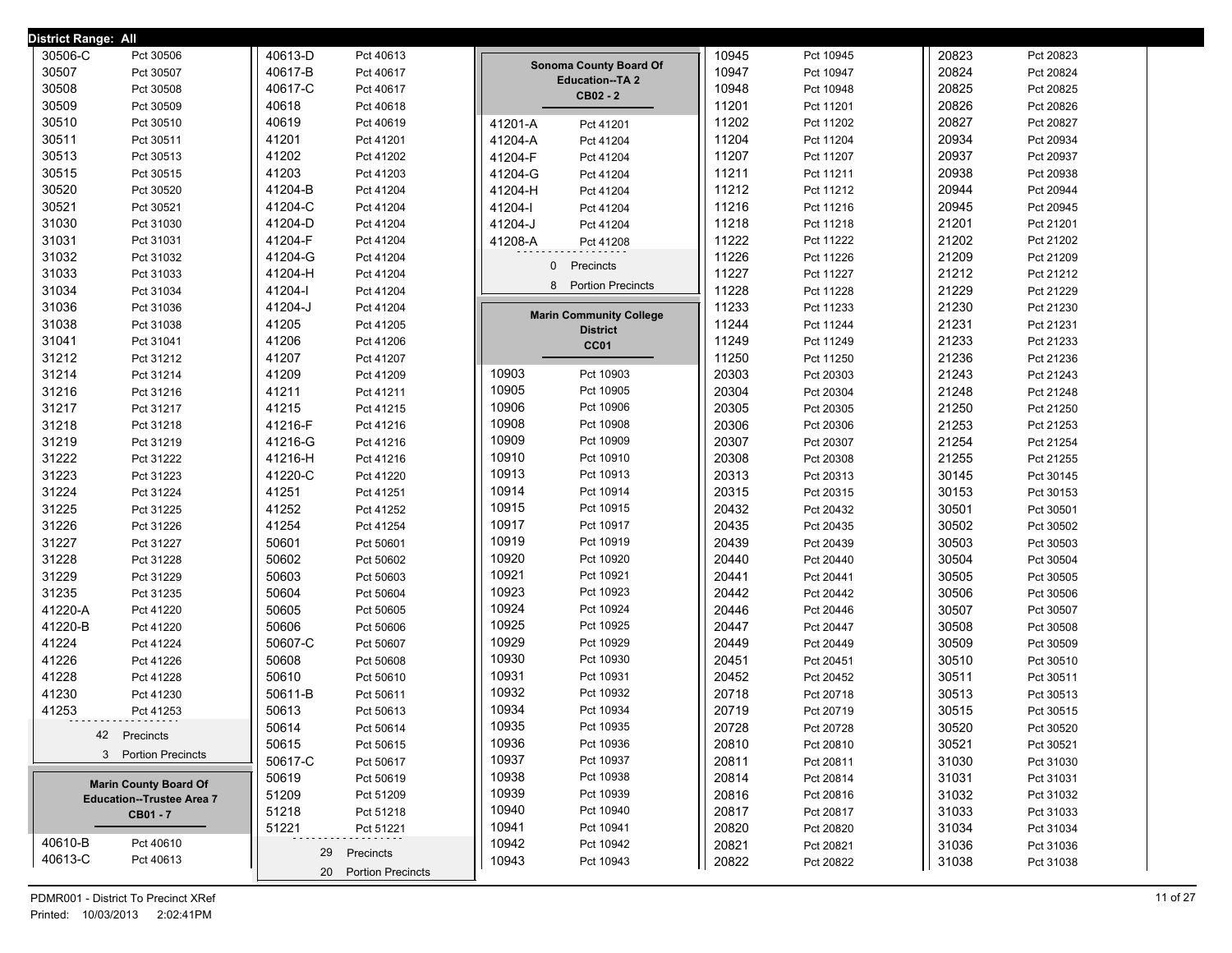District Range: All

| Precinct | Name |
| --- | --- |
| 30506-C | Pct 30506 |
| 30507 | Pct 30507 |
| 30508 | Pct 30508 |
| 30509 | Pct 30509 |
| 30510 | Pct 30510 |
| 30511 | Pct 30511 |
| 30513 | Pct 30513 |
| 30515 | Pct 30515 |
| 30520 | Pct 30520 |
| 30521 | Pct 30521 |
| 31030 | Pct 31030 |
| 31031 | Pct 31031 |
| 31032 | Pct 31032 |
| 31033 | Pct 31033 |
| 31034 | Pct 31034 |
| 31036 | Pct 31036 |
| 31038 | Pct 31038 |
| 31041 | Pct 31041 |
| 31212 | Pct 31212 |
| 31214 | Pct 31214 |
| 31216 | Pct 31216 |
| 31217 | Pct 31217 |
| 31218 | Pct 31218 |
| 31219 | Pct 31219 |
| 31222 | Pct 31222 |
| 31223 | Pct 31223 |
| 31224 | Pct 31224 |
| 31225 | Pct 31225 |
| 31226 | Pct 31226 |
| 31227 | Pct 31227 |
| 31228 | Pct 31228 |
| 31229 | Pct 31229 |
| 31235 | Pct 31235 |
| 41220-A | Pct 41220 |
| 41220-B | Pct 41220 |
| 41224 | Pct 41224 |
| 41226 | Pct 41226 |
| 41228 | Pct 41228 |
| 41230 | Pct 41230 |
| 41253 | Pct 41253 |

42 Precincts
3 Portion Precincts

### Marin County Board Of Education--Trustee Area 7
**CB01 - 7**

| Precinct | Name |
| --- | --- |
| 40610-B | Pct 40610 |
| 40613-C | Pct 40613 |
| 40613-D | Pct 40613 |
| 40617-B | Pct 40617 |
| 40617-C | Pct 40617 |
| 40618 | Pct 40618 |
| 40619 | Pct 40619 |
| 41201 | Pct 41201 |
| 41202 | Pct 41202 |
| 41203 | Pct 41203 |
| 41204-B | Pct 41204 |
| 41204-C | Pct 41204 |
| 41204-D | Pct 41204 |
| 41204-F | Pct 41204 |
| 41204-G | Pct 41204 |
| 41204-H | Pct 41204 |
| 41204-I | Pct 41204 |
| 41204-J | Pct 41204 |
| 41205 | Pct 41205 |
| 41206 | Pct 41206 |
| 41207 | Pct 41207 |
| 41209 | Pct 41209 |
| 41211 | Pct 41211 |
| 41215 | Pct 41215 |
| 41216-F | Pct 41216 |
| 41216-G | Pct 41216 |
| 41216-H | Pct 41216 |
| 41220-C | Pct 41220 |
| 41251 | Pct 41251 |
| 41252 | Pct 41252 |
| 41254 | Pct 41254 |
| 50601 | Pct 50601 |
| 50602 | Pct 50602 |
| 50603 | Pct 50603 |
| 50604 | Pct 50604 |
| 50605 | Pct 50605 |
| 50606 | Pct 50606 |
| 50607-C | Pct 50607 |
| 50608 | Pct 50608 |
| 50610 | Pct 50610 |
| 50611-B | Pct 50611 |
| 50613 | Pct 50613 |
| 50614 | Pct 50614 |
| 50615 | Pct 50615 |
| 50617-C | Pct 50617 |
| 50619 | Pct 50619 |
| 51209 | Pct 51209 |
| 51218 | Pct 51218 |
| 51221 | Pct 51221 |

29 Precincts
20 Portion Precincts

### Sonoma County Board Of Education--TA 2
**CB02 - 2**

| Precinct | Name |
| --- | --- |
| 41201-A | Pct 41201 |
| 41204-A | Pct 41204 |
| 41204-F | Pct 41204 |
| 41204-G | Pct 41204 |
| 41204-H | Pct 41204 |
| 41204-I | Pct 41204 |
| 41204-J | Pct 41204 |
| 41208-A | Pct 41208 |

0 Precincts
8 Portion Precincts

### Marin Community College District
**CC01**

| Precinct | Name |
| --- | --- |
| 10903 | Pct 10903 |
| 10905 | Pct 10905 |
| 10906 | Pct 10906 |
| 10908 | Pct 10908 |
| 10909 | Pct 10909 |
| 10910 | Pct 10910 |
| 10913 | Pct 10913 |
| 10914 | Pct 10914 |
| 10915 | Pct 10915 |
| 10917 | Pct 10917 |
| 10919 | Pct 10919 |
| 10920 | Pct 10920 |
| 10921 | Pct 10921 |
| 10923 | Pct 10923 |
| 10924 | Pct 10924 |
| 10925 | Pct 10925 |
| 10929 | Pct 10929 |
| 10930 | Pct 10930 |
| 10931 | Pct 10931 |
| 10932 | Pct 10932 |
| 10934 | Pct 10934 |
| 10935 | Pct 10935 |
| 10936 | Pct 10936 |
| 10937 | Pct 10937 |
| 10938 | Pct 10938 |
| 10939 | Pct 10939 |
| 10940 | Pct 10940 |
| 10941 | Pct 10941 |
| 10942 | Pct 10942 |
| 10943 | Pct 10943 |
| 10945 | Pct 10945 |
| 10947 | Pct 10947 |
| 10948 | Pct 10948 |
| 11201 | Pct 11201 |
| 11202 | Pct 11202 |
| 11204 | Pct 11204 |
| 11207 | Pct 11207 |
| 11211 | Pct 11211 |
| 11212 | Pct 11212 |
| 11216 | Pct 11216 |
| 11218 | Pct 11218 |
| 11222 | Pct 11222 |
| 11226 | Pct 11226 |
| 11227 | Pct 11227 |
| 11228 | Pct 11228 |
| 11233 | Pct 11233 |
| 11244 | Pct 11244 |
| 11249 | Pct 11249 |
| 11250 | Pct 11250 |
| 20303 | Pct 20303 |
| 20304 | Pct 20304 |
| 20305 | Pct 20305 |
| 20306 | Pct 20306 |
| 20307 | Pct 20307 |
| 20308 | Pct 20308 |
| 20313 | Pct 20313 |
| 20315 | Pct 20315 |
| 20432 | Pct 20432 |
| 20435 | Pct 20435 |
| 20439 | Pct 20439 |
| 20440 | Pct 20440 |
| 20441 | Pct 20441 |
| 20442 | Pct 20442 |
| 20446 | Pct 20446 |
| 20447 | Pct 20447 |
| 20449 | Pct 20449 |
| 20451 | Pct 20451 |
| 20452 | Pct 20452 |
| 20718 | Pct 20718 |
| 20719 | Pct 20719 |
| 20728 | Pct 20728 |
| 20810 | Pct 20810 |
| 20811 | Pct 20811 |
| 20814 | Pct 20814 |
| 20816 | Pct 20816 |
| 20817 | Pct 20817 |
| 20820 | Pct 20820 |
| 20821 | Pct 20821 |
| 20822 | Pct 20822 |
| 20823 | Pct 20823 |
| 20824 | Pct 20824 |
| 20825 | Pct 20825 |
| 20826 | Pct 20826 |
| 20827 | Pct 20827 |
| 20934 | Pct 20934 |
| 20937 | Pct 20937 |
| 20938 | Pct 20938 |
| 20944 | Pct 20944 |
| 20945 | Pct 20945 |
| 21201 | Pct 21201 |
| 21202 | Pct 21202 |
| 21209 | Pct 21209 |
| 21212 | Pct 21212 |
| 21229 | Pct 21229 |
| 21230 | Pct 21230 |
| 21231 | Pct 21231 |
| 21233 | Pct 21233 |
| 21236 | Pct 21236 |
| 21243 | Pct 21243 |
| 21248 | Pct 21248 |
| 21250 | Pct 21250 |
| 21253 | Pct 21253 |
| 21254 | Pct 21254 |
| 21255 | Pct 21255 |
| 30145 | Pct 30145 |
| 30153 | Pct 30153 |
| 30501 | Pct 30501 |
| 30502 | Pct 30502 |
| 30503 | Pct 30503 |
| 30504 | Pct 30504 |
| 30505 | Pct 30505 |
| 30506 | Pct 30506 |
| 30507 | Pct 30507 |
| 30508 | Pct 30508 |
| 30509 | Pct 30509 |
| 30510 | Pct 30510 |
| 30511 | Pct 30511 |
| 30513 | Pct 30513 |
| 30515 | Pct 30515 |
| 30520 | Pct 30520 |
| 30521 | Pct 30521 |
| 31030 | Pct 31030 |
| 31031 | Pct 31031 |
| 31032 | Pct 31032 |
| 31033 | Pct 31033 |
| 31034 | Pct 31034 |
| 31036 | Pct 31036 |
| 31038 | Pct 31038 |

PDMR001 - District To Precinct XRef
Printed: 10/03/2013 2:02:41PM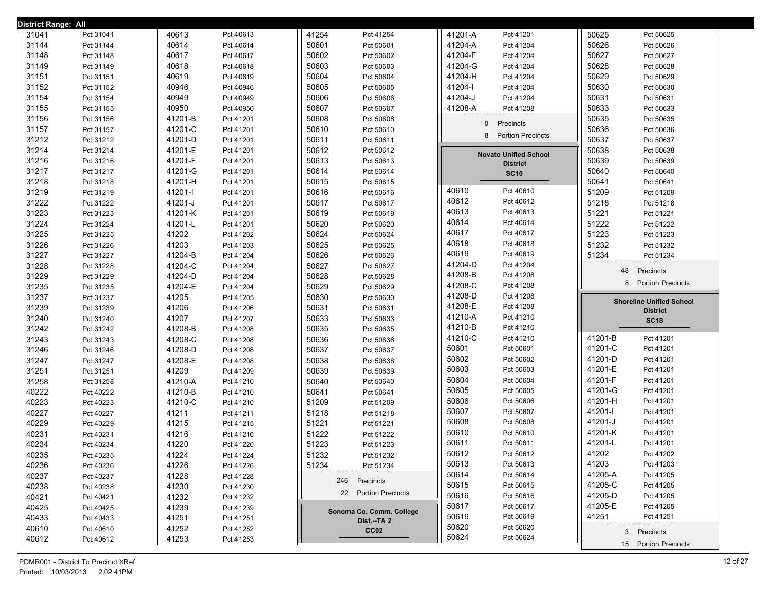**District Range: All**

| Precinct | Name |
|---|---|
| 31041 | Pct 31041 |
| 31144 | Pct 31144 |
| 31148 | Pct 31148 |
| 31149 | Pct 31149 |
| 31151 | Pct 31151 |
| 31152 | Pct 31152 |
| 31154 | Pct 31154 |
| 31155 | Pct 31155 |
| 31156 | Pct 31156 |
| 31157 | Pct 31157 |
| 31212 | Pct 31212 |
| 31214 | Pct 31214 |
| 31216 | Pct 31216 |
| 31217 | Pct 31217 |
| 31218 | Pct 31218 |
| 31219 | Pct 31219 |
| 31222 | Pct 31222 |
| 31223 | Pct 31223 |
| 31224 | Pct 31224 |
| 31225 | Pct 31225 |
| 31226 | Pct 31226 |
| 31227 | Pct 31227 |
| 31228 | Pct 31228 |
| 31229 | Pct 31229 |
| 31235 | Pct 31235 |
| 31237 | Pct 31237 |
| 31239 | Pct 31239 |
| 31240 | Pct 31240 |
| 31242 | Pct 31242 |
| 31243 | Pct 31243 |
| 31246 | Pct 31246 |
| 31247 | Pct 31247 |
| 31251 | Pct 31251 |
| 31258 | Pct 31258 |
| 40222 | Pct 40222 |
| 40223 | Pct 40223 |
| 40227 | Pct 40227 |
| 40229 | Pct 40229 |
| 40231 | Pct 40231 |
| 40234 | Pct 40234 |
| 40235 | Pct 40235 |
| 40236 | Pct 40236 |
| 40237 | Pct 40237 |
| 40238 | Pct 40238 |
| 40421 | Pct 40421 |
| 40425 | Pct 40425 |
| 40433 | Pct 40433 |
| 40610 | Pct 40610 |
| 40612 | Pct 40612 |
| 40613 | Pct 40613 |
| 40614 | Pct 40614 |
| 40617 | Pct 40617 |
| 40618 | Pct 40618 |
| 40619 | Pct 40619 |
| 40946 | Pct 40946 |
| 40949 | Pct 40949 |
| 40950 | Pct 40950 |
| 41201-B | Pct 41201 |
| 41201-C | Pct 41201 |
| 41201-D | Pct 41201 |
| 41201-E | Pct 41201 |
| 41201-F | Pct 41201 |
| 41201-G | Pct 41201 |
| 41201-H | Pct 41201 |
| 41201-I | Pct 41201 |
| 41201-J | Pct 41201 |
| 41201-K | Pct 41201 |
| 41201-L | Pct 41201 |
| 41202 | Pct 41202 |
| 41203 | Pct 41203 |
| 41204-B | Pct 41204 |
| 41204-C | Pct 41204 |
| 41204-D | Pct 41204 |
| 41204-E | Pct 41204 |
| 41205 | Pct 41205 |
| 41206 | Pct 41206 |
| 41207 | Pct 41207 |
| 41208-B | Pct 41208 |
| 41208-C | Pct 41208 |
| 41208-D | Pct 41208 |
| 41208-E | Pct 41208 |
| 41209 | Pct 41209 |
| 41210-A | Pct 41210 |
| 41210-B | Pct 41210 |
| 41210-C | Pct 41210 |
| 41211 | Pct 41211 |
| 41215 | Pct 41215 |
| 41216 | Pct 41216 |
| 41220 | Pct 41220 |
| 41224 | Pct 41224 |
| 41226 | Pct 41226 |
| 41228 | Pct 41228 |
| 41230 | Pct 41230 |
| 41232 | Pct 41232 |
| 41239 | Pct 41239 |
| 41251 | Pct 41251 |
| 41252 | Pct 41252 |
| 41253 | Pct 41253 |
| 41254 | Pct 41254 |
| 50601 | Pct 50601 |
| 50602 | Pct 50602 |
| 50603 | Pct 50603 |
| 50604 | Pct 50604 |
| 50605 | Pct 50605 |
| 50606 | Pct 50606 |
| 50607 | Pct 50607 |
| 50608 | Pct 50608 |
| 50610 | Pct 50610 |
| 50611 | Pct 50611 |
| 50612 | Pct 50612 |
| 50613 | Pct 50613 |
| 50614 | Pct 50614 |
| 50615 | Pct 50615 |
| 50616 | Pct 50616 |
| 50617 | Pct 50617 |
| 50619 | Pct 50619 |
| 50620 | Pct 50620 |
| 50624 | Pct 50624 |
| 50625 | Pct 50625 |
| 50626 | Pct 50626 |
| 50627 | Pct 50627 |
| 50628 | Pct 50628 |
| 50629 | Pct 50629 |
| 50630 | Pct 50630 |
| 50631 | Pct 50631 |
| 50633 | Pct 50633 |
| 50635 | Pct 50635 |
| 50636 | Pct 50636 |
| 50637 | Pct 50637 |
| 50638 | Pct 50638 |
| 50639 | Pct 50639 |
| 50640 | Pct 50640 |
| 50641 | Pct 50641 |
| 51209 | Pct 51209 |
| 51218 | Pct 51218 |
| 51221 | Pct 51221 |
| 51222 | Pct 51222 |
| 51223 | Pct 51223 |
| 51232 | Pct 51232 |
| 51234 | Pct 51234 |

246 Precincts
22 Portion Precincts

## Sonoma Co. Comm. College Dist.--TA 2
**CC02**

| Precinct | Name |
|---|---|
| 41201-A | Pct 41201 |
| 41204-A | Pct 41204 |
| 41204-F | Pct 41204 |
| 41204-G | Pct 41204 |
| 41204-H | Pct 41204 |
| 41204-I | Pct 41204 |
| 41204-J | Pct 41204 |
| 41208-A | Pct 41208 |

0 Precincts
8 Portion Precincts

## Novato Unified School District
**SC10**

| Precinct | Name |
|---|---|
| 40610 | Pct 40610 |
| 40612 | Pct 40612 |
| 40613 | Pct 40613 |
| 40614 | Pct 40614 |
| 40617 | Pct 40617 |
| 40618 | Pct 40618 |
| 40619 | Pct 40619 |
| 41204-D | Pct 41204 |
| 41208-B | Pct 41208 |
| 41208-C | Pct 41208 |
| 41208-D | Pct 41208 |
| 41208-E | Pct 41208 |
| 41210-A | Pct 41210 |
| 41210-B | Pct 41210 |
| 41210-C | Pct 41210 |
| 50601 | Pct 50601 |
| 50602 | Pct 50602 |
| 50603 | Pct 50603 |
| 50604 | Pct 50604 |
| 50605 | Pct 50605 |
| 50606 | Pct 50606 |
| 50607 | Pct 50607 |
| 50608 | Pct 50608 |
| 50610 | Pct 50610 |
| 50611 | Pct 50611 |
| 50612 | Pct 50612 |
| 50613 | Pct 50613 |
| 50614 | Pct 50614 |
| 50615 | Pct 50615 |
| 50616 | Pct 50616 |
| 50617 | Pct 50617 |
| 50619 | Pct 50619 |
| 50620 | Pct 50620 |
| 50624 | Pct 50624 |
| 50625 | Pct 50625 |
| 50626 | Pct 50626 |
| 50627 | Pct 50627 |
| 50628 | Pct 50628 |
| 50629 | Pct 50629 |
| 50630 | Pct 50630 |
| 50631 | Pct 50631 |
| 50633 | Pct 50633 |
| 50635 | Pct 50635 |
| 50636 | Pct 50636 |
| 50637 | Pct 50637 |
| 50638 | Pct 50638 |
| 50639 | Pct 50639 |
| 50640 | Pct 50640 |
| 50641 | Pct 50641 |
| 51209 | Pct 51209 |
| 51218 | Pct 51218 |
| 51221 | Pct 51221 |
| 51222 | Pct 51222 |
| 51223 | Pct 51223 |
| 51232 | Pct 51232 |
| 51234 | Pct 51234 |

48 Precincts
8 Portion Precincts

## Shoreline Unified School District
**SC18**

| Precinct | Name |
|---|---|
| 41201-B | Pct 41201 |
| 41201-C | Pct 41201 |
| 41201-D | Pct 41201 |
| 41201-E | Pct 41201 |
| 41201-F | Pct 41201 |
| 41201-G | Pct 41201 |
| 41201-H | Pct 41201 |
| 41201-I | Pct 41201 |
| 41201-J | Pct 41201 |
| 41201-K | Pct 41201 |
| 41201-L | Pct 41201 |
| 41202 | Pct 41202 |
| 41203 | Pct 41203 |
| 41205-A | Pct 41205 |
| 41205-C | Pct 41205 |
| 41205-D | Pct 41205 |
| 41205-E | Pct 41205 |
| 41251 | Pct 41251 |

3 Precincts
15 Portion Precincts

PDMR001 - District To Precinct XRef
Printed: 10/03/2013 2:02:41PM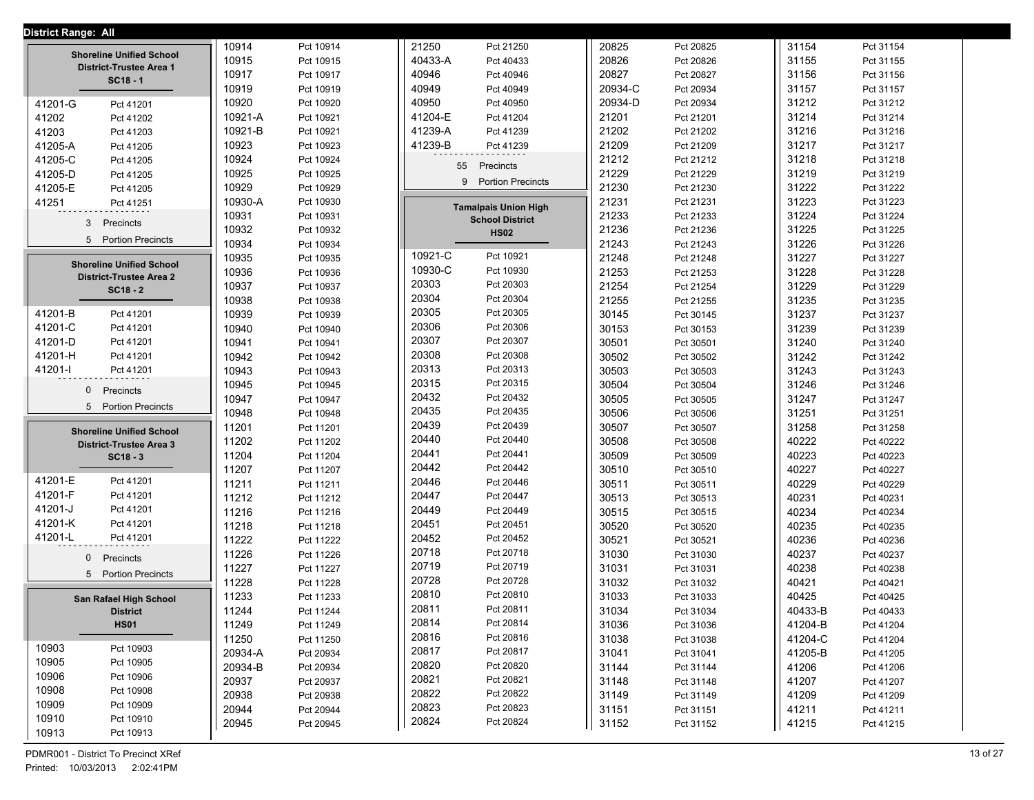**District Range: All**

### Shoreline Unified School District-Trustee Area 1
**SC18 - 1**

| Precinct | Name |
|---|---|
| 41201-G | Pct 41201 |
| 41202 | Pct 41202 |
| 41203 | Pct 41203 |
| 41205-A | Pct 41205 |
| 41205-C | Pct 41205 |
| 41205-D | Pct 41205 |
| 41205-E | Pct 41205 |
| 41251 | Pct 41251 |

3 Precincts
5 Portion Precincts

### Shoreline Unified School District-Trustee Area 2
**SC18 - 2**

| Precinct | Name |
|---|---|
| 41201-B | Pct 41201 |
| 41201-C | Pct 41201 |
| 41201-D | Pct 41201 |
| 41201-H | Pct 41201 |
| 41201-I | Pct 41201 |

0 Precincts
5 Portion Precincts

### Shoreline Unified School District-Trustee Area 3
**SC18 - 3**

| Precinct | Name |
|---|---|
| 41201-E | Pct 41201 |
| 41201-F | Pct 41201 |
| 41201-J | Pct 41201 |
| 41201-K | Pct 41201 |
| 41201-L | Pct 41201 |

0 Precincts
5 Portion Precincts

### San Rafael High School District
**HS01**

| Precinct | Name |
|---|---|
| 10903 | Pct 10903 |
| 10905 | Pct 10905 |
| 10906 | Pct 10906 |
| 10908 | Pct 10908 |
| 10909 | Pct 10909 |
| 10910 | Pct 10910 |
| 10913 | Pct 10913 |
| 10914 | Pct 10914 |
| 10915 | Pct 10915 |
| 10917 | Pct 10917 |
| 10919 | Pct 10919 |
| 10920 | Pct 10920 |
| 10921-A | Pct 10921 |
| 10921-B | Pct 10921 |
| 10923 | Pct 10923 |
| 10924 | Pct 10924 |
| 10925 | Pct 10925 |
| 10929 | Pct 10929 |
| 10930-A | Pct 10930 |
| 10931 | Pct 10931 |
| 10932 | Pct 10932 |
| 10934 | Pct 10934 |
| 10935 | Pct 10935 |
| 10936 | Pct 10936 |
| 10937 | Pct 10937 |
| 10938 | Pct 10938 |
| 10939 | Pct 10939 |
| 10940 | Pct 10940 |
| 10941 | Pct 10941 |
| 10942 | Pct 10942 |
| 10943 | Pct 10943 |
| 10945 | Pct 10945 |
| 10947 | Pct 10947 |
| 10948 | Pct 10948 |
| 11201 | Pct 11201 |
| 11202 | Pct 11202 |
| 11204 | Pct 11204 |
| 11207 | Pct 11207 |
| 11211 | Pct 11211 |
| 11212 | Pct 11212 |
| 11216 | Pct 11216 |
| 11218 | Pct 11218 |
| 11222 | Pct 11222 |
| 11226 | Pct 11226 |
| 11227 | Pct 11227 |
| 11228 | Pct 11228 |
| 11233 | Pct 11233 |
| 11244 | Pct 11244 |
| 11249 | Pct 11249 |
| 11250 | Pct 11250 |
| 20934-A | Pct 20934 |
| 20934-B | Pct 20934 |
| 20937 | Pct 20937 |
| 20938 | Pct 20938 |
| 20944 | Pct 20944 |
| 20945 | Pct 20945 |
| 21250 | Pct 21250 |
| 40433-A | Pct 40433 |
| 40946 | Pct 40946 |
| 40949 | Pct 40949 |
| 40950 | Pct 40950 |
| 41204-E | Pct 41204 |
| 41239-A | Pct 41239 |
| 41239-B | Pct 41239 |

55 Precincts
9 Portion Precincts

### Tamalpais Union High School District
**HS02**

| Precinct | Name |
|---|---|
| 10921-C | Pct 10921 |
| 10930-C | Pct 10930 |
| 20303 | Pct 20303 |
| 20304 | Pct 20304 |
| 20305 | Pct 20305 |
| 20306 | Pct 20306 |
| 20307 | Pct 20307 |
| 20308 | Pct 20308 |
| 20313 | Pct 20313 |
| 20315 | Pct 20315 |
| 20432 | Pct 20432 |
| 20435 | Pct 20435 |
| 20439 | Pct 20439 |
| 20440 | Pct 20440 |
| 20441 | Pct 20441 |
| 20442 | Pct 20442 |
| 20446 | Pct 20446 |
| 20447 | Pct 20447 |
| 20449 | Pct 20449 |
| 20451 | Pct 20451 |
| 20452 | Pct 20452 |
| 20718 | Pct 20718 |
| 20719 | Pct 20719 |
| 20728 | Pct 20728 |
| 20810 | Pct 20810 |
| 20811 | Pct 20811 |
| 20814 | Pct 20814 |
| 20816 | Pct 20816 |
| 20817 | Pct 20817 |
| 20820 | Pct 20820 |
| 20821 | Pct 20821 |
| 20822 | Pct 20822 |
| 20823 | Pct 20823 |
| 20824 | Pct 20824 |
| 20825 | Pct 20825 |
| 20826 | Pct 20826 |
| 20827 | Pct 20827 |
| 20934-C | Pct 20934 |
| 20934-D | Pct 20934 |
| 21201 | Pct 21201 |
| 21202 | Pct 21202 |
| 21209 | Pct 21209 |
| 21212 | Pct 21212 |
| 21229 | Pct 21229 |
| 21230 | Pct 21230 |
| 21231 | Pct 21231 |
| 21233 | Pct 21233 |
| 21236 | Pct 21236 |
| 21243 | Pct 21243 |
| 21248 | Pct 21248 |
| 21253 | Pct 21253 |
| 21254 | Pct 21254 |
| 21255 | Pct 21255 |
| 30145 | Pct 30145 |
| 30153 | Pct 30153 |
| 30501 | Pct 30501 |
| 30502 | Pct 30502 |
| 30503 | Pct 30503 |
| 30504 | Pct 30504 |
| 30505 | Pct 30505 |
| 30506 | Pct 30506 |
| 30507 | Pct 30507 |
| 30508 | Pct 30508 |
| 30509 | Pct 30509 |
| 30510 | Pct 30510 |
| 30511 | Pct 30511 |
| 30513 | Pct 30513 |
| 30515 | Pct 30515 |
| 30520 | Pct 30520 |
| 30521 | Pct 30521 |
| 31030 | Pct 31030 |
| 31031 | Pct 31031 |
| 31032 | Pct 31032 |
| 31033 | Pct 31033 |
| 31034 | Pct 31034 |
| 31036 | Pct 31036 |
| 31038 | Pct 31038 |
| 31041 | Pct 31041 |
| 31144 | Pct 31144 |
| 31148 | Pct 31148 |
| 31149 | Pct 31149 |
| 31151 | Pct 31151 |
| 31152 | Pct 31152 |
| 31154 | Pct 31154 |
| 31155 | Pct 31155 |
| 31156 | Pct 31156 |
| 31157 | Pct 31157 |
| 31212 | Pct 31212 |
| 31214 | Pct 31214 |
| 31216 | Pct 31216 |
| 31217 | Pct 31217 |
| 31218 | Pct 31218 |
| 31219 | Pct 31219 |
| 31222 | Pct 31222 |
| 31223 | Pct 31223 |
| 31224 | Pct 31224 |
| 31225 | Pct 31225 |
| 31226 | Pct 31226 |
| 31227 | Pct 31227 |
| 31228 | Pct 31228 |
| 31229 | Pct 31229 |
| 31235 | Pct 31235 |
| 31237 | Pct 31237 |
| 31239 | Pct 31239 |
| 31240 | Pct 31240 |
| 31242 | Pct 31242 |
| 31243 | Pct 31243 |
| 31246 | Pct 31246 |
| 31247 | Pct 31247 |
| 31251 | Pct 31251 |
| 31258 | Pct 31258 |
| 40222 | Pct 40222 |
| 40223 | Pct 40223 |
| 40227 | Pct 40227 |
| 40229 | Pct 40229 |
| 40231 | Pct 40231 |
| 40234 | Pct 40234 |
| 40235 | Pct 40235 |
| 40236 | Pct 40236 |
| 40237 | Pct 40237 |
| 40238 | Pct 40238 |
| 40421 | Pct 40421 |
| 40425 | Pct 40425 |
| 40433-B | Pct 40433 |
| 41204-B | Pct 41204 |
| 41204-C | Pct 41204 |
| 41205-B | Pct 41205 |
| 41206 | Pct 41206 |
| 41207 | Pct 41207 |
| 41209 | Pct 41209 |
| 41211 | Pct 41211 |
| 41215 | Pct 41215 |

PDMR001 - District To Precinct XRef
Printed: 10/03/2013 2:02:41PM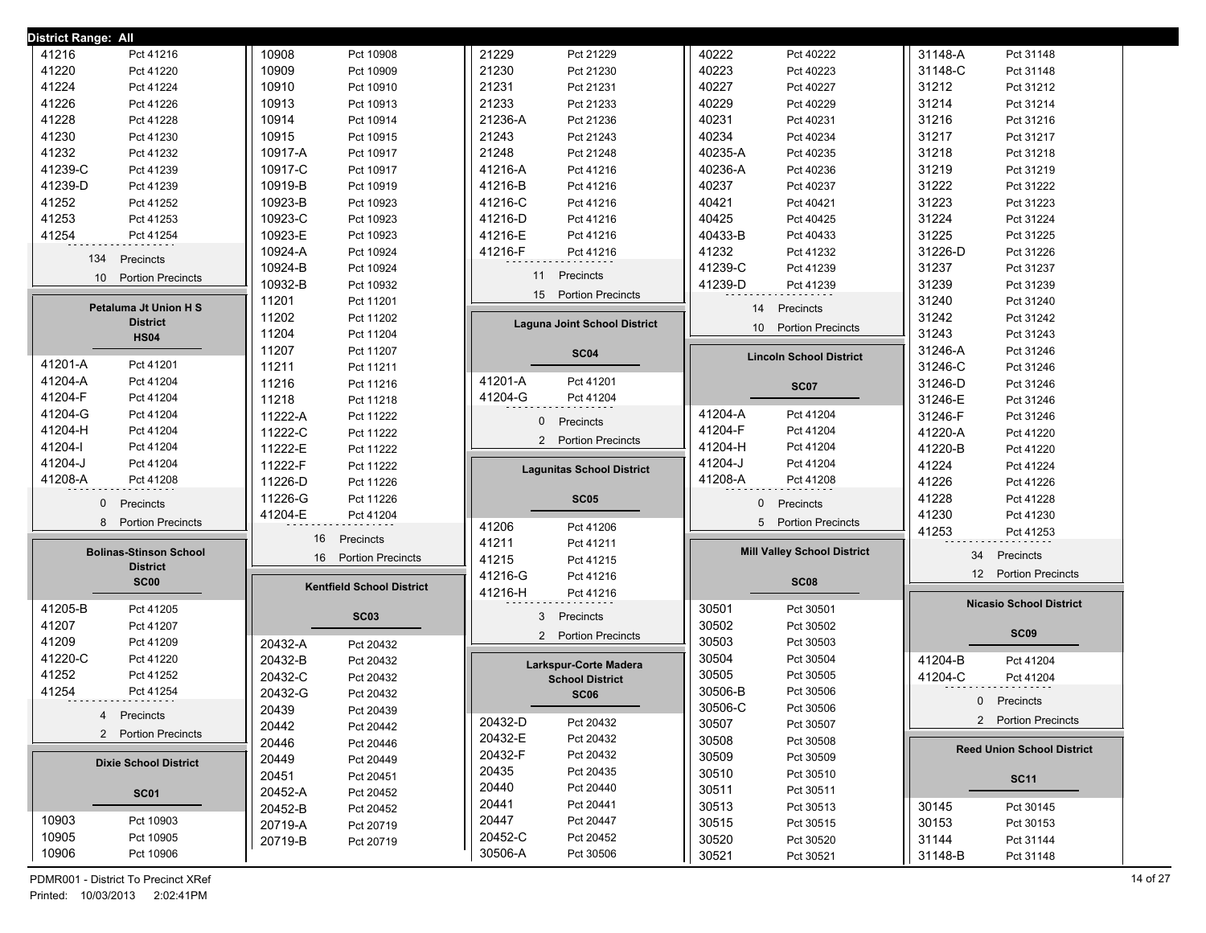District Range: All

| | |
|---|---|
| 41216 | Pct 41216 |
| 41220 | Pct 41220 |
| 41224 | Pct 41224 |
| 41226 | Pct 41226 |
| 41228 | Pct 41228 |
| 41230 | Pct 41230 |
| 41232 | Pct 41232 |
| 41239-C | Pct 41239 |
| 41239-D | Pct 41239 |
| 41252 | Pct 41252 |
| 41253 | Pct 41253 |
| 41254 | Pct 41254 |

134 Precincts
10 Portion Precincts

## Petaluma Jt Union H S District
**HS04**

| | |
|---|---|
| 41201-A | Pct 41201 |
| 41204-A | Pct 41204 |
| 41204-F | Pct 41204 |
| 41204-G | Pct 41204 |
| 41204-H | Pct 41204 |
| 41204-I | Pct 41204 |
| 41204-J | Pct 41204 |
| 41208-A | Pct 41208 |

0 Precincts
8 Portion Precincts

## Bolinas-Stinson School District
**SC00**

| | |
|---|---|
| 41205-B | Pct 41205 |
| 41207 | Pct 41207 |
| 41209 | Pct 41209 |
| 41220-C | Pct 41220 |
| 41252 | Pct 41252 |
| 41254 | Pct 41254 |

4 Precincts
2 Portion Precincts

## Dixie School District
**SC01**

| | |
|---|---|
| 10903 | Pct 10903 |
| 10905 | Pct 10905 |
| 10906 | Pct 10906 |
| 10908 | Pct 10908 |
| 10909 | Pct 10909 |
| 10910 | Pct 10910 |
| 10913 | Pct 10913 |
| 10914 | Pct 10914 |
| 10915 | Pct 10915 |
| 10917-A | Pct 10917 |
| 10917-C | Pct 10917 |
| 10919-B | Pct 10919 |
| 10923-B | Pct 10923 |
| 10923-C | Pct 10923 |
| 10923-E | Pct 10923 |
| 10924-A | Pct 10924 |
| 10924-B | Pct 10924 |
| 10932-B | Pct 10932 |
| 11201 | Pct 11201 |
| 11202 | Pct 11202 |
| 11204 | Pct 11204 |
| 11207 | Pct 11207 |
| 11211 | Pct 11211 |
| 11216 | Pct 11216 |
| 11218 | Pct 11218 |
| 11222-A | Pct 11222 |
| 11222-C | Pct 11222 |
| 11222-E | Pct 11222 |
| 11222-F | Pct 11222 |
| 11226-D | Pct 11226 |
| 11226-G | Pct 11226 |
| 41204-E | Pct 41204 |

16 Precincts
16 Portion Precincts

## Kentfield School District
**SC03**

| | |
|---|---|
| 20432-A | Pct 20432 |
| 20432-B | Pct 20432 |
| 20432-C | Pct 20432 |
| 20432-G | Pct 20432 |
| 20439 | Pct 20439 |
| 20442 | Pct 20442 |
| 20446 | Pct 20446 |
| 20449 | Pct 20449 |
| 20451 | Pct 20451 |
| 20452-A | Pct 20452 |
| 20452-B | Pct 20452 |
| 20719-A | Pct 20719 |
| 20719-B | Pct 20719 |
| 21229 | Pct 21229 |
| 21230 | Pct 21230 |
| 21231 | Pct 21231 |
| 21233 | Pct 21233 |
| 21236-A | Pct 21236 |
| 21243 | Pct 21243 |
| 21248 | Pct 21248 |
| 41216-A | Pct 41216 |
| 41216-B | Pct 41216 |
| 41216-C | Pct 41216 |
| 41216-D | Pct 41216 |
| 41216-E | Pct 41216 |
| 41216-F | Pct 41216 |

11 Precincts
15 Portion Precincts

## Laguna Joint School District
**SC04**

| | |
|---|---|
| 41201-A | Pct 41201 |
| 41204-G | Pct 41204 |

0 Precincts
2 Portion Precincts

## Lagunitas School District
**SC05**

| | |
|---|---|
| 41206 | Pct 41206 |
| 41211 | Pct 41211 |
| 41215 | Pct 41215 |
| 41216-G | Pct 41216 |
| 41216-H | Pct 41216 |

3 Precincts
2 Portion Precincts

## Larkspur-Corte Madera School District
**SC06**

| | |
|---|---|
| 20432-D | Pct 20432 |
| 20432-E | Pct 20432 |
| 20432-F | Pct 20432 |
| 20435 | Pct 20435 |
| 20440 | Pct 20440 |
| 20441 | Pct 20441 |
| 20447 | Pct 20447 |
| 20452-C | Pct 20452 |
| 30506-A | Pct 30506 |
| 40222 | Pct 40222 |
| 40223 | Pct 40223 |
| 40227 | Pct 40227 |
| 40229 | Pct 40229 |
| 40231 | Pct 40231 |
| 40234 | Pct 40234 |
| 40235-A | Pct 40235 |
| 40236-A | Pct 40236 |
| 40237 | Pct 40237 |
| 40421 | Pct 40421 |
| 40425 | Pct 40425 |
| 40433-B | Pct 40433 |
| 41232 | Pct 41232 |
| 41239-C | Pct 41239 |
| 41239-D | Pct 41239 |

14 Precincts
10 Portion Precincts

## Lincoln School District
**SC07**

| | |
|---|---|
| 41204-A | Pct 41204 |
| 41204-F | Pct 41204 |
| 41204-H | Pct 41204 |
| 41204-J | Pct 41204 |
| 41208-A | Pct 41208 |

0 Precincts
5 Portion Precincts

## Mill Valley School District
**SC08**

| | |
|---|---|
| 30501 | Pct 30501 |
| 30502 | Pct 30502 |
| 30503 | Pct 30503 |
| 30504 | Pct 30504 |
| 30505 | Pct 30505 |
| 30506-B | Pct 30506 |
| 30506-C | Pct 30506 |
| 30507 | Pct 30507 |
| 30508 | Pct 30508 |
| 30509 | Pct 30509 |
| 30510 | Pct 30510 |
| 30511 | Pct 30511 |
| 30513 | Pct 30513 |
| 30515 | Pct 30515 |
| 30520 | Pct 30520 |
| 30521 | Pct 30521 |
| 31148-A | Pct 31148 |
| 31148-C | Pct 31148 |
| 31212 | Pct 31212 |
| 31214 | Pct 31214 |
| 31216 | Pct 31216 |
| 31217 | Pct 31217 |
| 31218 | Pct 31218 |
| 31219 | Pct 31219 |
| 31222 | Pct 31222 |
| 31223 | Pct 31223 |
| 31224 | Pct 31224 |
| 31225 | Pct 31225 |
| 31226-D | Pct 31226 |
| 31237 | Pct 31237 |
| 31239 | Pct 31239 |
| 31240 | Pct 31240 |
| 31242 | Pct 31242 |
| 31243 | Pct 31243 |
| 31246-A | Pct 31246 |
| 31246-C | Pct 31246 |
| 31246-D | Pct 31246 |
| 31246-E | Pct 31246 |
| 31246-F | Pct 31246 |
| 41220-A | Pct 41220 |
| 41220-B | Pct 41220 |
| 41224 | Pct 41224 |
| 41226 | Pct 41226 |
| 41228 | Pct 41228 |
| 41230 | Pct 41230 |
| 41253 | Pct 41253 |

34 Precincts
12 Portion Precincts

## Nicasio School District
**SC09**

| | |
|---|---|
| 41204-B | Pct 41204 |
| 41204-C | Pct 41204 |

0 Precincts
2 Portion Precincts

## Reed Union School District
**SC11**

| | |
|---|---|
| 30145 | Pct 30145 |
| 30153 | Pct 30153 |
| 31144 | Pct 31144 |
| 31148-B | Pct 31148 |

PDMR001 - District To Precinct XRef
Printed: 10/03/2013 2:02:41PM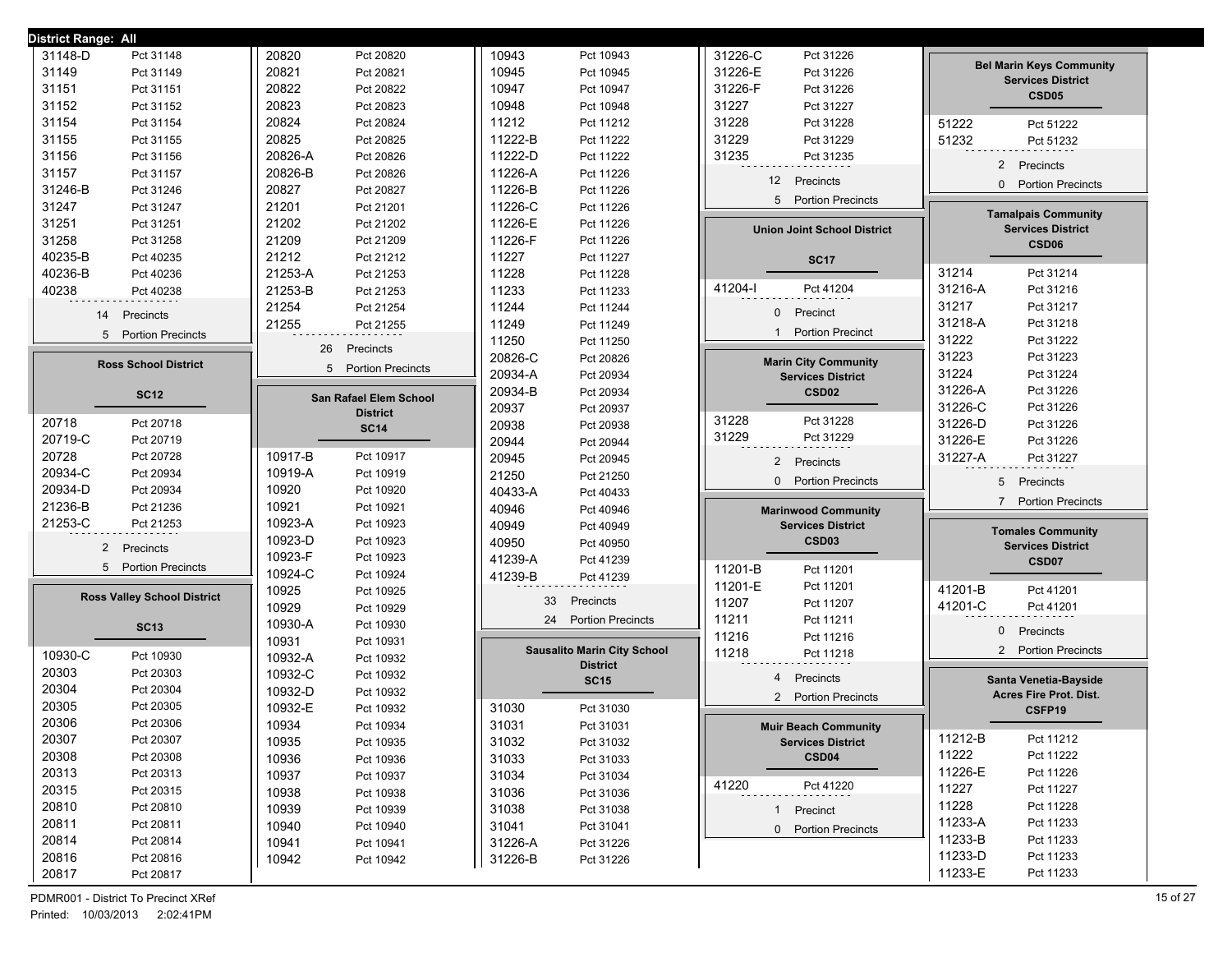District Range: All

| Precinct | Pct |
|---|---|
| 31148-D | Pct 31148 |
| 31149 | Pct 31149 |
| 31151 | Pct 31151 |
| 31152 | Pct 31152 |
| 31154 | Pct 31154 |
| 31155 | Pct 31155 |
| 31156 | Pct 31156 |
| 31157 | Pct 31157 |
| 31246-B | Pct 31246 |
| 31247 | Pct 31247 |
| 31251 | Pct 31251 |
| 31258 | Pct 31258 |
| 40235-B | Pct 40235 |
| 40236-B | Pct 40236 |
| 40238 | Pct 40238 |

14 Precincts
5 Portion Precincts

## Ross School District
### SC12

| Precinct | Pct |
|---|---|
| 20718 | Pct 20718 |
| 20719-C | Pct 20719 |
| 20728 | Pct 20728 |
| 20934-C | Pct 20934 |
| 20934-D | Pct 20934 |
| 21236-B | Pct 21236 |
| 21253-C | Pct 21253 |

2 Precincts
5 Portion Precincts

## Ross Valley School District
### SC13

| Precinct | Pct |
|---|---|
| 10930-C | Pct 10930 |
| 20303 | Pct 20303 |
| 20304 | Pct 20304 |
| 20305 | Pct 20305 |
| 20306 | Pct 20306 |
| 20307 | Pct 20307 |
| 20308 | Pct 20308 |
| 20313 | Pct 20313 |
| 20315 | Pct 20315 |
| 20810 | Pct 20810 |
| 20811 | Pct 20811 |
| 20814 | Pct 20814 |
| 20816 | Pct 20816 |
| 20817 | Pct 20817 |
| 20820 | Pct 20820 |
| 20821 | Pct 20821 |
| 20822 | Pct 20822 |
| 20823 | Pct 20823 |
| 20824 | Pct 20824 |
| 20825 | Pct 20825 |
| 20826-A | Pct 20826 |
| 20826-B | Pct 20826 |
| 20827 | Pct 20827 |
| 21201 | Pct 21201 |
| 21202 | Pct 21202 |
| 21209 | Pct 21209 |
| 21212 | Pct 21212 |
| 21253-A | Pct 21253 |
| 21253-B | Pct 21253 |
| 21254 | Pct 21254 |
| 21255 | Pct 21255 |

26 Precincts
5 Portion Precincts

## San Rafael Elem School District
### SC14

| Precinct | Pct |
|---|---|
| 10917-B | Pct 10917 |
| 10919-A | Pct 10919 |
| 10920 | Pct 10920 |
| 10921 | Pct 10921 |
| 10923-A | Pct 10923 |
| 10923-D | Pct 10923 |
| 10923-F | Pct 10923 |
| 10924-C | Pct 10924 |
| 10925 | Pct 10925 |
| 10929 | Pct 10929 |
| 10930-A | Pct 10930 |
| 10931 | Pct 10931 |
| 10932-A | Pct 10932 |
| 10932-C | Pct 10932 |
| 10932-D | Pct 10932 |
| 10932-E | Pct 10932 |
| 10934 | Pct 10934 |
| 10935 | Pct 10935 |
| 10936 | Pct 10936 |
| 10937 | Pct 10937 |
| 10938 | Pct 10938 |
| 10939 | Pct 10939 |
| 10940 | Pct 10940 |
| 10941 | Pct 10941 |
| 10942 | Pct 10942 |
| 10943 | Pct 10943 |
| 10945 | Pct 10945 |
| 10947 | Pct 10947 |
| 10948 | Pct 10948 |
| 11212 | Pct 11212 |
| 11222-B | Pct 11222 |
| 11222-D | Pct 11222 |
| 11226-A | Pct 11226 |
| 11226-B | Pct 11226 |
| 11226-C | Pct 11226 |
| 11226-E | Pct 11226 |
| 11226-F | Pct 11226 |
| 11227 | Pct 11227 |
| 11228 | Pct 11228 |
| 11233 | Pct 11233 |
| 11244 | Pct 11244 |
| 11249 | Pct 11249 |
| 11250 | Pct 11250 |
| 20826-C | Pct 20826 |
| 20934-A | Pct 20934 |
| 20934-B | Pct 20934 |
| 20937 | Pct 20937 |
| 20938 | Pct 20938 |
| 20944 | Pct 20944 |
| 20945 | Pct 20945 |
| 21250 | Pct 21250 |
| 40433-A | Pct 40433 |
| 40946 | Pct 40946 |
| 40949 | Pct 40949 |
| 40950 | Pct 40950 |
| 41239-A | Pct 41239 |
| 41239-B | Pct 41239 |

33 Precincts
24 Portion Precincts

## Sausalito Marin City School District
### SC15

| Precinct | Pct |
|---|---|
| 31030 | Pct 31030 |
| 31031 | Pct 31031 |
| 31032 | Pct 31032 |
| 31033 | Pct 31033 |
| 31034 | Pct 31034 |
| 31036 | Pct 31036 |
| 31038 | Pct 31038 |
| 31041 | Pct 31041 |
| 31226-A | Pct 31226 |
| 31226-B | Pct 31226 |
| 31226-C | Pct 31226 |
| 31226-E | Pct 31226 |
| 31226-F | Pct 31226 |
| 31227 | Pct 31227 |
| 31228 | Pct 31228 |
| 31229 | Pct 31229 |
| 31235 | Pct 31235 |

12 Precincts
5 Portion Precincts

## Union Joint School District
### SC17

| Precinct | Pct |
|---|---|
| 41204-I | Pct 41204 |

0 Precinct
1 Portion Precinct

## Marin City Community Services District
### CSD02

| Precinct | Pct |
|---|---|
| 31228 | Pct 31228 |
| 31229 | Pct 31229 |

2 Precincts
0 Portion Precincts

## Marinwood Community Services District
### CSD03

| Precinct | Pct |
|---|---|
| 11201-B | Pct 11201 |
| 11201-E | Pct 11201 |
| 11207 | Pct 11207 |
| 11211 | Pct 11211 |
| 11216 | Pct 11216 |
| 11218 | Pct 11218 |

4 Precincts
2 Portion Precincts

## Muir Beach Community Services District
### CSD04

| Precinct | Pct |
|---|---|
| 41220 | Pct 41220 |

1 Precinct
0 Portion Precincts

## Bel Marin Keys Community Services District
### CSD05

| Precinct | Pct |
|---|---|
| 51222 | Pct 51222 |
| 51232 | Pct 51232 |

2 Precincts
0 Portion Precincts

## Tamalpais Community Services District
### CSD06

| Precinct | Pct |
|---|---|
| 31214 | Pct 31214 |
| 31216-A | Pct 31216 |
| 31217 | Pct 31217 |
| 31218-A | Pct 31218 |
| 31222 | Pct 31222 |
| 31223 | Pct 31223 |
| 31224 | Pct 31224 |
| 31226-A | Pct 31226 |
| 31226-C | Pct 31226 |
| 31226-D | Pct 31226 |
| 31226-E | Pct 31226 |
| 31227-A | Pct 31227 |

5 Precincts
7 Portion Precincts

## Tomales Community Services District
### CSD07

| Precinct | Pct |
|---|---|
| 41201-B | Pct 41201 |
| 41201-C | Pct 41201 |

0 Precincts
2 Portion Precincts

## Santa Venetia-Bayside Acres Fire Prot. Dist.
### CSFP19

| Precinct | Pct |
|---|---|
| 11212-B | Pct 11212 |
| 11222 | Pct 11222 |
| 11226-E | Pct 11226 |
| 11227 | Pct 11227 |
| 11228 | Pct 11228 |
| 11233-A | Pct 11233 |
| 11233-B | Pct 11233 |
| 11233-D | Pct 11233 |
| 11233-E | Pct 11233 |

PDMR001 - District To Precinct XRef
Printed: 10/03/2013 2:02:41PM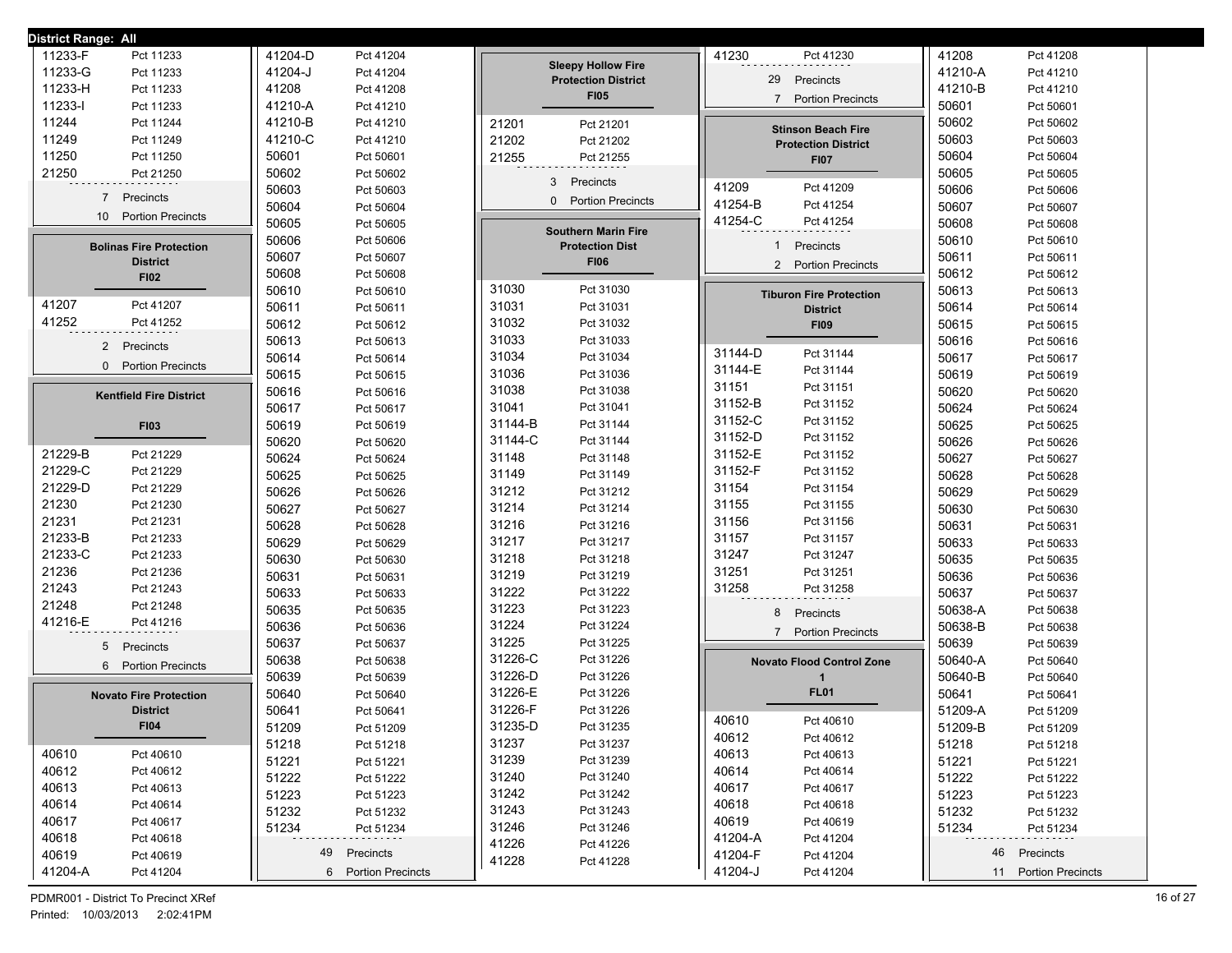**District Range: All**

| Precinct | Name |
|---|---|
| 11233-F | Pct 11233 |
| 11233-G | Pct 11233 |
| 11233-H | Pct 11233 |
| 11233-I | Pct 11233 |
| 11244 | Pct 11244 |
| 11249 | Pct 11249 |
| 11250 | Pct 11250 |
| 21250 | Pct 21250 |

7 Precincts
10 Portion Precincts

## Bolinas Fire Protection District
### FI02

| Precinct | Name |
|---|---|
| 41207 | Pct 41207 |
| 41252 | Pct 41252 |

2 Precincts
0 Portion Precincts

## Kentfield Fire District
### FI03

| Precinct | Name |
|---|---|
| 21229-B | Pct 21229 |
| 21229-C | Pct 21229 |
| 21229-D | Pct 21229 |
| 21230 | Pct 21230 |
| 21231 | Pct 21231 |
| 21233-B | Pct 21233 |
| 21233-C | Pct 21233 |
| 21236 | Pct 21236 |
| 21243 | Pct 21243 |
| 21248 | Pct 21248 |
| 41216-E | Pct 41216 |

5 Precincts
6 Portion Precincts

## Novato Fire Protection District
### FI04

| Precinct | Name |
|---|---|
| 40610 | Pct 40610 |
| 40612 | Pct 40612 |
| 40613 | Pct 40613 |
| 40614 | Pct 40614 |
| 40617 | Pct 40617 |
| 40618 | Pct 40618 |
| 40619 | Pct 40619 |
| 41204-A | Pct 41204 |
| 41204-D | Pct 41204 |
| 41204-J | Pct 41204 |
| 41208 | Pct 41208 |
| 41210-A | Pct 41210 |
| 41210-B | Pct 41210 |
| 41210-C | Pct 41210 |
| 50601 | Pct 50601 |
| 50602 | Pct 50602 |
| 50603 | Pct 50603 |
| 50604 | Pct 50604 |
| 50605 | Pct 50605 |
| 50606 | Pct 50606 |
| 50607 | Pct 50607 |
| 50608 | Pct 50608 |
| 50610 | Pct 50610 |
| 50611 | Pct 50611 |
| 50612 | Pct 50612 |
| 50613 | Pct 50613 |
| 50614 | Pct 50614 |
| 50615 | Pct 50615 |
| 50616 | Pct 50616 |
| 50617 | Pct 50617 |
| 50619 | Pct 50619 |
| 50620 | Pct 50620 |
| 50624 | Pct 50624 |
| 50625 | Pct 50625 |
| 50626 | Pct 50626 |
| 50627 | Pct 50627 |
| 50628 | Pct 50628 |
| 50629 | Pct 50629 |
| 50630 | Pct 50630 |
| 50631 | Pct 50631 |
| 50633 | Pct 50633 |
| 50635 | Pct 50635 |
| 50636 | Pct 50636 |
| 50637 | Pct 50637 |
| 50638 | Pct 50638 |
| 50639 | Pct 50639 |
| 50640 | Pct 50640 |
| 50641 | Pct 50641 |
| 51209 | Pct 51209 |
| 51218 | Pct 51218 |
| 51221 | Pct 51221 |
| 51222 | Pct 51222 |
| 51223 | Pct 51223 |
| 51232 | Pct 51232 |
| 51234 | Pct 51234 |

49 Precincts
6 Portion Precincts

## Sleepy Hollow Fire Protection District
### FI05

| Precinct | Name |
|---|---|
| 21201 | Pct 21201 |
| 21202 | Pct 21202 |
| 21255 | Pct 21255 |

3 Precincts
0 Portion Precincts

## Southern Marin Fire Protection Dist
### FI06

| Precinct | Name |
|---|---|
| 31030 | Pct 31030 |
| 31031 | Pct 31031 |
| 31032 | Pct 31032 |
| 31033 | Pct 31033 |
| 31034 | Pct 31034 |
| 31036 | Pct 31036 |
| 31038 | Pct 31038 |
| 31041 | Pct 31041 |
| 31144-B | Pct 31144 |
| 31144-C | Pct 31144 |
| 31148 | Pct 31148 |
| 31149 | Pct 31149 |
| 31212 | Pct 31212 |
| 31214 | Pct 31214 |
| 31216 | Pct 31216 |
| 31217 | Pct 31217 |
| 31218 | Pct 31218 |
| 31219 | Pct 31219 |
| 31222 | Pct 31222 |
| 31223 | Pct 31223 |
| 31224 | Pct 31224 |
| 31225 | Pct 31225 |
| 31226-C | Pct 31226 |
| 31226-D | Pct 31226 |
| 31226-E | Pct 31226 |
| 31226-F | Pct 31226 |
| 31235-D | Pct 31235 |
| 31237 | Pct 31237 |
| 31239 | Pct 31239 |
| 31240 | Pct 31240 |
| 31242 | Pct 31242 |
| 31243 | Pct 31243 |
| 31246 | Pct 31246 |
| 41226 | Pct 41226 |
| 41228 | Pct 41228 |
| 41230 | Pct 41230 |

29 Precincts
7 Portion Precincts

## Stinson Beach Fire Protection District
### FI07

| Precinct | Name |
|---|---|
| 41209 | Pct 41209 |
| 41254-B | Pct 41254 |
| 41254-C | Pct 41254 |

1 Precincts
2 Portion Precincts

## Tiburon Fire Protection District
### FI09

| Precinct | Name |
|---|---|
| 31144-D | Pct 31144 |
| 31144-E | Pct 31144 |
| 31151 | Pct 31151 |
| 31152-B | Pct 31152 |
| 31152-C | Pct 31152 |
| 31152-D | Pct 31152 |
| 31152-E | Pct 31152 |
| 31152-F | Pct 31152 |
| 31154 | Pct 31154 |
| 31155 | Pct 31155 |
| 31156 | Pct 31156 |
| 31157 | Pct 31157 |
| 31247 | Pct 31247 |
| 31251 | Pct 31251 |
| 31258 | Pct 31258 |

8 Precincts
7 Portion Precincts

## Novato Flood Control Zone 1
### FL01

| Precinct | Name |
|---|---|
| 40610 | Pct 40610 |
| 40612 | Pct 40612 |
| 40613 | Pct 40613 |
| 40614 | Pct 40614 |
| 40617 | Pct 40617 |
| 40618 | Pct 40618 |
| 40619 | Pct 40619 |
| 41204-A | Pct 41204 |
| 41204-F | Pct 41204 |
| 41204-J | Pct 41204 |
| 41208 | Pct 41208 |
| 41210-A | Pct 41210 |
| 41210-B | Pct 41210 |
| 50601 | Pct 50601 |
| 50602 | Pct 50602 |
| 50603 | Pct 50603 |
| 50604 | Pct 50604 |
| 50605 | Pct 50605 |
| 50606 | Pct 50606 |
| 50607 | Pct 50607 |
| 50608 | Pct 50608 |
| 50610 | Pct 50610 |
| 50611 | Pct 50611 |
| 50612 | Pct 50612 |
| 50613 | Pct 50613 |
| 50614 | Pct 50614 |
| 50615 | Pct 50615 |
| 50616 | Pct 50616 |
| 50617 | Pct 50617 |
| 50619 | Pct 50619 |
| 50620 | Pct 50620 |
| 50624 | Pct 50624 |
| 50625 | Pct 50625 |
| 50626 | Pct 50626 |
| 50627 | Pct 50627 |
| 50628 | Pct 50628 |
| 50629 | Pct 50629 |
| 50630 | Pct 50630 |
| 50631 | Pct 50631 |
| 50633 | Pct 50633 |
| 50635 | Pct 50635 |
| 50636 | Pct 50636 |
| 50637 | Pct 50637 |
| 50638-A | Pct 50638 |
| 50638-B | Pct 50638 |
| 50639 | Pct 50639 |
| 50640-A | Pct 50640 |
| 50640-B | Pct 50640 |
| 50641 | Pct 50641 |
| 51209-A | Pct 51209 |
| 51209-B | Pct 51209 |
| 51218 | Pct 51218 |
| 51221 | Pct 51221 |
| 51222 | Pct 51222 |
| 51223 | Pct 51223 |
| 51232 | Pct 51232 |
| 51234 | Pct 51234 |

46 Precincts
11 Portion Precincts

PDMR001 - District To Precinct XRef
Printed: 10/03/2013 2:02:41PM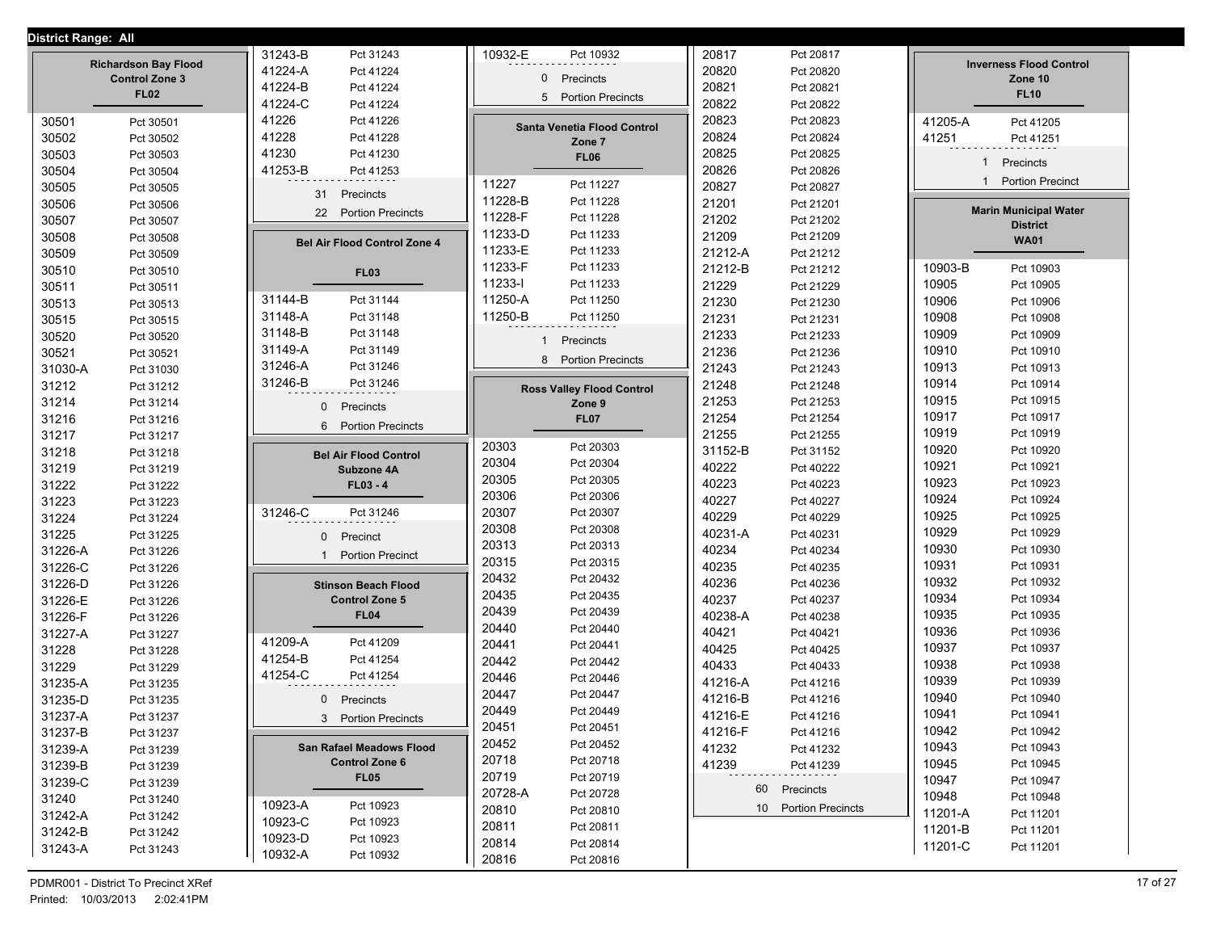District Range: All

## Richardson Bay Flood Control Zone 3
### FL02

| | |
|---|---|
| 30501 | Pct 30501 |
| 30502 | Pct 30502 |
| 30503 | Pct 30503 |
| 30504 | Pct 30504 |
| 30505 | Pct 30505 |
| 30506 | Pct 30506 |
| 30507 | Pct 30507 |
| 30508 | Pct 30508 |
| 30509 | Pct 30509 |
| 30510 | Pct 30510 |
| 30511 | Pct 30511 |
| 30513 | Pct 30513 |
| 30515 | Pct 30515 |
| 30520 | Pct 30520 |
| 30521 | Pct 30521 |
| 31030-A | Pct 31030 |
| 31212 | Pct 31212 |
| 31214 | Pct 31214 |
| 31216 | Pct 31216 |
| 31217 | Pct 31217 |
| 31218 | Pct 31218 |
| 31219 | Pct 31219 |
| 31222 | Pct 31222 |
| 31223 | Pct 31223 |
| 31224 | Pct 31224 |
| 31225 | Pct 31225 |
| 31226-A | Pct 31226 |
| 31226-C | Pct 31226 |
| 31226-D | Pct 31226 |
| 31226-E | Pct 31226 |
| 31226-F | Pct 31226 |
| 31227-A | Pct 31227 |
| 31228 | Pct 31228 |
| 31229 | Pct 31229 |
| 31235-A | Pct 31235 |
| 31235-D | Pct 31235 |
| 31237-A | Pct 31237 |
| 31237-B | Pct 31237 |
| 31239-A | Pct 31239 |
| 31239-B | Pct 31239 |
| 31239-C | Pct 31239 |
| 31240 | Pct 31240 |
| 31242-A | Pct 31242 |
| 31242-B | Pct 31242 |
| 31243-A | Pct 31243 |
| 31243-B | Pct 31243 |
| 41224-A | Pct 41224 |
| 41224-B | Pct 41224 |
| 41224-C | Pct 41224 |
| 41226 | Pct 41226 |
| 41228 | Pct 41228 |
| 41230 | Pct 41230 |
| 41253-B | Pct 41253 |

31 Precincts
22 Portion Precincts

## Bel Air Flood Control Zone 4
### FL03

| | |
|---|---|
| 31144-B | Pct 31144 |
| 31148-A | Pct 31148 |
| 31148-B | Pct 31148 |
| 31149-A | Pct 31149 |
| 31246-A | Pct 31246 |
| 31246-B | Pct 31246 |

0 Precincts
6 Portion Precincts

## Bel Air Flood Control Subzone 4A
### FL03 - 4

| | |
|---|---|
| 31246-C | Pct 31246 |

0 Precinct
1 Portion Precinct

## Stinson Beach Flood Control Zone 5
### FL04

| | |
|---|---|
| 41209-A | Pct 41209 |
| 41254-B | Pct 41254 |
| 41254-C | Pct 41254 |

0 Precincts
3 Portion Precincts

## San Rafael Meadows Flood Control Zone 6
### FL05

| | |
|---|---|
| 10923-A | Pct 10923 |
| 10923-C | Pct 10923 |
| 10923-D | Pct 10923 |
| 10932-A | Pct 10932 |
| 10932-E | Pct 10932 |

0 Precincts
5 Portion Precincts

## Santa Venetia Flood Control Zone 7
### FL06

| | |
|---|---|
| 11227 | Pct 11227 |
| 11228-B | Pct 11228 |
| 11228-F | Pct 11228 |
| 11233-D | Pct 11233 |
| 11233-E | Pct 11233 |
| 11233-F | Pct 11233 |
| 11233-I | Pct 11233 |
| 11250-A | Pct 11250 |
| 11250-B | Pct 11250 |

1 Precincts
8 Portion Precincts

## Ross Valley Flood Control Zone 9
### FL07

| | |
|---|---|
| 20303 | Pct 20303 |
| 20304 | Pct 20304 |
| 20305 | Pct 20305 |
| 20306 | Pct 20306 |
| 20307 | Pct 20307 |
| 20308 | Pct 20308 |
| 20313 | Pct 20313 |
| 20315 | Pct 20315 |
| 20432 | Pct 20432 |
| 20435 | Pct 20435 |
| 20439 | Pct 20439 |
| 20440 | Pct 20440 |
| 20441 | Pct 20441 |
| 20442 | Pct 20442 |
| 20446 | Pct 20446 |
| 20447 | Pct 20447 |
| 20449 | Pct 20449 |
| 20451 | Pct 20451 |
| 20452 | Pct 20452 |
| 20718 | Pct 20718 |
| 20719 | Pct 20719 |
| 20728-A | Pct 20728 |
| 20810 | Pct 20810 |
| 20811 | Pct 20811 |
| 20814 | Pct 20814 |
| 20816 | Pct 20816 |
| 20817 | Pct 20817 |
| 20820 | Pct 20820 |
| 20821 | Pct 20821 |
| 20822 | Pct 20822 |
| 20823 | Pct 20823 |
| 20824 | Pct 20824 |
| 20825 | Pct 20825 |
| 20826 | Pct 20826 |
| 20827 | Pct 20827 |
| 21201 | Pct 21201 |
| 21202 | Pct 21202 |
| 21209 | Pct 21209 |
| 21212-A | Pct 21212 |
| 21212-B | Pct 21212 |
| 21229 | Pct 21229 |
| 21230 | Pct 21230 |
| 21231 | Pct 21231 |
| 21233 | Pct 21233 |
| 21236 | Pct 21236 |
| 21243 | Pct 21243 |
| 21248 | Pct 21248 |
| 21253 | Pct 21253 |
| 21254 | Pct 21254 |
| 21255 | Pct 21255 |
| 31152-B | Pct 31152 |
| 40222 | Pct 40222 |
| 40223 | Pct 40223 |
| 40227 | Pct 40227 |
| 40229 | Pct 40229 |
| 40231-A | Pct 40231 |
| 40234 | Pct 40234 |
| 40235 | Pct 40235 |
| 40236 | Pct 40236 |
| 40237 | Pct 40237 |
| 40238-A | Pct 40238 |
| 40421 | Pct 40421 |
| 40425 | Pct 40425 |
| 40433 | Pct 40433 |
| 41216-A | Pct 41216 |
| 41216-B | Pct 41216 |
| 41216-E | Pct 41216 |
| 41216-F | Pct 41216 |
| 41232 | Pct 41232 |
| 41239 | Pct 41239 |

60 Precincts
10 Portion Precincts

## Inverness Flood Control Zone 10
### FL10

| | |
|---|---|
| 41205-A | Pct 41205 |
| 41251 | Pct 41251 |

1 Precincts
1 Portion Precinct

## Marin Municipal Water District
### WA01

| | |
|---|---|
| 10903-B | Pct 10903 |
| 10905 | Pct 10905 |
| 10906 | Pct 10906 |
| 10908 | Pct 10908 |
| 10909 | Pct 10909 |
| 10910 | Pct 10910 |
| 10913 | Pct 10913 |
| 10914 | Pct 10914 |
| 10915 | Pct 10915 |
| 10917 | Pct 10917 |
| 10919 | Pct 10919 |
| 10920 | Pct 10920 |
| 10921 | Pct 10921 |
| 10923 | Pct 10923 |
| 10924 | Pct 10924 |
| 10925 | Pct 10925 |
| 10929 | Pct 10929 |
| 10930 | Pct 10930 |
| 10931 | Pct 10931 |
| 10932 | Pct 10932 |
| 10934 | Pct 10934 |
| 10935 | Pct 10935 |
| 10936 | Pct 10936 |
| 10937 | Pct 10937 |
| 10938 | Pct 10938 |
| 10939 | Pct 10939 |
| 10940 | Pct 10940 |
| 10941 | Pct 10941 |
| 10942 | Pct 10942 |
| 10943 | Pct 10943 |
| 10945 | Pct 10945 |
| 10947 | Pct 10947 |
| 10948 | Pct 10948 |
| 11201-A | Pct 11201 |
| 11201-B | Pct 11201 |
| 11201-C | Pct 11201 |

PDMR001 - District To Precinct XRef
Printed: 10/03/2013 2:02:41PM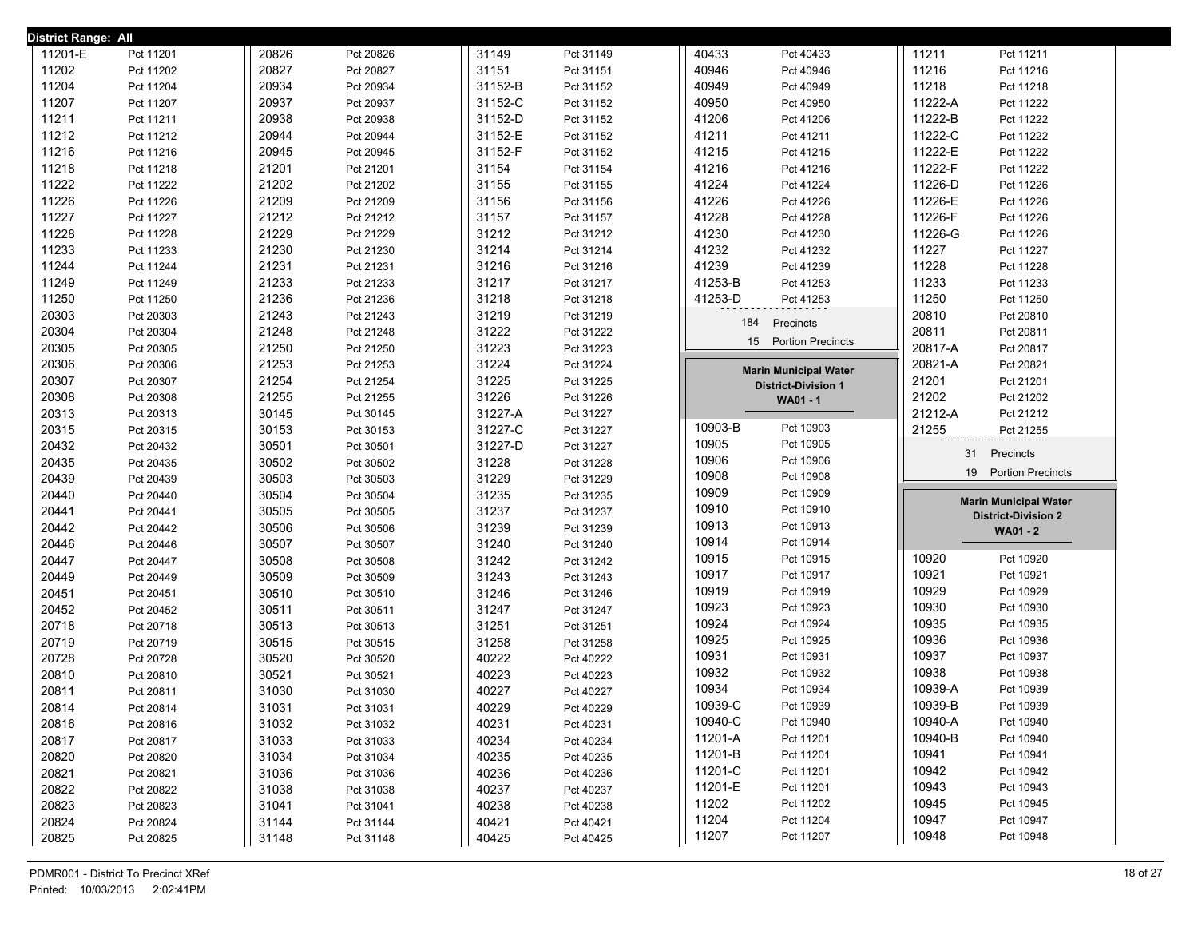**District Range: All**

| | |
|---|---|
| 11201-E | Pct 11201 |
| 11202 | Pct 11202 |
| 11204 | Pct 11204 |
| 11207 | Pct 11207 |
| 11211 | Pct 11211 |
| 11212 | Pct 11212 |
| 11216 | Pct 11216 |
| 11218 | Pct 11218 |
| 11222 | Pct 11222 |
| 11226 | Pct 11226 |
| 11227 | Pct 11227 |
| 11228 | Pct 11228 |
| 11233 | Pct 11233 |
| 11244 | Pct 11244 |
| 11249 | Pct 11249 |
| 11250 | Pct 11250 |
| 20303 | Pct 20303 |
| 20304 | Pct 20304 |
| 20305 | Pct 20305 |
| 20306 | Pct 20306 |
| 20307 | Pct 20307 |
| 20308 | Pct 20308 |
| 20313 | Pct 20313 |
| 20315 | Pct 20315 |
| 20432 | Pct 20432 |
| 20435 | Pct 20435 |
| 20439 | Pct 20439 |
| 20440 | Pct 20440 |
| 20441 | Pct 20441 |
| 20442 | Pct 20442 |
| 20446 | Pct 20446 |
| 20447 | Pct 20447 |
| 20449 | Pct 20449 |
| 20451 | Pct 20451 |
| 20452 | Pct 20452 |
| 20718 | Pct 20718 |
| 20719 | Pct 20719 |
| 20728 | Pct 20728 |
| 20810 | Pct 20810 |
| 20811 | Pct 20811 |
| 20814 | Pct 20814 |
| 20816 | Pct 20816 |
| 20817 | Pct 20817 |
| 20820 | Pct 20820 |
| 20821 | Pct 20821 |
| 20822 | Pct 20822 |
| 20823 | Pct 20823 |
| 20824 | Pct 20824 |
| 20825 | Pct 20825 |
| 20826 | Pct 20826 |
| 20827 | Pct 20827 |
| 20934 | Pct 20934 |
| 20937 | Pct 20937 |
| 20938 | Pct 20938 |
| 20944 | Pct 20944 |
| 20945 | Pct 20945 |
| 21201 | Pct 21201 |
| 21202 | Pct 21202 |
| 21209 | Pct 21209 |
| 21212 | Pct 21212 |
| 21229 | Pct 21229 |
| 21230 | Pct 21230 |
| 21231 | Pct 21231 |
| 21233 | Pct 21233 |
| 21236 | Pct 21236 |
| 21243 | Pct 21243 |
| 21248 | Pct 21248 |
| 21250 | Pct 21250 |
| 21253 | Pct 21253 |
| 21254 | Pct 21254 |
| 21255 | Pct 21255 |
| 30145 | Pct 30145 |
| 30153 | Pct 30153 |
| 30501 | Pct 30501 |
| 30502 | Pct 30502 |
| 30503 | Pct 30503 |
| 30504 | Pct 30504 |
| 30505 | Pct 30505 |
| 30506 | Pct 30506 |
| 30507 | Pct 30507 |
| 30508 | Pct 30508 |
| 30509 | Pct 30509 |
| 30510 | Pct 30510 |
| 30511 | Pct 30511 |
| 30513 | Pct 30513 |
| 30515 | Pct 30515 |
| 30520 | Pct 30520 |
| 30521 | Pct 30521 |
| 31030 | Pct 31030 |
| 31031 | Pct 31031 |
| 31032 | Pct 31032 |
| 31033 | Pct 31033 |
| 31034 | Pct 31034 |
| 31036 | Pct 31036 |
| 31038 | Pct 31038 |
| 31041 | Pct 31041 |
| 31144 | Pct 31144 |
| 31148 | Pct 31148 |
| 31149 | Pct 31149 |
| 31151 | Pct 31151 |
| 31152-B | Pct 31152 |
| 31152-C | Pct 31152 |
| 31152-D | Pct 31152 |
| 31152-E | Pct 31152 |
| 31152-F | Pct 31152 |
| 31154 | Pct 31154 |
| 31155 | Pct 31155 |
| 31156 | Pct 31156 |
| 31157 | Pct 31157 |
| 31212 | Pct 31212 |
| 31214 | Pct 31214 |
| 31216 | Pct 31216 |
| 31217 | Pct 31217 |
| 31218 | Pct 31218 |
| 31219 | Pct 31219 |
| 31222 | Pct 31222 |
| 31223 | Pct 31223 |
| 31224 | Pct 31224 |
| 31225 | Pct 31225 |
| 31226 | Pct 31226 |
| 31227-A | Pct 31227 |
| 31227-C | Pct 31227 |
| 31227-D | Pct 31227 |
| 31228 | Pct 31228 |
| 31229 | Pct 31229 |
| 31235 | Pct 31235 |
| 31237 | Pct 31237 |
| 31239 | Pct 31239 |
| 31240 | Pct 31240 |
| 31242 | Pct 31242 |
| 31243 | Pct 31243 |
| 31246 | Pct 31246 |
| 31247 | Pct 31247 |
| 31251 | Pct 31251 |
| 31258 | Pct 31258 |
| 40222 | Pct 40222 |
| 40223 | Pct 40223 |
| 40227 | Pct 40227 |
| 40229 | Pct 40229 |
| 40231 | Pct 40231 |
| 40234 | Pct 40234 |
| 40235 | Pct 40235 |
| 40236 | Pct 40236 |
| 40237 | Pct 40237 |
| 40238 | Pct 40238 |
| 40421 | Pct 40421 |
| 40425 | Pct 40425 |
| 40433 | Pct 40433 |
| 40946 | Pct 40946 |
| 40949 | Pct 40949 |
| 40950 | Pct 40950 |
| 41206 | Pct 41206 |
| 41211 | Pct 41211 |
| 41215 | Pct 41215 |
| 41216 | Pct 41216 |
| 41224 | Pct 41224 |
| 41226 | Pct 41226 |
| 41228 | Pct 41228 |
| 41230 | Pct 41230 |
| 41232 | Pct 41232 |
| 41239 | Pct 41239 |
| 41253-B | Pct 41253 |
| 41253-D | Pct 41253 |

184 Precincts
15 Portion Precincts

**Marin Municipal Water District-Division 1**
**WA01 - 1**

| | |
|---|---|
| 10903-B | Pct 10903 |
| 10905 | Pct 10905 |
| 10906 | Pct 10906 |
| 10908 | Pct 10908 |
| 10909 | Pct 10909 |
| 10910 | Pct 10910 |
| 10913 | Pct 10913 |
| 10914 | Pct 10914 |
| 10915 | Pct 10915 |
| 10917 | Pct 10917 |
| 10919 | Pct 10919 |
| 10923 | Pct 10923 |
| 10924 | Pct 10924 |
| 10925 | Pct 10925 |
| 10931 | Pct 10931 |
| 10932 | Pct 10932 |
| 10934 | Pct 10934 |
| 10939-C | Pct 10939 |
| 10940-C | Pct 10940 |
| 11201-A | Pct 11201 |
| 11201-B | Pct 11201 |
| 11201-C | Pct 11201 |
| 11201-E | Pct 11201 |
| 11202 | Pct 11202 |
| 11204 | Pct 11204 |
| 11207 | Pct 11207 |
| 11211 | Pct 11211 |
| 11216 | Pct 11216 |
| 11218 | Pct 11218 |
| 11222-A | Pct 11222 |
| 11222-B | Pct 11222 |
| 11222-C | Pct 11222 |
| 11222-E | Pct 11222 |
| 11222-F | Pct 11222 |
| 11226-D | Pct 11226 |
| 11226-E | Pct 11226 |
| 11226-F | Pct 11226 |
| 11226-G | Pct 11226 |
| 11227 | Pct 11227 |
| 11228 | Pct 11228 |
| 11233 | Pct 11233 |
| 11250 | Pct 11250 |
| 20810 | Pct 20810 |
| 20811 | Pct 20811 |
| 20817-A | Pct 20817 |
| 20821-A | Pct 20821 |
| 21201 | Pct 21201 |
| 21202 | Pct 21202 |
| 21212-A | Pct 21212 |
| 21255 | Pct 21255 |

31 Precincts
19 Portion Precincts

**Marin Municipal Water District-Division 2**
**WA01 - 2**

| | |
|---|---|
| 10920 | Pct 10920 |
| 10921 | Pct 10921 |
| 10929 | Pct 10929 |
| 10930 | Pct 10930 |
| 10935 | Pct 10935 |
| 10936 | Pct 10936 |
| 10937 | Pct 10937 |
| 10938 | Pct 10938 |
| 10939-A | Pct 10939 |
| 10939-B | Pct 10939 |
| 10940-A | Pct 10940 |
| 10940-B | Pct 10940 |
| 10941 | Pct 10941 |
| 10942 | Pct 10942 |
| 10943 | Pct 10943 |
| 10945 | Pct 10945 |
| 10947 | Pct 10947 |
| 10948 | Pct 10948 |

PDMR001 - District To Precinct XRef
Printed: 10/03/2013 2:02:41PM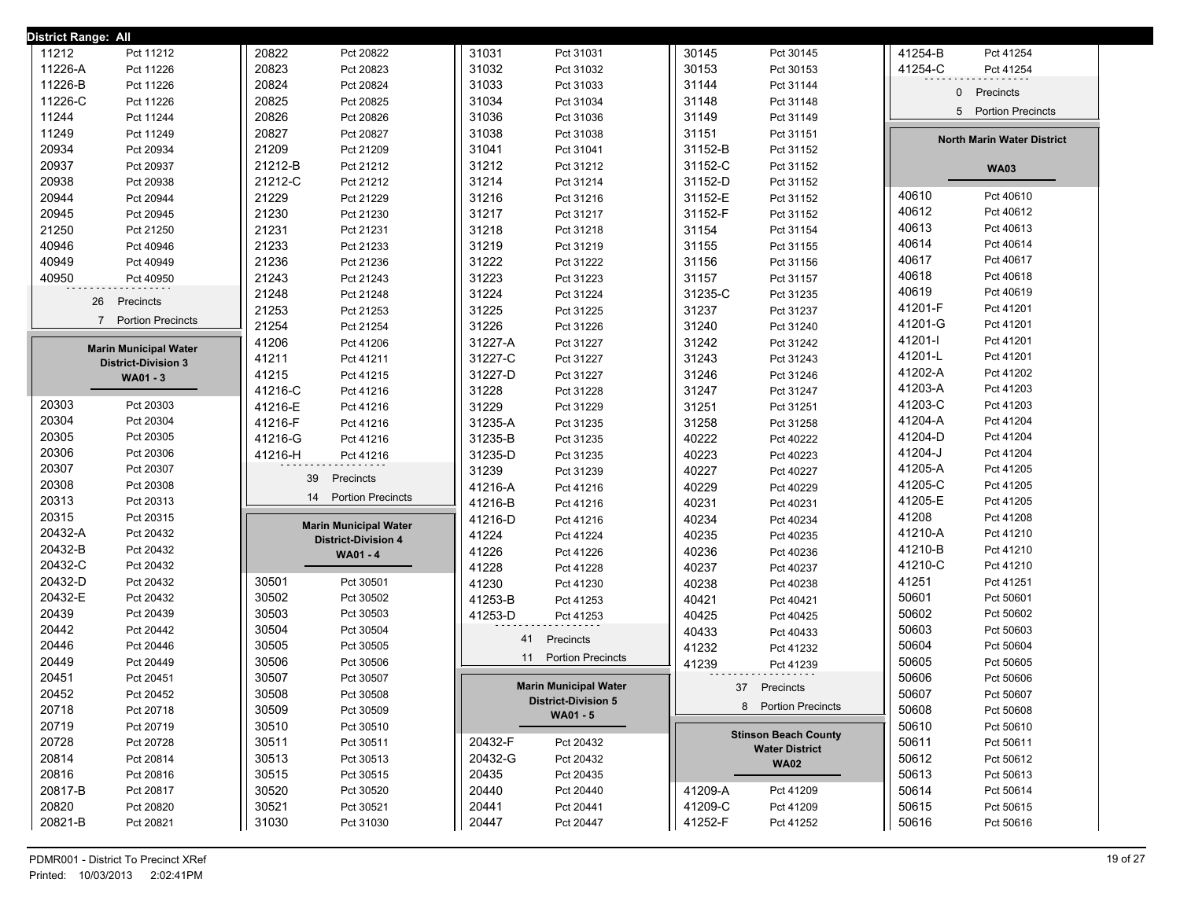**District Range: All**

| | |
|---|---|
| 11212 | Pct 11212 |
| 11226-A | Pct 11226 |
| 11226-B | Pct 11226 |
| 11226-C | Pct 11226 |
| 11244 | Pct 11244 |
| 11249 | Pct 11249 |
| 20934 | Pct 20934 |
| 20937 | Pct 20937 |
| 20938 | Pct 20938 |
| 20944 | Pct 20944 |
| 20945 | Pct 20945 |
| 21250 | Pct 21250 |
| 40946 | Pct 40946 |
| 40949 | Pct 40949 |
| 40950 | Pct 40950 |

26 Precincts
7 Portion Precincts

## Marin Municipal Water District-Division 3
### WA01 - 3

| | |
|---|---|
| 20303 | Pct 20303 |
| 20304 | Pct 20304 |
| 20305 | Pct 20305 |
| 20306 | Pct 20306 |
| 20307 | Pct 20307 |
| 20308 | Pct 20308 |
| 20313 | Pct 20313 |
| 20315 | Pct 20315 |
| 20432-A | Pct 20432 |
| 20432-B | Pct 20432 |
| 20432-C | Pct 20432 |
| 20432-D | Pct 20432 |
| 20432-E | Pct 20432 |
| 20439 | Pct 20439 |
| 20442 | Pct 20442 |
| 20446 | Pct 20446 |
| 20449 | Pct 20449 |
| 20451 | Pct 20451 |
| 20452 | Pct 20452 |
| 20718 | Pct 20718 |
| 20719 | Pct 20719 |
| 20728 | Pct 20728 |
| 20814 | Pct 20814 |
| 20816 | Pct 20816 |
| 20817-B | Pct 20817 |
| 20820 | Pct 20820 |
| 20821-B | Pct 20821 |
| 20822 | Pct 20822 |
| 20823 | Pct 20823 |
| 20824 | Pct 20824 |
| 20825 | Pct 20825 |
| 20826 | Pct 20826 |
| 20827 | Pct 20827 |
| 21209 | Pct 21209 |
| 21212-B | Pct 21212 |
| 21212-C | Pct 21212 |
| 21229 | Pct 21229 |
| 21230 | Pct 21230 |
| 21231 | Pct 21231 |
| 21233 | Pct 21233 |
| 21236 | Pct 21236 |
| 21243 | Pct 21243 |
| 21248 | Pct 21248 |
| 21253 | Pct 21253 |
| 21254 | Pct 21254 |
| 41206 | Pct 41206 |
| 41211 | Pct 41211 |
| 41215 | Pct 41215 |
| 41216-C | Pct 41216 |
| 41216-E | Pct 41216 |
| 41216-F | Pct 41216 |
| 41216-G | Pct 41216 |
| 41216-H | Pct 41216 |

39 Precincts
14 Portion Precincts

## Marin Municipal Water District-Division 4
### WA01 - 4

| | |
|---|---|
| 30501 | Pct 30501 |
| 30502 | Pct 30502 |
| 30503 | Pct 30503 |
| 30504 | Pct 30504 |
| 30505 | Pct 30505 |
| 30506 | Pct 30506 |
| 30507 | Pct 30507 |
| 30508 | Pct 30508 |
| 30509 | Pct 30509 |
| 30510 | Pct 30510 |
| 30511 | Pct 30511 |
| 30513 | Pct 30513 |
| 30515 | Pct 30515 |
| 30520 | Pct 30520 |
| 30521 | Pct 30521 |
| 31030 | Pct 31030 |
| 31031 | Pct 31031 |
| 31032 | Pct 31032 |
| 31033 | Pct 31033 |
| 31034 | Pct 31034 |
| 31036 | Pct 31036 |
| 31038 | Pct 31038 |
| 31041 | Pct 31041 |
| 31212 | Pct 31212 |
| 31214 | Pct 31214 |
| 31216 | Pct 31216 |
| 31217 | Pct 31217 |
| 31218 | Pct 31218 |
| 31219 | Pct 31219 |
| 31222 | Pct 31222 |
| 31223 | Pct 31223 |
| 31224 | Pct 31224 |
| 31225 | Pct 31225 |
| 31226 | Pct 31226 |
| 31227-A | Pct 31227 |
| 31227-C | Pct 31227 |
| 31227-D | Pct 31227 |
| 31228 | Pct 31228 |
| 31229 | Pct 31229 |
| 31235-A | Pct 31235 |
| 31235-B | Pct 31235 |
| 31235-D | Pct 31235 |
| 31239 | Pct 31239 |
| 41216-A | Pct 41216 |
| 41216-B | Pct 41216 |
| 41216-D | Pct 41216 |
| 41224 | Pct 41224 |
| 41226 | Pct 41226 |
| 41228 | Pct 41228 |
| 41230 | Pct 41230 |
| 41253-B | Pct 41253 |
| 41253-D | Pct 41253 |

41 Precincts
11 Portion Precincts

## Marin Municipal Water District-Division 5
### WA01 - 5

| | |
|---|---|
| 20432-F | Pct 20432 |
| 20432-G | Pct 20432 |
| 20435 | Pct 20435 |
| 20440 | Pct 20440 |
| 20441 | Pct 20441 |
| 20447 | Pct 20447 |
| 30145 | Pct 30145 |
| 30153 | Pct 30153 |
| 31144 | Pct 31144 |
| 31148 | Pct 31148 |
| 31149 | Pct 31149 |
| 31151 | Pct 31151 |
| 31152-B | Pct 31152 |
| 31152-C | Pct 31152 |
| 31152-D | Pct 31152 |
| 31152-E | Pct 31152 |
| 31152-F | Pct 31152 |
| 31154 | Pct 31154 |
| 31155 | Pct 31155 |
| 31156 | Pct 31156 |
| 31157 | Pct 31157 |
| 31235-C | Pct 31235 |
| 31237 | Pct 31237 |
| 31240 | Pct 31240 |
| 31242 | Pct 31242 |
| 31243 | Pct 31243 |
| 31246 | Pct 31246 |
| 31247 | Pct 31247 |
| 31251 | Pct 31251 |
| 31258 | Pct 31258 |
| 40222 | Pct 40222 |
| 40223 | Pct 40223 |
| 40227 | Pct 40227 |
| 40229 | Pct 40229 |
| 40231 | Pct 40231 |
| 40234 | Pct 40234 |
| 40235 | Pct 40235 |
| 40236 | Pct 40236 |
| 40237 | Pct 40237 |
| 40238 | Pct 40238 |
| 40421 | Pct 40421 |
| 40425 | Pct 40425 |
| 40433 | Pct 40433 |
| 41232 | Pct 41232 |
| 41239 | Pct 41239 |

37 Precincts
8 Portion Precincts

## Stinson Beach County Water District
### WA02

| | |
|---|---|
| 41209-A | Pct 41209 |
| 41209-C | Pct 41209 |
| 41252-F | Pct 41252 |
| 41254-B | Pct 41254 |
| 41254-C | Pct 41254 |

0 Precincts
5 Portion Precincts

## North Marin Water District
### WA03

| | |
|---|---|
| 40610 | Pct 40610 |
| 40612 | Pct 40612 |
| 40613 | Pct 40613 |
| 40614 | Pct 40614 |
| 40617 | Pct 40617 |
| 40618 | Pct 40618 |
| 40619 | Pct 40619 |
| 41201-F | Pct 41201 |
| 41201-G | Pct 41201 |
| 41201-I | Pct 41201 |
| 41201-L | Pct 41201 |
| 41202-A | Pct 41202 |
| 41203-A | Pct 41203 |
| 41203-C | Pct 41203 |
| 41204-A | Pct 41204 |
| 41204-D | Pct 41204 |
| 41204-J | Pct 41204 |
| 41205-A | Pct 41205 |
| 41205-C | Pct 41205 |
| 41205-E | Pct 41205 |
| 41208 | Pct 41208 |
| 41210-A | Pct 41210 |
| 41210-B | Pct 41210 |
| 41210-C | Pct 41210 |
| 41251 | Pct 41251 |
| 50601 | Pct 50601 |
| 50602 | Pct 50602 |
| 50603 | Pct 50603 |
| 50604 | Pct 50604 |
| 50605 | Pct 50605 |
| 50606 | Pct 50606 |
| 50607 | Pct 50607 |
| 50608 | Pct 50608 |
| 50610 | Pct 50610 |
| 50611 | Pct 50611 |
| 50612 | Pct 50612 |
| 50613 | Pct 50613 |
| 50614 | Pct 50614 |
| 50615 | Pct 50615 |
| 50616 | Pct 50616 |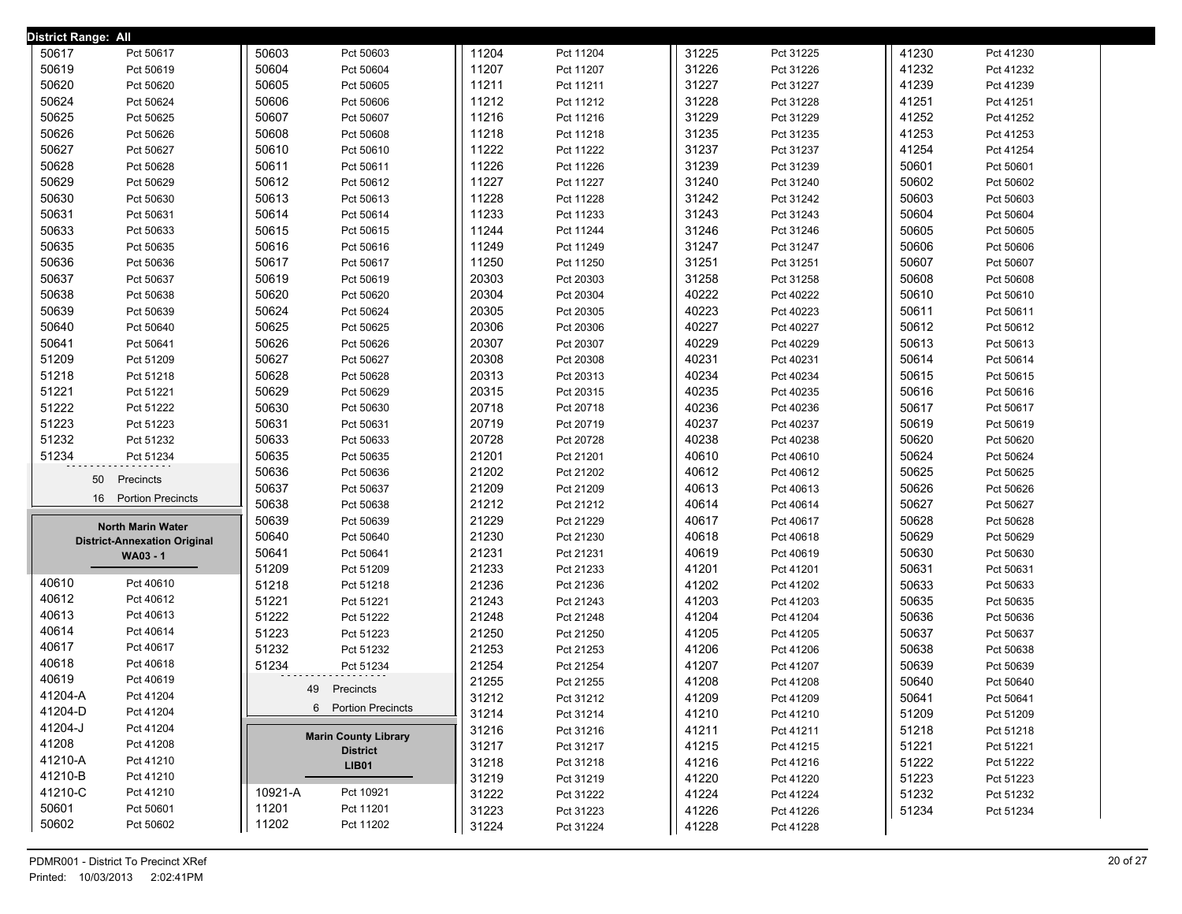**District Range: All**

| Precinct | Name |
|---|---|
| 50617 | Pct 50617 |
| 50619 | Pct 50619 |
| 50620 | Pct 50620 |
| 50624 | Pct 50624 |
| 50625 | Pct 50625 |
| 50626 | Pct 50626 |
| 50627 | Pct 50627 |
| 50628 | Pct 50628 |
| 50629 | Pct 50629 |
| 50630 | Pct 50630 |
| 50631 | Pct 50631 |
| 50633 | Pct 50633 |
| 50635 | Pct 50635 |
| 50636 | Pct 50636 |
| 50637 | Pct 50637 |
| 50638 | Pct 50638 |
| 50639 | Pct 50639 |
| 50640 | Pct 50640 |
| 50641 | Pct 50641 |
| 51209 | Pct 51209 |
| 51218 | Pct 51218 |
| 51221 | Pct 51221 |
| 51222 | Pct 51222 |
| 51223 | Pct 51223 |
| 51232 | Pct 51232 |
| 51234 | Pct 51234 |

50 Precincts

16 Portion Precincts

## North Marin Water District-Annexation Original

**WA03 - 1**

| Precinct | Name |
|---|---|
| 40610 | Pct 40610 |
| 40612 | Pct 40612 |
| 40613 | Pct 40613 |
| 40614 | Pct 40614 |
| 40617 | Pct 40617 |
| 40618 | Pct 40618 |
| 40619 | Pct 40619 |
| 41204-A | Pct 41204 |
| 41204-D | Pct 41204 |
| 41204-J | Pct 41204 |
| 41208 | Pct 41208 |
| 41210-A | Pct 41210 |
| 41210-B | Pct 41210 |
| 41210-C | Pct 41210 |
| 50601 | Pct 50601 |
| 50602 | Pct 50602 |
| 50603 | Pct 50603 |
| 50604 | Pct 50604 |
| 50605 | Pct 50605 |
| 50606 | Pct 50606 |
| 50607 | Pct 50607 |
| 50608 | Pct 50608 |
| 50610 | Pct 50610 |
| 50611 | Pct 50611 |
| 50612 | Pct 50612 |
| 50613 | Pct 50613 |
| 50614 | Pct 50614 |
| 50615 | Pct 50615 |
| 50616 | Pct 50616 |
| 50617 | Pct 50617 |
| 50619 | Pct 50619 |
| 50620 | Pct 50620 |
| 50624 | Pct 50624 |
| 50625 | Pct 50625 |
| 50626 | Pct 50626 |
| 50627 | Pct 50627 |
| 50628 | Pct 50628 |
| 50629 | Pct 50629 |
| 50630 | Pct 50630 |
| 50631 | Pct 50631 |
| 50633 | Pct 50633 |
| 50635 | Pct 50635 |
| 50636 | Pct 50636 |
| 50637 | Pct 50637 |
| 50638 | Pct 50638 |
| 50639 | Pct 50639 |
| 50640 | Pct 50640 |
| 50641 | Pct 50641 |
| 51209 | Pct 51209 |
| 51218 | Pct 51218 |
| 51221 | Pct 51221 |
| 51222 | Pct 51222 |
| 51223 | Pct 51223 |
| 51232 | Pct 51232 |
| 51234 | Pct 51234 |

49 Precincts

6 Portion Precincts

## Marin County Library District

**LIB01**

| Precinct | Name |
|---|---|
| 10921-A | Pct 10921 |
| 11201 | Pct 11201 |
| 11202 | Pct 11202 |
| 11204 | Pct 11204 |
| 11207 | Pct 11207 |
| 11211 | Pct 11211 |
| 11212 | Pct 11212 |
| 11216 | Pct 11216 |
| 11218 | Pct 11218 |
| 11222 | Pct 11222 |
| 11226 | Pct 11226 |
| 11227 | Pct 11227 |
| 11228 | Pct 11228 |
| 11233 | Pct 11233 |
| 11244 | Pct 11244 |
| 11249 | Pct 11249 |
| 11250 | Pct 11250 |
| 20303 | Pct 20303 |
| 20304 | Pct 20304 |
| 20305 | Pct 20305 |
| 20306 | Pct 20306 |
| 20307 | Pct 20307 |
| 20308 | Pct 20308 |
| 20313 | Pct 20313 |
| 20315 | Pct 20315 |
| 20718 | Pct 20718 |
| 20719 | Pct 20719 |
| 20728 | Pct 20728 |
| 21201 | Pct 21201 |
| 21202 | Pct 21202 |
| 21209 | Pct 21209 |
| 21212 | Pct 21212 |
| 21229 | Pct 21229 |
| 21230 | Pct 21230 |
| 21231 | Pct 21231 |
| 21233 | Pct 21233 |
| 21236 | Pct 21236 |
| 21243 | Pct 21243 |
| 21248 | Pct 21248 |
| 21250 | Pct 21250 |
| 21253 | Pct 21253 |
| 21254 | Pct 21254 |
| 21255 | Pct 21255 |
| 31212 | Pct 31212 |
| 31214 | Pct 31214 |
| 31216 | Pct 31216 |
| 31217 | Pct 31217 |
| 31218 | Pct 31218 |
| 31219 | Pct 31219 |
| 31222 | Pct 31222 |
| 31223 | Pct 31223 |
| 31224 | Pct 31224 |
| 31225 | Pct 31225 |
| 31226 | Pct 31226 |
| 31227 | Pct 31227 |
| 31228 | Pct 31228 |
| 31229 | Pct 31229 |
| 31235 | Pct 31235 |
| 31237 | Pct 31237 |
| 31239 | Pct 31239 |
| 31240 | Pct 31240 |
| 31242 | Pct 31242 |
| 31243 | Pct 31243 |
| 31246 | Pct 31246 |
| 31247 | Pct 31247 |
| 31251 | Pct 31251 |
| 31258 | Pct 31258 |
| 40222 | Pct 40222 |
| 40223 | Pct 40223 |
| 40227 | Pct 40227 |
| 40229 | Pct 40229 |
| 40231 | Pct 40231 |
| 40234 | Pct 40234 |
| 40235 | Pct 40235 |
| 40236 | Pct 40236 |
| 40237 | Pct 40237 |
| 40238 | Pct 40238 |
| 40610 | Pct 40610 |
| 40612 | Pct 40612 |
| 40613 | Pct 40613 |
| 40614 | Pct 40614 |
| 40617 | Pct 40617 |
| 40618 | Pct 40618 |
| 40619 | Pct 40619 |
| 41201 | Pct 41201 |
| 41202 | Pct 41202 |
| 41203 | Pct 41203 |
| 41204 | Pct 41204 |
| 41205 | Pct 41205 |
| 41206 | Pct 41206 |
| 41207 | Pct 41207 |
| 41208 | Pct 41208 |
| 41209 | Pct 41209 |
| 41210 | Pct 41210 |
| 41211 | Pct 41211 |
| 41215 | Pct 41215 |
| 41216 | Pct 41216 |
| 41220 | Pct 41220 |
| 41224 | Pct 41224 |
| 41226 | Pct 41226 |
| 41228 | Pct 41228 |
| 41230 | Pct 41230 |
| 41232 | Pct 41232 |
| 41239 | Pct 41239 |
| 41251 | Pct 41251 |
| 41252 | Pct 41252 |
| 41253 | Pct 41253 |
| 41254 | Pct 41254 |
| 50601 | Pct 50601 |
| 50602 | Pct 50602 |
| 50603 | Pct 50603 |
| 50604 | Pct 50604 |
| 50605 | Pct 50605 |
| 50606 | Pct 50606 |
| 50607 | Pct 50607 |
| 50608 | Pct 50608 |
| 50610 | Pct 50610 |
| 50611 | Pct 50611 |
| 50612 | Pct 50612 |
| 50613 | Pct 50613 |
| 50614 | Pct 50614 |
| 50615 | Pct 50615 |
| 50616 | Pct 50616 |
| 50617 | Pct 50617 |
| 50619 | Pct 50619 |
| 50620 | Pct 50620 |
| 50624 | Pct 50624 |
| 50625 | Pct 50625 |
| 50626 | Pct 50626 |
| 50627 | Pct 50627 |
| 50628 | Pct 50628 |
| 50629 | Pct 50629 |
| 50630 | Pct 50630 |
| 50631 | Pct 50631 |
| 50633 | Pct 50633 |
| 50635 | Pct 50635 |
| 50636 | Pct 50636 |
| 50637 | Pct 50637 |
| 50638 | Pct 50638 |
| 50639 | Pct 50639 |
| 50640 | Pct 50640 |
| 50641 | Pct 50641 |
| 51209 | Pct 51209 |
| 51218 | Pct 51218 |
| 51221 | Pct 51221 |
| 51222 | Pct 51222 |
| 51223 | Pct 51223 |
| 51232 | Pct 51232 |
| 51234 | Pct 51234 |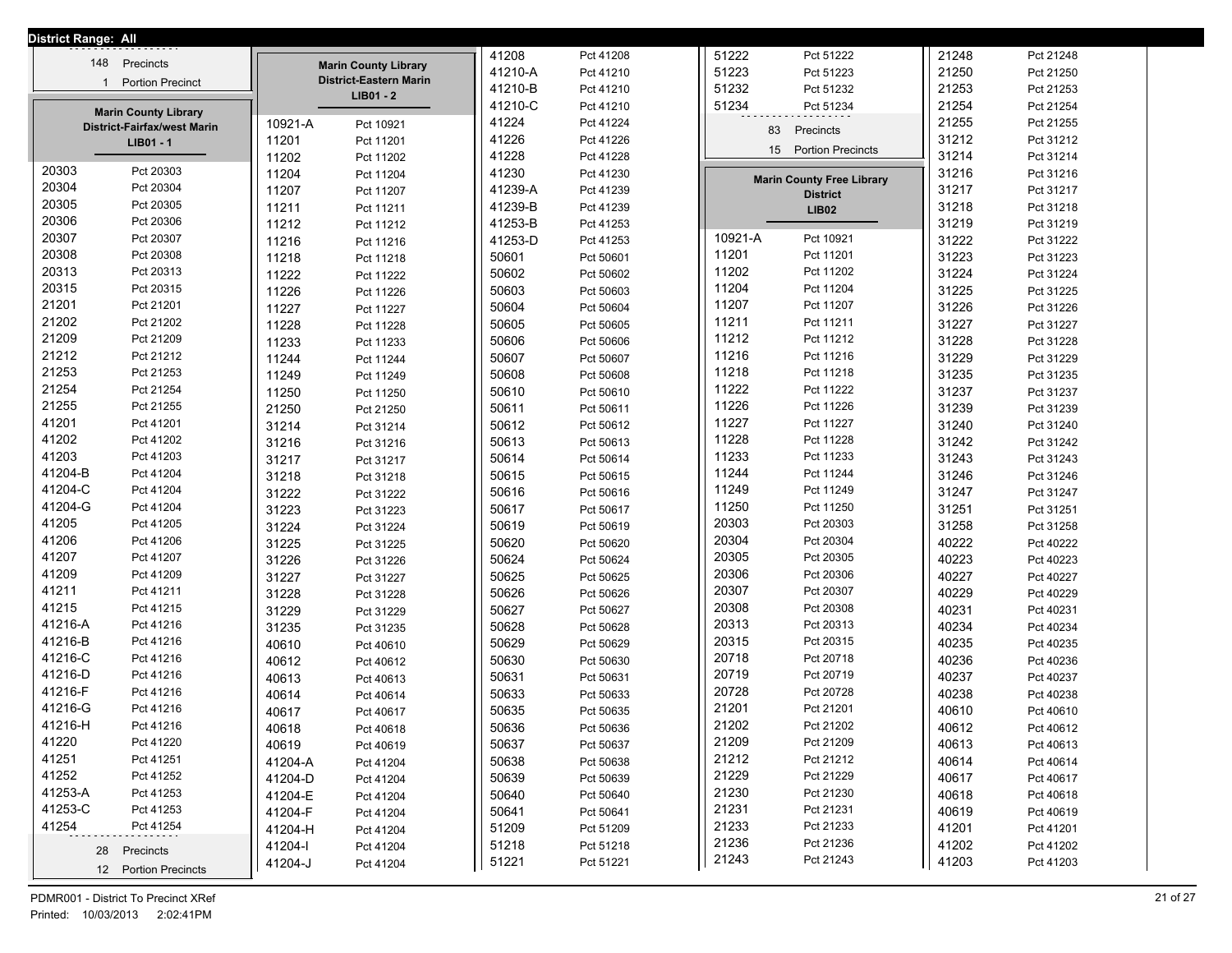**District Range: All**

148 Precincts
1 Portion Precinct

## Marin County Library District-Fairfax/west Marin
### LIB01 - 1

| | |
|---|---|
| 20303 | Pct 20303 |
| 20304 | Pct 20304 |
| 20305 | Pct 20305 |
| 20306 | Pct 20306 |
| 20307 | Pct 20307 |
| 20308 | Pct 20308 |
| 20313 | Pct 20313 |
| 20315 | Pct 20315 |
| 21201 | Pct 21201 |
| 21202 | Pct 21202 |
| 21209 | Pct 21209 |
| 21212 | Pct 21212 |
| 21253 | Pct 21253 |
| 21254 | Pct 21254 |
| 21255 | Pct 21255 |
| 41201 | Pct 41201 |
| 41202 | Pct 41202 |
| 41203 | Pct 41203 |
| 41204-B | Pct 41204 |
| 41204-C | Pct 41204 |
| 41204-G | Pct 41204 |
| 41205 | Pct 41205 |
| 41206 | Pct 41206 |
| 41207 | Pct 41207 |
| 41209 | Pct 41209 |
| 41211 | Pct 41211 |
| 41215 | Pct 41215 |
| 41216-A | Pct 41216 |
| 41216-B | Pct 41216 |
| 41216-C | Pct 41216 |
| 41216-D | Pct 41216 |
| 41216-F | Pct 41216 |
| 41216-G | Pct 41216 |
| 41216-H | Pct 41216 |
| 41220 | Pct 41220 |
| 41251 | Pct 41251 |
| 41252 | Pct 41252 |
| 41253-A | Pct 41253 |
| 41253-C | Pct 41253 |
| 41254 | Pct 41254 |

28 Precincts
12 Portion Precincts

## Marin County Library District-Eastern Marin
### LIB01 - 2

| | |
|---|---|
| 10921-A | Pct 10921 |
| 11201 | Pct 11201 |
| 11202 | Pct 11202 |
| 11204 | Pct 11204 |
| 11207 | Pct 11207 |
| 11211 | Pct 11211 |
| 11212 | Pct 11212 |
| 11216 | Pct 11216 |
| 11218 | Pct 11218 |
| 11222 | Pct 11222 |
| 11226 | Pct 11226 |
| 11227 | Pct 11227 |
| 11228 | Pct 11228 |
| 11233 | Pct 11233 |
| 11244 | Pct 11244 |
| 11249 | Pct 11249 |
| 11250 | Pct 11250 |
| 21250 | Pct 21250 |
| 31214 | Pct 31214 |
| 31216 | Pct 31216 |
| 31217 | Pct 31217 |
| 31218 | Pct 31218 |
| 31222 | Pct 31222 |
| 31223 | Pct 31223 |
| 31224 | Pct 31224 |
| 31225 | Pct 31225 |
| 31226 | Pct 31226 |
| 31227 | Pct 31227 |
| 31228 | Pct 31228 |
| 31229 | Pct 31229 |
| 31235 | Pct 31235 |
| 40610 | Pct 40610 |
| 40612 | Pct 40612 |
| 40613 | Pct 40613 |
| 40614 | Pct 40614 |
| 40617 | Pct 40617 |
| 40618 | Pct 40618 |
| 40619 | Pct 40619 |
| 41204-A | Pct 41204 |
| 41204-D | Pct 41204 |
| 41204-E | Pct 41204 |
| 41204-F | Pct 41204 |
| 41204-H | Pct 41204 |
| 41204-I | Pct 41204 |
| 41204-J | Pct 41204 |
| 41208 | Pct 41208 |
| 41210-A | Pct 41210 |
| 41210-B | Pct 41210 |
| 41210-C | Pct 41210 |
| 41224 | Pct 41224 |
| 41226 | Pct 41226 |
| 41228 | Pct 41228 |
| 41230 | Pct 41230 |
| 41239-A | Pct 41239 |
| 41239-B | Pct 41239 |
| 41253-B | Pct 41253 |
| 41253-D | Pct 41253 |
| 50601 | Pct 50601 |
| 50602 | Pct 50602 |
| 50603 | Pct 50603 |
| 50604 | Pct 50604 |
| 50605 | Pct 50605 |
| 50606 | Pct 50606 |
| 50607 | Pct 50607 |
| 50608 | Pct 50608 |
| 50610 | Pct 50610 |
| 50611 | Pct 50611 |
| 50612 | Pct 50612 |
| 50613 | Pct 50613 |
| 50614 | Pct 50614 |
| 50615 | Pct 50615 |
| 50616 | Pct 50616 |
| 50617 | Pct 50617 |
| 50619 | Pct 50619 |
| 50620 | Pct 50620 |
| 50624 | Pct 50624 |
| 50625 | Pct 50625 |
| 50626 | Pct 50626 |
| 50627 | Pct 50627 |
| 50628 | Pct 50628 |
| 50629 | Pct 50629 |
| 50630 | Pct 50630 |
| 50631 | Pct 50631 |
| 50633 | Pct 50633 |
| 50635 | Pct 50635 |
| 50636 | Pct 50636 |
| 50637 | Pct 50637 |
| 50638 | Pct 50638 |
| 50639 | Pct 50639 |
| 50640 | Pct 50640 |
| 50641 | Pct 50641 |
| 51209 | Pct 51209 |
| 51218 | Pct 51218 |
| 51221 | Pct 51221 |
| 51222 | Pct 51222 |
| 51223 | Pct 51223 |
| 51232 | Pct 51232 |
| 51234 | Pct 51234 |

83 Precincts
15 Portion Precincts

## Marin County Free Library District
### LIB02

| | |
|---|---|
| 10921-A | Pct 10921 |
| 11201 | Pct 11201 |
| 11202 | Pct 11202 |
| 11204 | Pct 11204 |
| 11207 | Pct 11207 |
| 11211 | Pct 11211 |
| 11212 | Pct 11212 |
| 11216 | Pct 11216 |
| 11218 | Pct 11218 |
| 11222 | Pct 11222 |
| 11226 | Pct 11226 |
| 11227 | Pct 11227 |
| 11228 | Pct 11228 |
| 11233 | Pct 11233 |
| 11244 | Pct 11244 |
| 11249 | Pct 11249 |
| 11250 | Pct 11250 |
| 20303 | Pct 20303 |
| 20304 | Pct 20304 |
| 20305 | Pct 20305 |
| 20306 | Pct 20306 |
| 20307 | Pct 20307 |
| 20308 | Pct 20308 |
| 20313 | Pct 20313 |
| 20315 | Pct 20315 |
| 20718 | Pct 20718 |
| 20719 | Pct 20719 |
| 20728 | Pct 20728 |
| 21201 | Pct 21201 |
| 21202 | Pct 21202 |
| 21209 | Pct 21209 |
| 21212 | Pct 21212 |
| 21229 | Pct 21229 |
| 21230 | Pct 21230 |
| 21231 | Pct 21231 |
| 21233 | Pct 21233 |
| 21236 | Pct 21236 |
| 21243 | Pct 21243 |
| 21248 | Pct 21248 |
| 21250 | Pct 21250 |
| 21253 | Pct 21253 |
| 21254 | Pct 21254 |
| 21255 | Pct 21255 |
| 31212 | Pct 31212 |
| 31214 | Pct 31214 |
| 31216 | Pct 31216 |
| 31217 | Pct 31217 |
| 31218 | Pct 31218 |
| 31219 | Pct 31219 |
| 31222 | Pct 31222 |
| 31223 | Pct 31223 |
| 31224 | Pct 31224 |
| 31225 | Pct 31225 |
| 31226 | Pct 31226 |
| 31227 | Pct 31227 |
| 31228 | Pct 31228 |
| 31229 | Pct 31229 |
| 31235 | Pct 31235 |
| 31237 | Pct 31237 |
| 31239 | Pct 31239 |
| 31240 | Pct 31240 |
| 31242 | Pct 31242 |
| 31243 | Pct 31243 |
| 31246 | Pct 31246 |
| 31247 | Pct 31247 |
| 31251 | Pct 31251 |
| 31258 | Pct 31258 |
| 40222 | Pct 40222 |
| 40223 | Pct 40223 |
| 40227 | Pct 40227 |
| 40229 | Pct 40229 |
| 40231 | Pct 40231 |
| 40234 | Pct 40234 |
| 40235 | Pct 40235 |
| 40236 | Pct 40236 |
| 40237 | Pct 40237 |
| 40238 | Pct 40238 |
| 40610 | Pct 40610 |
| 40612 | Pct 40612 |
| 40613 | Pct 40613 |
| 40614 | Pct 40614 |
| 40617 | Pct 40617 |
| 40618 | Pct 40618 |
| 40619 | Pct 40619 |
| 41201 | Pct 41201 |
| 41202 | Pct 41202 |
| 41203 | Pct 41203 |

PDMR001 - District To Precinct XRef
Printed: 10/03/2013 2:02:41PM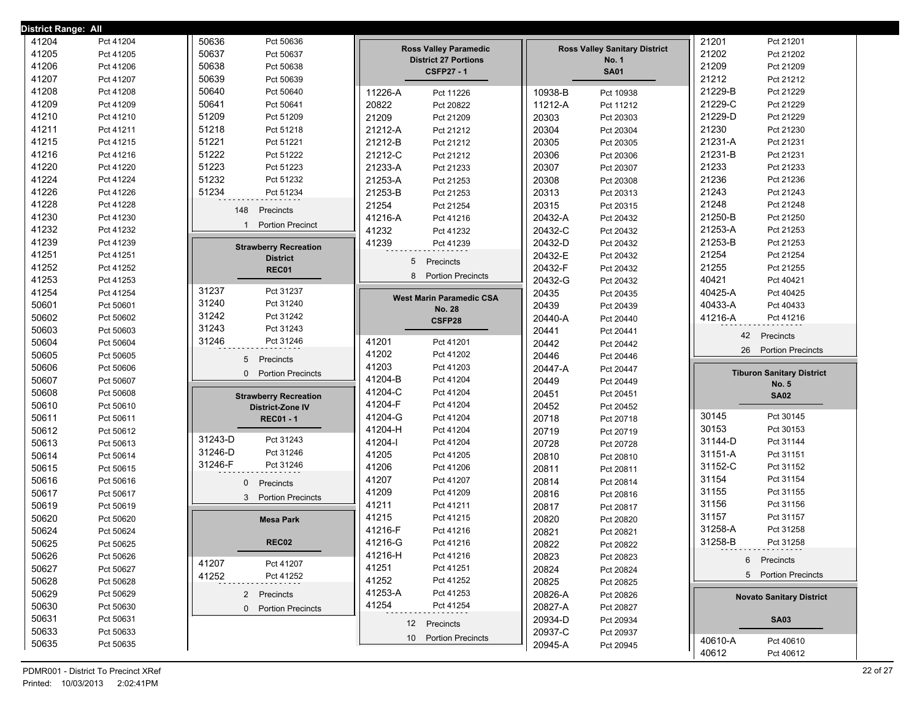District Range: All

| Precinct | Pct |
|---|---|
| 41204 | Pct 41204 |
| 41205 | Pct 41205 |
| 41206 | Pct 41206 |
| 41207 | Pct 41207 |
| 41208 | Pct 41208 |
| 41209 | Pct 41209 |
| 41210 | Pct 41210 |
| 41211 | Pct 41211 |
| 41215 | Pct 41215 |
| 41216 | Pct 41216 |
| 41220 | Pct 41220 |
| 41224 | Pct 41224 |
| 41226 | Pct 41226 |
| 41228 | Pct 41228 |
| 41230 | Pct 41230 |
| 41232 | Pct 41232 |
| 41239 | Pct 41239 |
| 41251 | Pct 41251 |
| 41252 | Pct 41252 |
| 41253 | Pct 41253 |
| 41254 | Pct 41254 |
| 50601 | Pct 50601 |
| 50602 | Pct 50602 |
| 50603 | Pct 50603 |
| 50604 | Pct 50604 |
| 50605 | Pct 50605 |
| 50606 | Pct 50606 |
| 50607 | Pct 50607 |
| 50608 | Pct 50608 |
| 50610 | Pct 50610 |
| 50611 | Pct 50611 |
| 50612 | Pct 50612 |
| 50613 | Pct 50613 |
| 50614 | Pct 50614 |
| 50615 | Pct 50615 |
| 50616 | Pct 50616 |
| 50617 | Pct 50617 |
| 50619 | Pct 50619 |
| 50620 | Pct 50620 |
| 50624 | Pct 50624 |
| 50625 | Pct 50625 |
| 50626 | Pct 50626 |
| 50627 | Pct 50627 |
| 50628 | Pct 50628 |
| 50629 | Pct 50629 |
| 50630 | Pct 50630 |
| 50631 | Pct 50631 |
| 50633 | Pct 50633 |
| 50635 | Pct 50635 |
| 50636 | Pct 50636 |
| 50637 | Pct 50637 |
| 50638 | Pct 50638 |
| 50639 | Pct 50639 |
| 50640 | Pct 50640 |
| 50641 | Pct 50641 |
| 51209 | Pct 51209 |
| 51218 | Pct 51218 |
| 51221 | Pct 51221 |
| 51222 | Pct 51222 |
| 51223 | Pct 51223 |
| 51232 | Pct 51232 |
| 51234 | Pct 51234 |

148 Precincts
1 Portion Precinct

## Strawberry Recreation District
**REC01**

| Precinct | Pct |
|---|---|
| 31237 | Pct 31237 |
| 31240 | Pct 31240 |
| 31242 | Pct 31242 |
| 31243 | Pct 31243 |
| 31246 | Pct 31246 |

5 Precincts
0 Portion Precincts

## Strawberry Recreation District-Zone IV
**REC01 - 1**

| Precinct | Pct |
|---|---|
| 31243-D | Pct 31243 |
| 31246-D | Pct 31246 |
| 31246-F | Pct 31246 |

0 Precincts
3 Portion Precincts

## Mesa Park
**REC02**

| Precinct | Pct |
|---|---|
| 41207 | Pct 41207 |
| 41252 | Pct 41252 |

2 Precincts
0 Portion Precincts

## Ross Valley Paramedic District 27 Portions
**CSFP27 - 1**

| Precinct | Pct |
|---|---|
| 11226-A | Pct 11226 |
| 20822 | Pct 20822 |
| 21209 | Pct 21209 |
| 21212-A | Pct 21212 |
| 21212-B | Pct 21212 |
| 21212-C | Pct 21212 |
| 21233-A | Pct 21233 |
| 21253-A | Pct 21253 |
| 21253-B | Pct 21253 |
| 21254 | Pct 21254 |
| 41216-A | Pct 41216 |
| 41232 | Pct 41232 |
| 41239 | Pct 41239 |

5 Precincts
8 Portion Precincts

## West Marin Paramedic CSA No. 28
**CSFP28**

| Precinct | Pct |
|---|---|
| 41201 | Pct 41201 |
| 41202 | Pct 41202 |
| 41203 | Pct 41203 |
| 41204-B | Pct 41204 |
| 41204-C | Pct 41204 |
| 41204-F | Pct 41204 |
| 41204-G | Pct 41204 |
| 41204-H | Pct 41204 |
| 41204-I | Pct 41204 |
| 41205 | Pct 41205 |
| 41206 | Pct 41206 |
| 41207 | Pct 41207 |
| 41209 | Pct 41209 |
| 41211 | Pct 41211 |
| 41215 | Pct 41215 |
| 41216-F | Pct 41216 |
| 41216-G | Pct 41216 |
| 41216-H | Pct 41216 |
| 41251 | Pct 41251 |
| 41252 | Pct 41252 |
| 41253-A | Pct 41253 |
| 41254 | Pct 41254 |

12 Precincts
10 Portion Precincts

## Ross Valley Sanitary District No. 1
**SA01**

| Precinct | Pct |
|---|---|
| 10938-B | Pct 10938 |
| 11212-A | Pct 11212 |
| 20303 | Pct 20303 |
| 20304 | Pct 20304 |
| 20305 | Pct 20305 |
| 20306 | Pct 20306 |
| 20307 | Pct 20307 |
| 20308 | Pct 20308 |
| 20313 | Pct 20313 |
| 20315 | Pct 20315 |
| 20432-A | Pct 20432 |
| 20432-C | Pct 20432 |
| 20432-D | Pct 20432 |
| 20432-E | Pct 20432 |
| 20432-F | Pct 20432 |
| 20432-G | Pct 20432 |
| 20435 | Pct 20435 |
| 20439 | Pct 20439 |
| 20440-A | Pct 20440 |
| 20441 | Pct 20441 |
| 20442 | Pct 20442 |
| 20446 | Pct 20446 |
| 20447-A | Pct 20447 |
| 20449 | Pct 20449 |
| 20451 | Pct 20451 |
| 20452 | Pct 20452 |
| 20718 | Pct 20718 |
| 20719 | Pct 20719 |
| 20728 | Pct 20728 |
| 20810 | Pct 20810 |
| 20811 | Pct 20811 |
| 20814 | Pct 20814 |
| 20816 | Pct 20816 |
| 20817 | Pct 20817 |
| 20820 | Pct 20820 |
| 20821 | Pct 20821 |
| 20822 | Pct 20822 |
| 20823 | Pct 20823 |
| 20824 | Pct 20824 |
| 20825 | Pct 20825 |
| 20826-A | Pct 20826 |
| 20827-A | Pct 20827 |
| 20934-D | Pct 20934 |
| 20937-C | Pct 20937 |
| 20945-A | Pct 20945 |
| 21201 | Pct 21201 |
| 21202 | Pct 21202 |
| 21209 | Pct 21209 |
| 21212 | Pct 21212 |
| 21229-B | Pct 21229 |
| 21229-C | Pct 21229 |
| 21229-D | Pct 21229 |
| 21230 | Pct 21230 |
| 21231-A | Pct 21231 |
| 21231-B | Pct 21231 |
| 21233 | Pct 21233 |
| 21236 | Pct 21236 |
| 21243 | Pct 21243 |
| 21248 | Pct 21248 |
| 21250-B | Pct 21250 |
| 21253-A | Pct 21253 |
| 21253-B | Pct 21253 |
| 21254 | Pct 21254 |
| 21255 | Pct 21255 |
| 40421 | Pct 40421 |
| 40425-A | Pct 40425 |
| 40433-A | Pct 40433 |
| 41216-A | Pct 41216 |

42 Precincts
26 Portion Precincts

## Tiburon Sanitary District No. 5
**SA02**

| Precinct | Pct |
|---|---|
| 30145 | Pct 30145 |
| 30153 | Pct 30153 |
| 31144-D | Pct 31144 |
| 31151-A | Pct 31151 |
| 31152-C | Pct 31152 |
| 31154 | Pct 31154 |
| 31155 | Pct 31155 |
| 31156 | Pct 31156 |
| 31157 | Pct 31157 |
| 31258-A | Pct 31258 |
| 31258-B | Pct 31258 |

6 Precincts
5 Portion Precincts

## Novato Sanitary District
**SA03**

| Precinct | Pct |
|---|---|
| 40610-A | Pct 40610 |
| 40612 | Pct 40612 |

PDMR001 - District To Precinct XRef
Printed: 10/03/2013 2:02:41PM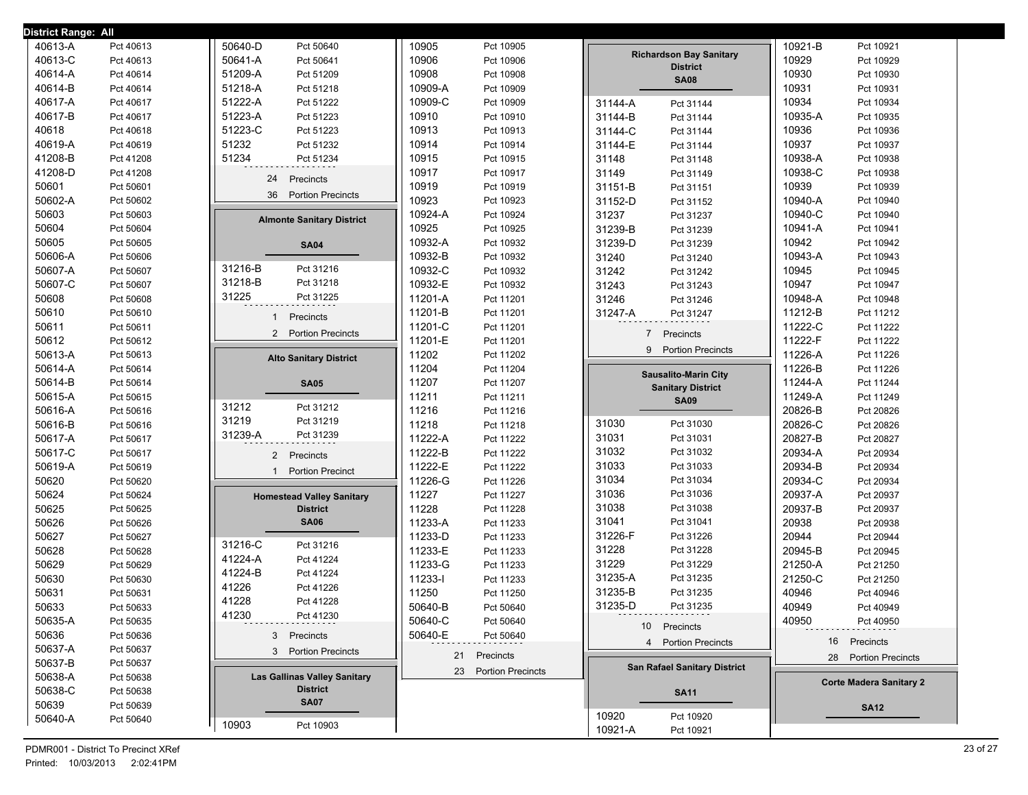**District Range: All**

| District | Precinct |
|---|---|
| 40613-A | Pct 40613 |
| 40613-C | Pct 40613 |
| 40614-A | Pct 40614 |
| 40614-B | Pct 40614 |
| 40617-A | Pct 40617 |
| 40617-B | Pct 40617 |
| 40618 | Pct 40618 |
| 40619-A | Pct 40619 |
| 41208-B | Pct 41208 |
| 41208-D | Pct 41208 |
| 50601 | Pct 50601 |
| 50602-A | Pct 50602 |
| 50603 | Pct 50603 |
| 50604 | Pct 50604 |
| 50605 | Pct 50605 |
| 50606-A | Pct 50606 |
| 50607-A | Pct 50607 |
| 50607-C | Pct 50607 |
| 50608 | Pct 50608 |
| 50610 | Pct 50610 |
| 50611 | Pct 50611 |
| 50612 | Pct 50612 |
| 50613-A | Pct 50613 |
| 50614-A | Pct 50614 |
| 50614-B | Pct 50614 |
| 50615-A | Pct 50615 |
| 50616-A | Pct 50616 |
| 50616-B | Pct 50616 |
| 50617-A | Pct 50617 |
| 50617-C | Pct 50617 |
| 50619-A | Pct 50619 |
| 50620 | Pct 50620 |
| 50624 | Pct 50624 |
| 50625 | Pct 50625 |
| 50626 | Pct 50626 |
| 50627 | Pct 50627 |
| 50628 | Pct 50628 |
| 50629 | Pct 50629 |
| 50630 | Pct 50630 |
| 50631 | Pct 50631 |
| 50633 | Pct 50633 |
| 50635-A | Pct 50635 |
| 50636 | Pct 50636 |
| 50637-A | Pct 50637 |
| 50637-B | Pct 50637 |
| 50638-A | Pct 50638 |
| 50638-C | Pct 50638 |
| 50639 | Pct 50639 |
| 50640-A | Pct 50640 |
| 50640-D | Pct 50640 |
| 50641-A | Pct 50641 |
| 51209-A | Pct 51209 |
| 51218-A | Pct 51218 |
| 51222-A | Pct 51222 |
| 51223-A | Pct 51223 |
| 51223-C | Pct 51223 |
| 51232 | Pct 51232 |
| 51234 | Pct 51234 |

24 Precincts
36 Portion Precincts

**Almonte Sanitary District**

**SA04**

| District | Precinct |
|---|---|
| 31216-B | Pct 31216 |
| 31218-B | Pct 31218 |
| 31225 | Pct 31225 |

1 Precincts
2 Portion Precincts

**Alto Sanitary District**

**SA05**

| District | Precinct |
|---|---|
| 31212 | Pct 31212 |
| 31219 | Pct 31219 |
| 31239-A | Pct 31239 |

2 Precincts
1 Portion Precinct

**Homestead Valley Sanitary District**

**SA06**

| District | Precinct |
|---|---|
| 31216-C | Pct 31216 |
| 41224-A | Pct 41224 |
| 41224-B | Pct 41224 |
| 41226 | Pct 41226 |
| 41228 | Pct 41228 |
| 41230 | Pct 41230 |

3 Precincts
3 Portion Precincts

**Las Gallinas Valley Sanitary District**

**SA07**

| District | Precinct |
|---|---|
| 10903 | Pct 10903 |
| 10905 | Pct 10905 |
| 10906 | Pct 10906 |
| 10908 | Pct 10908 |
| 10909-A | Pct 10909 |
| 10909-C | Pct 10909 |
| 10910 | Pct 10910 |
| 10913 | Pct 10913 |
| 10914 | Pct 10914 |
| 10915 | Pct 10915 |
| 10917 | Pct 10917 |
| 10919 | Pct 10919 |
| 10923 | Pct 10923 |
| 10924-A | Pct 10924 |
| 10925 | Pct 10925 |
| 10932-A | Pct 10932 |
| 10932-B | Pct 10932 |
| 10932-C | Pct 10932 |
| 10932-E | Pct 10932 |
| 11201-A | Pct 11201 |
| 11201-B | Pct 11201 |
| 11201-C | Pct 11201 |
| 11201-E | Pct 11201 |
| 11202 | Pct 11202 |
| 11204 | Pct 11204 |
| 11207 | Pct 11207 |
| 11211 | Pct 11211 |
| 11216 | Pct 11216 |
| 11218 | Pct 11218 |
| 11222-A | Pct 11222 |
| 11222-B | Pct 11222 |
| 11222-E | Pct 11222 |
| 11226-G | Pct 11226 |
| 11227 | Pct 11227 |
| 11228 | Pct 11228 |
| 11233-A | Pct 11233 |
| 11233-D | Pct 11233 |
| 11233-E | Pct 11233 |
| 11233-G | Pct 11233 |
| 11233-I | Pct 11233 |
| 11250 | Pct 11250 |
| 50640-B | Pct 50640 |
| 50640-C | Pct 50640 |
| 50640-E | Pct 50640 |

21 Precincts
23 Portion Precincts

**Richardson Bay Sanitary District**

**SA08**

| District | Precinct |
|---|---|
| 31144-A | Pct 31144 |
| 31144-B | Pct 31144 |
| 31144-C | Pct 31144 |
| 31144-E | Pct 31144 |
| 31148 | Pct 31148 |
| 31149 | Pct 31149 |
| 31151-B | Pct 31151 |
| 31152-D | Pct 31152 |
| 31237 | Pct 31237 |
| 31239-B | Pct 31239 |
| 31239-D | Pct 31239 |
| 31240 | Pct 31240 |
| 31242 | Pct 31242 |
| 31243 | Pct 31243 |
| 31246 | Pct 31246 |
| 31247-A | Pct 31247 |

7 Precincts
9 Portion Precincts

**Sausalito-Marin City Sanitary District**

**SA09**

| District | Precinct |
|---|---|
| 31030 | Pct 31030 |
| 31031 | Pct 31031 |
| 31032 | Pct 31032 |
| 31033 | Pct 31033 |
| 31034 | Pct 31034 |
| 31036 | Pct 31036 |
| 31038 | Pct 31038 |
| 31041 | Pct 31041 |
| 31226-F | Pct 31226 |
| 31228 | Pct 31228 |
| 31229 | Pct 31229 |
| 31235-A | Pct 31235 |
| 31235-B | Pct 31235 |
| 31235-D | Pct 31235 |

10 Precincts
4 Portion Precincts

**San Rafael Sanitary District**

**SA11**

| District | Precinct |
|---|---|
| 10920 | Pct 10920 |
| 10921-A | Pct 10921 |
| 10921-B | Pct 10921 |
| 10929 | Pct 10929 |
| 10930 | Pct 10930 |
| 10931 | Pct 10931 |
| 10934 | Pct 10934 |
| 10935-A | Pct 10935 |
| 10936 | Pct 10936 |
| 10937 | Pct 10937 |
| 10938-A | Pct 10938 |
| 10938-C | Pct 10938 |
| 10939 | Pct 10939 |
| 10940-A | Pct 10940 |
| 10940-C | Pct 10940 |
| 10941-A | Pct 10941 |
| 10942 | Pct 10942 |
| 10943-A | Pct 10943 |
| 10945 | Pct 10945 |
| 10947 | Pct 10947 |
| 10948-A | Pct 10948 |
| 11212-B | Pct 11212 |
| 11222-C | Pct 11222 |
| 11222-F | Pct 11222 |
| 11226-A | Pct 11226 |
| 11226-B | Pct 11226 |
| 11244-A | Pct 11244 |
| 11249-A | Pct 11249 |
| 20826-B | Pct 20826 |
| 20826-C | Pct 20826 |
| 20827-B | Pct 20827 |
| 20934-A | Pct 20934 |
| 20934-B | Pct 20934 |
| 20934-C | Pct 20934 |
| 20937-A | Pct 20937 |
| 20937-B | Pct 20937 |
| 20938 | Pct 20938 |
| 20944 | Pct 20944 |
| 20945-B | Pct 20945 |
| 21250-A | Pct 21250 |
| 21250-C | Pct 21250 |
| 40946 | Pct 40946 |
| 40949 | Pct 40949 |
| 40950 | Pct 40950 |

16 Precincts
28 Portion Precincts

**Corte Madera Sanitary 2**

**SA12**

PDMR001 - District To Precinct XRef
Printed: 10/03/2013 2:02:41PM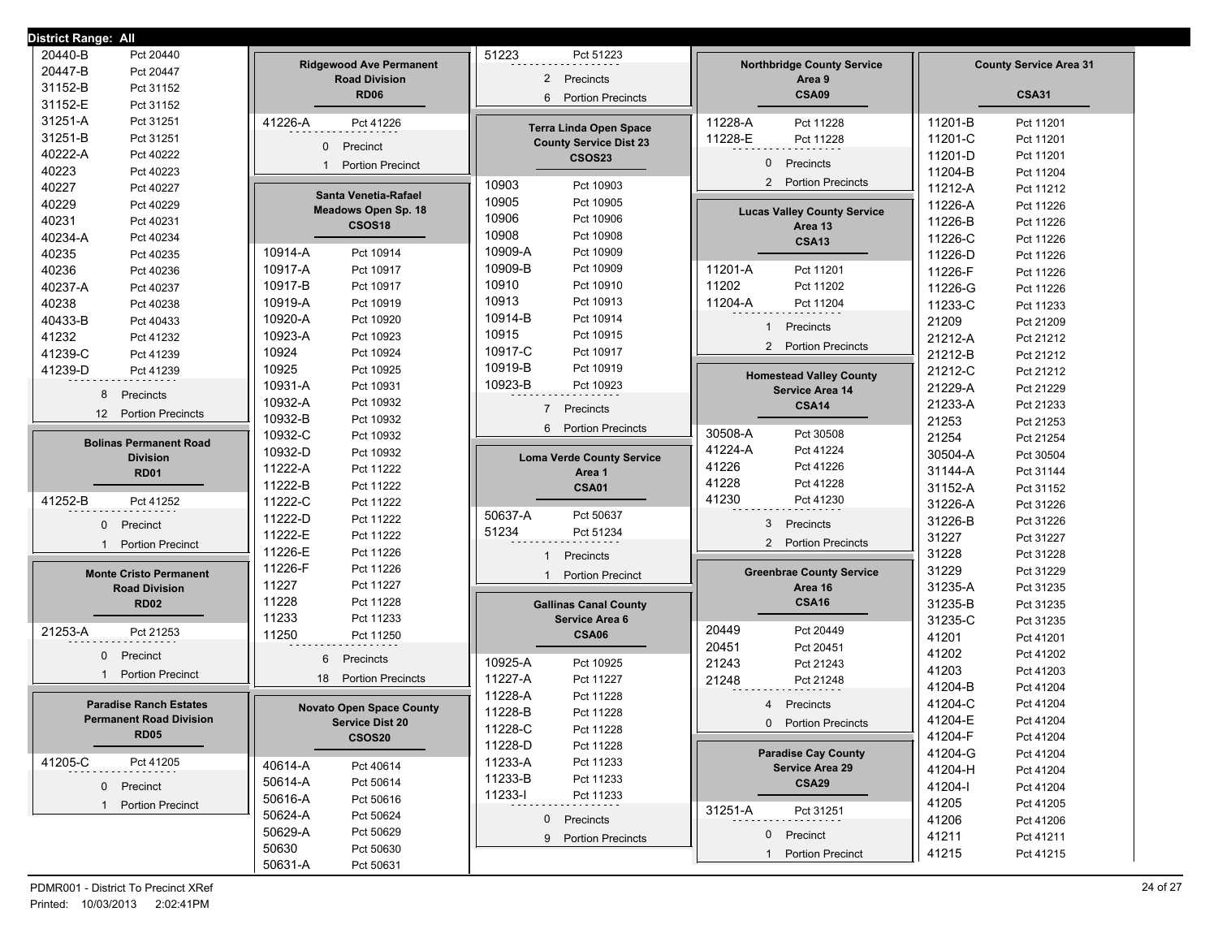District Range: All

| Precinct | Name |
|---|---|
| 20440-B | Pct 20440 |
| 20447-B | Pct 20447 |
| 31152-B | Pct 31152 |
| 31152-E | Pct 31152 |
| 31251-A | Pct 31251 |
| 31251-B | Pct 31251 |
| 40222-A | Pct 40222 |
| 40223 | Pct 40223 |
| 40227 | Pct 40227 |
| 40229 | Pct 40229 |
| 40231 | Pct 40231 |
| 40234-A | Pct 40234 |
| 40235 | Pct 40235 |
| 40236 | Pct 40236 |
| 40237-A | Pct 40237 |
| 40238 | Pct 40238 |
| 40433-B | Pct 40433 |
| 41232 | Pct 41232 |
| 41239-C | Pct 41239 |
| 41239-D | Pct 41239 |

8 Precincts
12 Portion Precincts

## Bolinas Permanent Road Division
**RD01**

| Precinct | Name |
|---|---|
| 41252-B | Pct 41252 |

0 Precinct
1 Portion Precinct

## Monte Cristo Permanent Road Division
**RD02**

| Precinct | Name |
|---|---|
| 21253-A | Pct 21253 |

0 Precinct
1 Portion Precinct

## Paradise Ranch Estates Permanent Road Division
**RD05**

| Precinct | Name |
|---|---|
| 41205-C | Pct 41205 |

0 Precinct
1 Portion Precinct

## Ridgewood Ave Permanent Road Division
**RD06**

| Precinct | Name |
|---|---|
| 41226-A | Pct 41226 |

0 Precinct
1 Portion Precinct

## Santa Venetia-Rafael Meadows Open Sp. 18
**CSOS18**

| Precinct | Name |
|---|---|
| 10914-A | Pct 10914 |
| 10917-A | Pct 10917 |
| 10917-B | Pct 10917 |
| 10919-A | Pct 10919 |
| 10920-A | Pct 10920 |
| 10923-A | Pct 10923 |
| 10924 | Pct 10924 |
| 10925 | Pct 10925 |
| 10931-A | Pct 10931 |
| 10932-A | Pct 10932 |
| 10932-B | Pct 10932 |
| 10932-C | Pct 10932 |
| 10932-D | Pct 10932 |
| 11222-A | Pct 11222 |
| 11222-B | Pct 11222 |
| 11222-C | Pct 11222 |
| 11222-D | Pct 11222 |
| 11222-E | Pct 11222 |
| 11226-E | Pct 11226 |
| 11226-F | Pct 11226 |
| 11227 | Pct 11227 |
| 11228 | Pct 11228 |
| 11233 | Pct 11233 |
| 11250 | Pct 11250 |

6 Precincts
18 Portion Precincts

## Novato Open Space County Service Dist 20
**CSOS20**

| Precinct | Name |
|---|---|
| 40614-A | Pct 40614 |
| 50614-A | Pct 50614 |
| 50616-A | Pct 50616 |
| 50624-A | Pct 50624 |
| 50629-A | Pct 50629 |
| 50630 | Pct 50630 |
| 50631-A | Pct 50631 |
| 51223 | Pct 51223 |

2 Precincts
6 Portion Precincts

## Terra Linda Open Space County Service Dist 23
**CSOS23**

| Precinct | Name |
|---|---|
| 10903 | Pct 10903 |
| 10905 | Pct 10905 |
| 10906 | Pct 10906 |
| 10908 | Pct 10908 |
| 10909-A | Pct 10909 |
| 10909-B | Pct 10909 |
| 10910 | Pct 10910 |
| 10913 | Pct 10913 |
| 10914-B | Pct 10914 |
| 10915 | Pct 10915 |
| 10917-C | Pct 10917 |
| 10919-B | Pct 10919 |
| 10923-B | Pct 10923 |

7 Precincts
6 Portion Precincts

## Loma Verde County Service Area 1
**CSA01**

| Precinct | Name |
|---|---|
| 50637-A | Pct 50637 |
| 51234 | Pct 51234 |

1 Precincts
1 Portion Precinct

## Gallinas Canal County Service Area 6
**CSA06**

| Precinct | Name |
|---|---|
| 10925-A | Pct 10925 |
| 11227-A | Pct 11227 |
| 11228-A | Pct 11228 |
| 11228-B | Pct 11228 |
| 11228-C | Pct 11228 |
| 11228-D | Pct 11228 |
| 11233-A | Pct 11233 |
| 11233-B | Pct 11233 |
| 11233-I | Pct 11233 |

0 Precincts
9 Portion Precincts

## Northbridge County Service Area 9
**CSA09**

| Precinct | Name |
|---|---|
| 11228-A | Pct 11228 |
| 11228-E | Pct 11228 |

0 Precincts
2 Portion Precincts

## Lucas Valley County Service Area 13
**CSA13**

| Precinct | Name |
|---|---|
| 11201-A | Pct 11201 |
| 11202 | Pct 11202 |
| 11204-A | Pct 11204 |

1 Precincts
2 Portion Precincts

## Homestead Valley County Service Area 14
**CSA14**

| Precinct | Name |
|---|---|
| 30508-A | Pct 30508 |
| 41224-A | Pct 41224 |
| 41226 | Pct 41226 |
| 41228 | Pct 41228 |
| 41230 | Pct 41230 |

3 Precincts
2 Portion Precincts

## Greenbrae County Service Area 16
**CSA16**

| Precinct | Name |
|---|---|
| 20449 | Pct 20449 |
| 20451 | Pct 20451 |
| 21243 | Pct 21243 |
| 21248 | Pct 21248 |

4 Precincts
0 Portion Precincts

## Paradise Cay County Service Area 29
**CSA29**

| Precinct | Name |
|---|---|
| 31251-A | Pct 31251 |

0 Precinct
1 Portion Precinct

## County Service Area 31
**CSA31**

| Precinct | Name |
|---|---|
| 11201-B | Pct 11201 |
| 11201-C | Pct 11201 |
| 11201-D | Pct 11201 |
| 11204-B | Pct 11204 |
| 11212-A | Pct 11212 |
| 11226-A | Pct 11226 |
| 11226-B | Pct 11226 |
| 11226-C | Pct 11226 |
| 11226-D | Pct 11226 |
| 11226-F | Pct 11226 |
| 11226-G | Pct 11226 |
| 11233-C | Pct 11233 |
| 21209 | Pct 21209 |
| 21212-A | Pct 21212 |
| 21212-B | Pct 21212 |
| 21212-C | Pct 21212 |
| 21229-A | Pct 21229 |
| 21233-A | Pct 21233 |
| 21253 | Pct 21253 |
| 21254 | Pct 21254 |
| 30504-A | Pct 30504 |
| 31144-A | Pct 31144 |
| 31152-A | Pct 31152 |
| 31226-A | Pct 31226 |
| 31226-B | Pct 31226 |
| 31227 | Pct 31227 |
| 31228 | Pct 31228 |
| 31229 | Pct 31229 |
| 31235-A | Pct 31235 |
| 31235-B | Pct 31235 |
| 31235-C | Pct 31235 |
| 41201 | Pct 41201 |
| 41202 | Pct 41202 |
| 41203 | Pct 41203 |
| 41204-B | Pct 41204 |
| 41204-C | Pct 41204 |
| 41204-E | Pct 41204 |
| 41204-F | Pct 41204 |
| 41204-G | Pct 41204 |
| 41204-H | Pct 41204 |
| 41204-I | Pct 41204 |
| 41205 | Pct 41205 |
| 41206 | Pct 41206 |
| 41211 | Pct 41211 |
| 41215 | Pct 41215 |

PDMR001 - District To Precinct XRef
Printed: 10/03/2013 2:02:41PM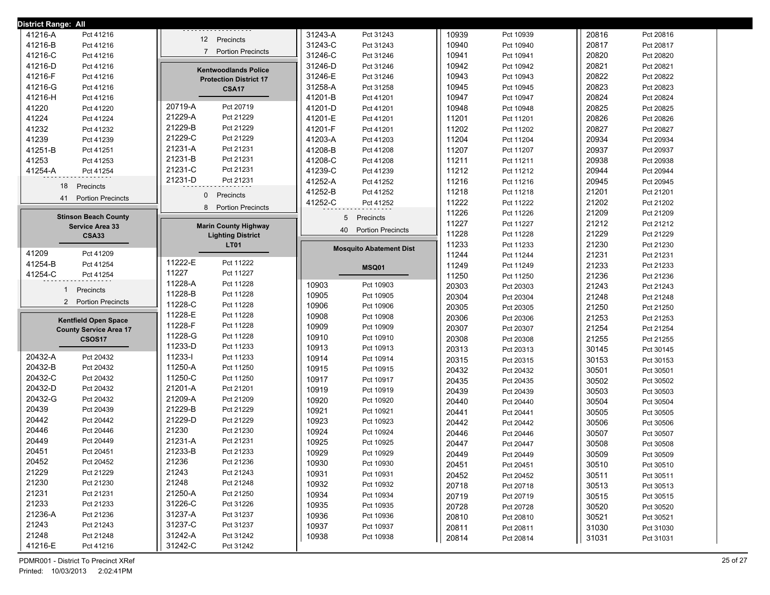**District Range: All**

| District | Precinct |
|---|---|
| 41216-A | Pct 41216 |
| 41216-B | Pct 41216 |
| 41216-C | Pct 41216 |
| 41216-D | Pct 41216 |
| 41216-F | Pct 41216 |
| 41216-G | Pct 41216 |
| 41216-H | Pct 41216 |
| 41220 | Pct 41220 |
| 41224 | Pct 41224 |
| 41232 | Pct 41232 |
| 41239 | Pct 41239 |
| 41251-B | Pct 41251 |
| 41253 | Pct 41253 |
| 41254-A | Pct 41254 |

18 Precincts
41 Portion Precincts

## Stinson Beach County Service Area 33
### CSA33

| District | Precinct |
|---|---|
| 41209 | Pct 41209 |
| 41254-B | Pct 41254 |
| 41254-C | Pct 41254 |

1 Precincts
2 Portion Precincts

## Kentfield Open Space County Service Area 17
### CSOS17

| District | Precinct |
|---|---|
| 20432-A | Pct 20432 |
| 20432-B | Pct 20432 |
| 20432-C | Pct 20432 |
| 20432-D | Pct 20432 |
| 20432-G | Pct 20432 |
| 20439 | Pct 20439 |
| 20442 | Pct 20442 |
| 20446 | Pct 20446 |
| 20449 | Pct 20449 |
| 20451 | Pct 20451 |
| 20452 | Pct 20452 |
| 21229 | Pct 21229 |
| 21230 | Pct 21230 |
| 21231 | Pct 21231 |
| 21233 | Pct 21233 |
| 21236-A | Pct 21236 |
| 21243 | Pct 21243 |
| 21248 | Pct 21248 |
| 41216-E | Pct 41216 |

12 Precincts
7 Portion Precincts

## Kentwoodlands Police Protection District 17
### CSA17

| District | Precinct |
|---|---|
| 20719-A | Pct 20719 |
| 21229-A | Pct 21229 |
| 21229-B | Pct 21229 |
| 21229-C | Pct 21229 |
| 21231-A | Pct 21231 |
| 21231-B | Pct 21231 |
| 21231-C | Pct 21231 |
| 21231-D | Pct 21231 |

0 Precincts
8 Portion Precincts

## Marin County Highway Lighting District
### LT01

| District | Precinct |
|---|---|
| 11222-E | Pct 11222 |
| 11227 | Pct 11227 |
| 11228-A | Pct 11228 |
| 11228-B | Pct 11228 |
| 11228-C | Pct 11228 |
| 11228-E | Pct 11228 |
| 11228-F | Pct 11228 |
| 11228-G | Pct 11228 |
| 11233-D | Pct 11233 |
| 11233-I | Pct 11233 |
| 11250-A | Pct 11250 |
| 11250-C | Pct 11250 |
| 21201-A | Pct 21201 |
| 21209-A | Pct 21209 |
| 21229-B | Pct 21229 |
| 21229-D | Pct 21229 |
| 21230 | Pct 21230 |
| 21231-A | Pct 21231 |
| 21233-B | Pct 21233 |
| 21236 | Pct 21236 |
| 21243 | Pct 21243 |
| 21248 | Pct 21248 |
| 21250-A | Pct 21250 |
| 31226-C | Pct 31226 |
| 31237-A | Pct 31237 |
| 31237-C | Pct 31237 |
| 31242-A | Pct 31242 |
| 31242-C | Pct 31242 |
| 31243-A | Pct 31243 |
| 31243-C | Pct 31243 |
| 31246-C | Pct 31246 |
| 31246-D | Pct 31246 |
| 31246-E | Pct 31246 |
| 31258-A | Pct 31258 |
| 41201-B | Pct 41201 |
| 41201-D | Pct 41201 |
| 41201-E | Pct 41201 |
| 41201-F | Pct 41201 |
| 41203-A | Pct 41203 |
| 41208-B | Pct 41208 |
| 41208-C | Pct 41208 |
| 41239-C | Pct 41239 |
| 41252-A | Pct 41252 |
| 41252-B | Pct 41252 |
| 41252-C | Pct 41252 |

5 Precincts
40 Portion Precincts

## Mosquito Abatement Dist
### MSQ01

| District | Precinct |
|---|---|
| 10903 | Pct 10903 |
| 10905 | Pct 10905 |
| 10906 | Pct 10906 |
| 10908 | Pct 10908 |
| 10909 | Pct 10909 |
| 10910 | Pct 10910 |
| 10913 | Pct 10913 |
| 10914 | Pct 10914 |
| 10915 | Pct 10915 |
| 10917 | Pct 10917 |
| 10919 | Pct 10919 |
| 10920 | Pct 10920 |
| 10921 | Pct 10921 |
| 10923 | Pct 10923 |
| 10924 | Pct 10924 |
| 10925 | Pct 10925 |
| 10929 | Pct 10929 |
| 10930 | Pct 10930 |
| 10931 | Pct 10931 |
| 10932 | Pct 10932 |
| 10934 | Pct 10934 |
| 10935 | Pct 10935 |
| 10936 | Pct 10936 |
| 10937 | Pct 10937 |
| 10938 | Pct 10938 |
| 10939 | Pct 10939 |
| 10940 | Pct 10940 |
| 10941 | Pct 10941 |
| 10942 | Pct 10942 |
| 10943 | Pct 10943 |
| 10945 | Pct 10945 |
| 10947 | Pct 10947 |
| 10948 | Pct 10948 |
| 11201 | Pct 11201 |
| 11202 | Pct 11202 |
| 11204 | Pct 11204 |
| 11207 | Pct 11207 |
| 11211 | Pct 11211 |
| 11212 | Pct 11212 |
| 11216 | Pct 11216 |
| 11218 | Pct 11218 |
| 11222 | Pct 11222 |
| 11226 | Pct 11226 |
| 11227 | Pct 11227 |
| 11228 | Pct 11228 |
| 11233 | Pct 11233 |
| 11244 | Pct 11244 |
| 11249 | Pct 11249 |
| 11250 | Pct 11250 |
| 20303 | Pct 20303 |
| 20304 | Pct 20304 |
| 20305 | Pct 20305 |
| 20306 | Pct 20306 |
| 20307 | Pct 20307 |
| 20308 | Pct 20308 |
| 20313 | Pct 20313 |
| 20315 | Pct 20315 |
| 20432 | Pct 20432 |
| 20435 | Pct 20435 |
| 20439 | Pct 20439 |
| 20440 | Pct 20440 |
| 20441 | Pct 20441 |
| 20442 | Pct 20442 |
| 20446 | Pct 20446 |
| 20447 | Pct 20447 |
| 20449 | Pct 20449 |
| 20451 | Pct 20451 |
| 20452 | Pct 20452 |
| 20718 | Pct 20718 |
| 20719 | Pct 20719 |
| 20728 | Pct 20728 |
| 20810 | Pct 20810 |
| 20811 | Pct 20811 |
| 20814 | Pct 20814 |
| 20816 | Pct 20816 |
| 20817 | Pct 20817 |
| 20820 | Pct 20820 |
| 20821 | Pct 20821 |
| 20822 | Pct 20822 |
| 20823 | Pct 20823 |
| 20824 | Pct 20824 |
| 20825 | Pct 20825 |
| 20826 | Pct 20826 |
| 20827 | Pct 20827 |
| 20934 | Pct 20934 |
| 20937 | Pct 20937 |
| 20938 | Pct 20938 |
| 20944 | Pct 20944 |
| 20945 | Pct 20945 |
| 21201 | Pct 21201 |
| 21202 | Pct 21202 |
| 21209 | Pct 21209 |
| 21212 | Pct 21212 |
| 21229 | Pct 21229 |
| 21230 | Pct 21230 |
| 21231 | Pct 21231 |
| 21233 | Pct 21233 |
| 21236 | Pct 21236 |
| 21243 | Pct 21243 |
| 21248 | Pct 21248 |
| 21250 | Pct 21250 |
| 21253 | Pct 21253 |
| 21254 | Pct 21254 |
| 21255 | Pct 21255 |
| 30145 | Pct 30145 |
| 30153 | Pct 30153 |
| 30501 | Pct 30501 |
| 30502 | Pct 30502 |
| 30503 | Pct 30503 |
| 30504 | Pct 30504 |
| 30505 | Pct 30505 |
| 30506 | Pct 30506 |
| 30507 | Pct 30507 |
| 30508 | Pct 30508 |
| 30509 | Pct 30509 |
| 30510 | Pct 30510 |
| 30511 | Pct 30511 |
| 30513 | Pct 30513 |
| 30515 | Pct 30515 |
| 30520 | Pct 30520 |
| 30521 | Pct 30521 |
| 31030 | Pct 31030 |
| 31031 | Pct 31031 |

PDMR001 - District To Precinct XRef
Printed: 10/03/2013 2:02:41PM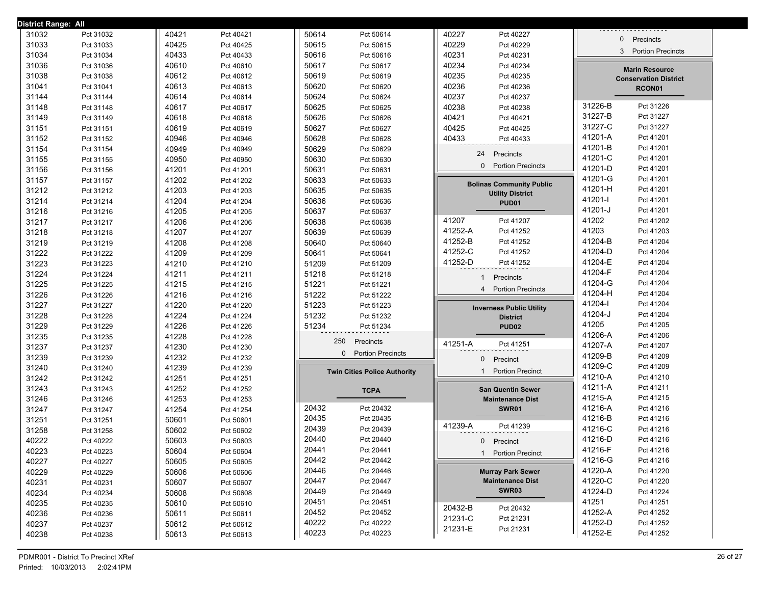**District Range: All**

| | |
|---|---|
| 31032 | Pct 31032 |
| 31033 | Pct 31033 |
| 31034 | Pct 31034 |
| 31036 | Pct 31036 |
| 31038 | Pct 31038 |
| 31041 | Pct 31041 |
| 31144 | Pct 31144 |
| 31148 | Pct 31148 |
| 31149 | Pct 31149 |
| 31151 | Pct 31151 |
| 31152 | Pct 31152 |
| 31154 | Pct 31154 |
| 31155 | Pct 31155 |
| 31156 | Pct 31156 |
| 31157 | Pct 31157 |
| 31212 | Pct 31212 |
| 31214 | Pct 31214 |
| 31216 | Pct 31216 |
| 31217 | Pct 31217 |
| 31218 | Pct 31218 |
| 31219 | Pct 31219 |
| 31222 | Pct 31222 |
| 31223 | Pct 31223 |
| 31224 | Pct 31224 |
| 31225 | Pct 31225 |
| 31226 | Pct 31226 |
| 31227 | Pct 31227 |
| 31228 | Pct 31228 |
| 31229 | Pct 31229 |
| 31235 | Pct 31235 |
| 31237 | Pct 31237 |
| 31239 | Pct 31239 |
| 31240 | Pct 31240 |
| 31242 | Pct 31242 |
| 31243 | Pct 31243 |
| 31246 | Pct 31246 |
| 31247 | Pct 31247 |
| 31251 | Pct 31251 |
| 31258 | Pct 31258 |
| 40222 | Pct 40222 |
| 40223 | Pct 40223 |
| 40227 | Pct 40227 |
| 40229 | Pct 40229 |
| 40231 | Pct 40231 |
| 40234 | Pct 40234 |
| 40235 | Pct 40235 |
| 40236 | Pct 40236 |
| 40237 | Pct 40237 |
| 40238 | Pct 40238 |
| 40421 | Pct 40421 |
| 40425 | Pct 40425 |
| 40433 | Pct 40433 |
| 40610 | Pct 40610 |
| 40612 | Pct 40612 |
| 40613 | Pct 40613 |
| 40614 | Pct 40614 |
| 40617 | Pct 40617 |
| 40618 | Pct 40618 |
| 40619 | Pct 40619 |
| 40946 | Pct 40946 |
| 40949 | Pct 40949 |
| 40950 | Pct 40950 |
| 41201 | Pct 41201 |
| 41202 | Pct 41202 |
| 41203 | Pct 41203 |
| 41204 | Pct 41204 |
| 41205 | Pct 41205 |
| 41206 | Pct 41206 |
| 41207 | Pct 41207 |
| 41208 | Pct 41208 |
| 41209 | Pct 41209 |
| 41210 | Pct 41210 |
| 41211 | Pct 41211 |
| 41215 | Pct 41215 |
| 41216 | Pct 41216 |
| 41220 | Pct 41220 |
| 41224 | Pct 41224 |
| 41226 | Pct 41226 |
| 41228 | Pct 41228 |
| 41230 | Pct 41230 |
| 41232 | Pct 41232 |
| 41239 | Pct 41239 |
| 41251 | Pct 41251 |
| 41252 | Pct 41252 |
| 41253 | Pct 41253 |
| 41254 | Pct 41254 |
| 50601 | Pct 50601 |
| 50602 | Pct 50602 |
| 50603 | Pct 50603 |
| 50604 | Pct 50604 |
| 50605 | Pct 50605 |
| 50606 | Pct 50606 |
| 50607 | Pct 50607 |
| 50608 | Pct 50608 |
| 50610 | Pct 50610 |
| 50611 | Pct 50611 |
| 50612 | Pct 50612 |
| 50613 | Pct 50613 |
| 50614 | Pct 50614 |
| 50615 | Pct 50615 |
| 50616 | Pct 50616 |
| 50617 | Pct 50617 |
| 50619 | Pct 50619 |
| 50620 | Pct 50620 |
| 50624 | Pct 50624 |
| 50625 | Pct 50625 |
| 50626 | Pct 50626 |
| 50627 | Pct 50627 |
| 50628 | Pct 50628 |
| 50629 | Pct 50629 |
| 50630 | Pct 50630 |
| 50631 | Pct 50631 |
| 50633 | Pct 50633 |
| 50635 | Pct 50635 |
| 50636 | Pct 50636 |
| 50637 | Pct 50637 |
| 50638 | Pct 50638 |
| 50639 | Pct 50639 |
| 50640 | Pct 50640 |
| 50641 | Pct 50641 |
| 51209 | Pct 51209 |
| 51218 | Pct 51218 |
| 51221 | Pct 51221 |
| 51222 | Pct 51222 |
| 51223 | Pct 51223 |
| 51232 | Pct 51232 |
| 51234 | Pct 51234 |

250 Precincts
0 Portion Precincts

**Twin Cities Police Authority**

**TCPA**

| | |
|---|---|
| 20432 | Pct 20432 |
| 20435 | Pct 20435 |
| 20439 | Pct 20439 |
| 20440 | Pct 20440 |
| 20441 | Pct 20441 |
| 20442 | Pct 20442 |
| 20446 | Pct 20446 |
| 20447 | Pct 20447 |
| 20449 | Pct 20449 |
| 20451 | Pct 20451 |
| 20452 | Pct 20452 |
| 40222 | Pct 40222 |
| 40223 | Pct 40223 |
| 40227 | Pct 40227 |
| 40229 | Pct 40229 |
| 40231 | Pct 40231 |
| 40234 | Pct 40234 |
| 40235 | Pct 40235 |
| 40236 | Pct 40236 |
| 40237 | Pct 40237 |
| 40238 | Pct 40238 |
| 40421 | Pct 40421 |
| 40425 | Pct 40425 |
| 40433 | Pct 40433 |

24 Precincts
0 Portion Precincts

**Bolinas Community Public Utility District**

**PUD01**

| | |
|---|---|
| 41207 | Pct 41207 |
| 41252-A | Pct 41252 |
| 41252-B | Pct 41252 |
| 41252-C | Pct 41252 |
| 41252-D | Pct 41252 |

1 Precincts
4 Portion Precincts

**Inverness Public Utility District**

**PUD02**

| | |
|---|---|
| 41251-A | Pct 41251 |

0 Precinct
1 Portion Precinct

**San Quentin Sewer Maintenance Dist**

**SWR01**

| | |
|---|---|
| 41239-A | Pct 41239 |

0 Precinct
1 Portion Precinct

**Murray Park Sewer Maintenance Dist**

**SWR03**

| | |
|---|---|
| 20432-B | Pct 20432 |
| 21231-C | Pct 21231 |
| 21231-E | Pct 21231 |

0 Precincts
3 Portion Precincts

**Marin Resource Conservation District**

**RCON01**

| | |
|---|---|
| 31226-B | Pct 31226 |
| 31227-B | Pct 31227 |
| 31227-C | Pct 31227 |
| 41201-A | Pct 41201 |
| 41201-B | Pct 41201 |
| 41201-C | Pct 41201 |
| 41201-D | Pct 41201 |
| 41201-G | Pct 41201 |
| 41201-H | Pct 41201 |
| 41201-I | Pct 41201 |
| 41201-J | Pct 41201 |
| 41202 | Pct 41202 |
| 41203 | Pct 41203 |
| 41204-B | Pct 41204 |
| 41204-D | Pct 41204 |
| 41204-E | Pct 41204 |
| 41204-F | Pct 41204 |
| 41204-G | Pct 41204 |
| 41204-H | Pct 41204 |
| 41204-I | Pct 41204 |
| 41204-J | Pct 41204 |
| 41205 | Pct 41205 |
| 41206-A | Pct 41206 |
| 41207-A | Pct 41207 |
| 41209-B | Pct 41209 |
| 41209-C | Pct 41209 |
| 41210-A | Pct 41210 |
| 41211-A | Pct 41211 |
| 41215-A | Pct 41215 |
| 41216-A | Pct 41216 |
| 41216-B | Pct 41216 |
| 41216-C | Pct 41216 |
| 41216-D | Pct 41216 |
| 41216-F | Pct 41216 |
| 41216-G | Pct 41216 |
| 41220-A | Pct 41220 |
| 41220-C | Pct 41220 |
| 41224-D | Pct 41224 |
| 41251 | Pct 41251 |
| 41252-A | Pct 41252 |
| 41252-D | Pct 41252 |
| 41252-E | Pct 41252 |

PDMR001 - District To Precinct XRef
Printed: 10/03/2013 2:02:41PM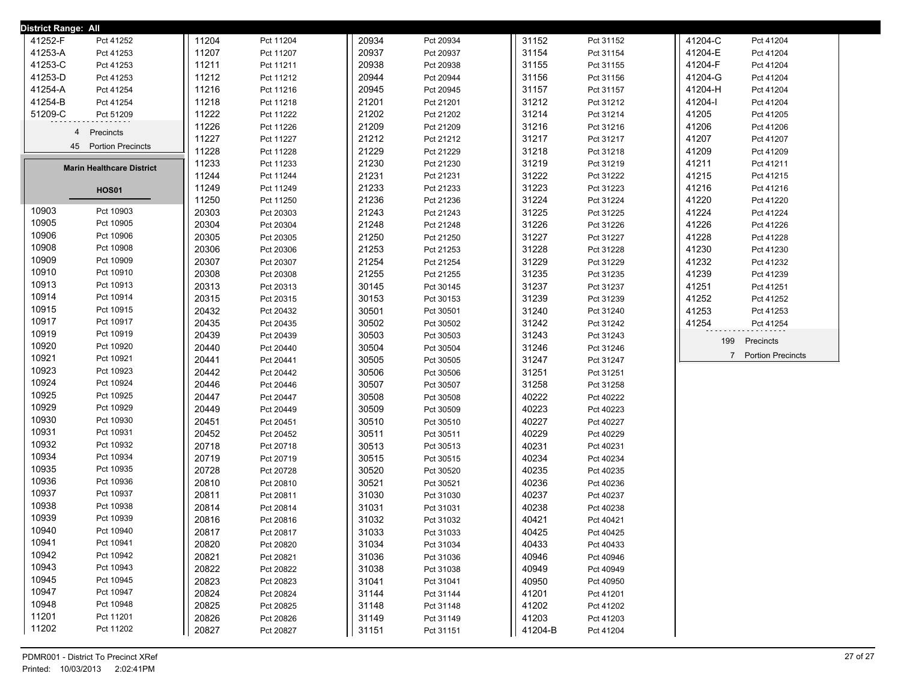**District Range: All**

| | |
|---|---|
| 41252-F | Pct 41252 |
| 41253-A | Pct 41253 |
| 41253-C | Pct 41253 |
| 41253-D | Pct 41253 |
| 41254-A | Pct 41254 |
| 41254-B | Pct 41254 |
| 51209-C | Pct 51209 |

4 Precincts
45 Portion Precincts

**Marin Healthcare District**

**HOS01**

| | |
|---|---|
| 10903 | Pct 10903 |
| 10905 | Pct 10905 |
| 10906 | Pct 10906 |
| 10908 | Pct 10908 |
| 10909 | Pct 10909 |
| 10910 | Pct 10910 |
| 10913 | Pct 10913 |
| 10914 | Pct 10914 |
| 10915 | Pct 10915 |
| 10917 | Pct 10917 |
| 10919 | Pct 10919 |
| 10920 | Pct 10920 |
| 10921 | Pct 10921 |
| 10923 | Pct 10923 |
| 10924 | Pct 10924 |
| 10925 | Pct 10925 |
| 10929 | Pct 10929 |
| 10930 | Pct 10930 |
| 10931 | Pct 10931 |
| 10932 | Pct 10932 |
| 10934 | Pct 10934 |
| 10935 | Pct 10935 |
| 10936 | Pct 10936 |
| 10937 | Pct 10937 |
| 10938 | Pct 10938 |
| 10939 | Pct 10939 |
| 10940 | Pct 10940 |
| 10941 | Pct 10941 |
| 10942 | Pct 10942 |
| 10943 | Pct 10943 |
| 10945 | Pct 10945 |
| 10947 | Pct 10947 |
| 10948 | Pct 10948 |
| 11201 | Pct 11201 |
| 11202 | Pct 11202 |
| 11204 | Pct 11204 |
| 11207 | Pct 11207 |
| 11211 | Pct 11211 |
| 11212 | Pct 11212 |
| 11216 | Pct 11216 |
| 11218 | Pct 11218 |
| 11222 | Pct 11222 |
| 11226 | Pct 11226 |
| 11227 | Pct 11227 |
| 11228 | Pct 11228 |
| 11233 | Pct 11233 |
| 11244 | Pct 11244 |
| 11249 | Pct 11249 |
| 11250 | Pct 11250 |
| 20303 | Pct 20303 |
| 20304 | Pct 20304 |
| 20305 | Pct 20305 |
| 20306 | Pct 20306 |
| 20307 | Pct 20307 |
| 20308 | Pct 20308 |
| 20313 | Pct 20313 |
| 20315 | Pct 20315 |
| 20432 | Pct 20432 |
| 20435 | Pct 20435 |
| 20439 | Pct 20439 |
| 20440 | Pct 20440 |
| 20441 | Pct 20441 |
| 20442 | Pct 20442 |
| 20446 | Pct 20446 |
| 20447 | Pct 20447 |
| 20449 | Pct 20449 |
| 20451 | Pct 20451 |
| 20452 | Pct 20452 |
| 20718 | Pct 20718 |
| 20719 | Pct 20719 |
| 20728 | Pct 20728 |
| 20810 | Pct 20810 |
| 20811 | Pct 20811 |
| 20814 | Pct 20814 |
| 20816 | Pct 20816 |
| 20817 | Pct 20817 |
| 20820 | Pct 20820 |
| 20821 | Pct 20821 |
| 20822 | Pct 20822 |
| 20823 | Pct 20823 |
| 20824 | Pct 20824 |
| 20825 | Pct 20825 |
| 20826 | Pct 20826 |
| 20827 | Pct 20827 |
| 20934 | Pct 20934 |
| 20937 | Pct 20937 |
| 20938 | Pct 20938 |
| 20944 | Pct 20944 |
| 20945 | Pct 20945 |
| 21201 | Pct 21201 |
| 21202 | Pct 21202 |
| 21209 | Pct 21209 |
| 21212 | Pct 21212 |
| 21229 | Pct 21229 |
| 21230 | Pct 21230 |
| 21231 | Pct 21231 |
| 21233 | Pct 21233 |
| 21236 | Pct 21236 |
| 21243 | Pct 21243 |
| 21248 | Pct 21248 |
| 21250 | Pct 21250 |
| 21253 | Pct 21253 |
| 21254 | Pct 21254 |
| 21255 | Pct 21255 |
| 30145 | Pct 30145 |
| 30153 | Pct 30153 |
| 30501 | Pct 30501 |
| 30502 | Pct 30502 |
| 30503 | Pct 30503 |
| 30504 | Pct 30504 |
| 30505 | Pct 30505 |
| 30506 | Pct 30506 |
| 30507 | Pct 30507 |
| 30508 | Pct 30508 |
| 30509 | Pct 30509 |
| 30510 | Pct 30510 |
| 30511 | Pct 30511 |
| 30513 | Pct 30513 |
| 30515 | Pct 30515 |
| 30520 | Pct 30520 |
| 30521 | Pct 30521 |
| 31030 | Pct 31030 |
| 31031 | Pct 31031 |
| 31032 | Pct 31032 |
| 31033 | Pct 31033 |
| 31034 | Pct 31034 |
| 31036 | Pct 31036 |
| 31038 | Pct 31038 |
| 31041 | Pct 31041 |
| 31144 | Pct 31144 |
| 31148 | Pct 31148 |
| 31149 | Pct 31149 |
| 31151 | Pct 31151 |
| 31152 | Pct 31152 |
| 31154 | Pct 31154 |
| 31155 | Pct 31155 |
| 31156 | Pct 31156 |
| 31157 | Pct 31157 |
| 31212 | Pct 31212 |
| 31214 | Pct 31214 |
| 31216 | Pct 31216 |
| 31217 | Pct 31217 |
| 31218 | Pct 31218 |
| 31219 | Pct 31219 |
| 31222 | Pct 31222 |
| 31223 | Pct 31223 |
| 31224 | Pct 31224 |
| 31225 | Pct 31225 |
| 31226 | Pct 31226 |
| 31227 | Pct 31227 |
| 31228 | Pct 31228 |
| 31229 | Pct 31229 |
| 31235 | Pct 31235 |
| 31237 | Pct 31237 |
| 31239 | Pct 31239 |
| 31240 | Pct 31240 |
| 31242 | Pct 31242 |
| 31243 | Pct 31243 |
| 31246 | Pct 31246 |
| 31247 | Pct 31247 |
| 31251 | Pct 31251 |
| 31258 | Pct 31258 |
| 40222 | Pct 40222 |
| 40223 | Pct 40223 |
| 40227 | Pct 40227 |
| 40229 | Pct 40229 |
| 40231 | Pct 40231 |
| 40234 | Pct 40234 |
| 40235 | Pct 40235 |
| 40236 | Pct 40236 |
| 40237 | Pct 40237 |
| 40238 | Pct 40238 |
| 40421 | Pct 40421 |
| 40425 | Pct 40425 |
| 40433 | Pct 40433 |
| 40946 | Pct 40946 |
| 40949 | Pct 40949 |
| 40950 | Pct 40950 |
| 41201 | Pct 41201 |
| 41202 | Pct 41202 |
| 41203 | Pct 41203 |
| 41204-B | Pct 41204 |
| 41204-C | Pct 41204 |
| 41204-E | Pct 41204 |
| 41204-F | Pct 41204 |
| 41204-G | Pct 41204 |
| 41204-H | Pct 41204 |
| 41204-I | Pct 41204 |
| 41205 | Pct 41205 |
| 41206 | Pct 41206 |
| 41207 | Pct 41207 |
| 41209 | Pct 41209 |
| 41211 | Pct 41211 |
| 41215 | Pct 41215 |
| 41216 | Pct 41216 |
| 41220 | Pct 41220 |
| 41224 | Pct 41224 |
| 41226 | Pct 41226 |
| 41228 | Pct 41228 |
| 41230 | Pct 41230 |
| 41232 | Pct 41232 |
| 41239 | Pct 41239 |
| 41251 | Pct 41251 |
| 41252 | Pct 41252 |
| 41253 | Pct 41253 |
| 41254 | Pct 41254 |

199 Precincts
7 Portion Precincts

PDMR001 - District To Precinct XRef
Printed: 10/03/2013 2:02:41PM